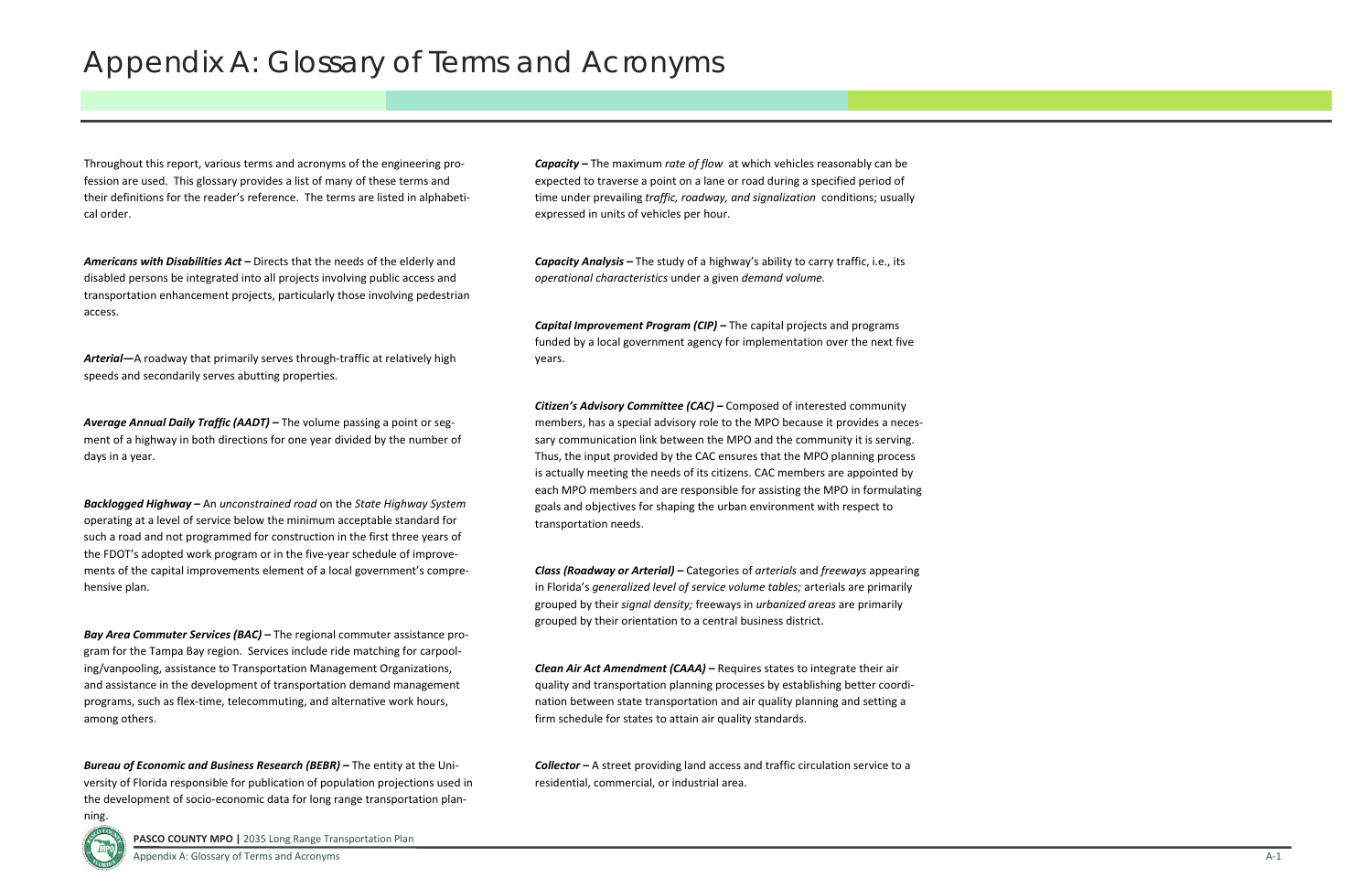# Appendix A: Glossary of Terms and Acronyms

Throughout this report, various terms and acronyms of the engineering profession are used. This glossary provides a list of many of these terms and their definitions for the reader's reference. The terms are listed in alphabetical order.

***Americans with Disabilities Act* –** Directs that the needs of the elderly and disabled persons be integrated into all projects involving public access and transportation enhancement projects, particularly those involving pedestrian access.

***Arterial*—**A roadway that primarily serves through-traffic at relatively high speeds and secondarily serves abutting properties.

***Average Annual Daily Traffic (AADT)* –** The volume passing a point or segment of a highway in both directions for one year divided by the number of days in a year.

***Backlogged Highway* –** An *unconstrained road* on the *State Highway System* operating at a level of service below the minimum acceptable standard for such a road and not programmed for construction in the first three years of the FDOT's adopted work program or in the five-year schedule of improvements of the capital improvements element of a local government's comprehensive plan.

***Bay Area Commuter Services (BAC)* –** The regional commuter assistance program for the Tampa Bay region. Services include ride matching for carpooling/vanpooling, assistance to Transportation Management Organizations, and assistance in the development of transportation demand management programs, such as flex-time, telecommuting, and alternative work hours, among others.

***Bureau of Economic and Business Research (BEBR)* –** The entity at the University of Florida responsible for publication of population projections used in the development of socio-economic data for long range transportation planning.

***Capacity* –** The maximum *rate of flow* at which vehicles reasonably can be expected to traverse a point on a lane or road during a specified period of time under prevailing *traffic, roadway, and signalization* conditions; usually expressed in units of vehicles per hour.

***Capacity Analysis* –** The study of a highway's ability to carry traffic, i.e., its *operational characteristics* under a given *demand volume.*

***Capital Improvement Program (CIP)* –** The capital projects and programs funded by a local government agency for implementation over the next five years.

***Citizen's Advisory Committee (CAC)* –** Composed of interested community members, has a special advisory role to the MPO because it provides a necessary communication link between the MPO and the community it is serving. Thus, the input provided by the CAC ensures that the MPO planning process is actually meeting the needs of its citizens. CAC members are appointed by each MPO members and are responsible for assisting the MPO in formulating goals and objectives for shaping the urban environment with respect to transportation needs.

***Class (Roadway or Arterial)* –** Categories of *arterials* and *freeways* appearing in Florida's *generalized level of service volume tables;* arterials are primarily grouped by their *signal density;* freeways in *urbanized areas* are primarily grouped by their orientation to a central business district.

***Clean Air Act Amendment (CAAA)* –** Requires states to integrate their air quality and transportation planning processes by establishing better coordination between state transportation and air quality planning and setting a firm schedule for states to attain air quality standards.

***Collector* –** A street providing land access and traffic circulation service to a residential, commercial, or industrial area.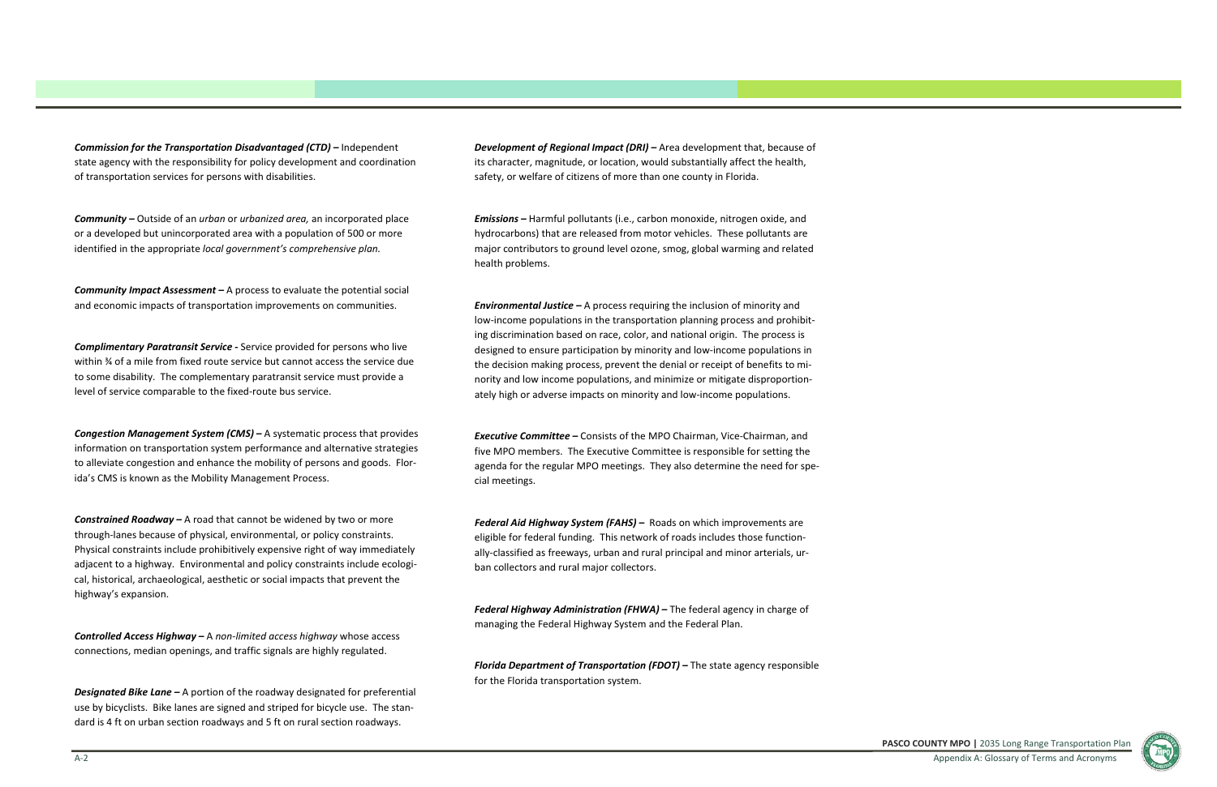***Commission for the Transportation Disadvantaged (CTD) –*** Independent state agency with the responsibility for policy development and coordination of transportation services for persons with disabilities.

***Community –*** Outside of an *urban* or *urbanized area,* an incorporated place or a developed but unincorporated area with a population of 500 or more identified in the appropriate *local government's comprehensive plan.*

***Community Impact Assessment –*** A process to evaluate the potential social and economic impacts of transportation improvements on communities.

***Complimentary Paratransit Service -*** Service provided for persons who live within ¾ of a mile from fixed route service but cannot access the service due to some disability. The complementary paratransit service must provide a level of service comparable to the fixed-route bus service.

***Congestion Management System (CMS) –*** A systematic process that provides information on transportation system performance and alternative strategies to alleviate congestion and enhance the mobility of persons and goods. Florida's CMS is known as the Mobility Management Process.

***Constrained Roadway –*** A road that cannot be widened by two or more through-lanes because of physical, environmental, or policy constraints. Physical constraints include prohibitively expensive right of way immediately adjacent to a highway. Environmental and policy constraints include ecological, historical, archaeological, aesthetic or social impacts that prevent the highway's expansion.

***Controlled Access Highway –*** A *non-limited access highway* whose access connections, median openings, and traffic signals are highly regulated.

***Designated Bike Lane –*** A portion of the roadway designated for preferential use by bicyclists. Bike lanes are signed and striped for bicycle use. The standard is 4 ft on urban section roadways and 5 ft on rural section roadways.

***Development of Regional Impact (DRI) –*** Area development that, because of its character, magnitude, or location, would substantially affect the health, safety, or welfare of citizens of more than one county in Florida.

***Emissions –*** Harmful pollutants (i.e., carbon monoxide, nitrogen oxide, and hydrocarbons) that are released from motor vehicles. These pollutants are major contributors to ground level ozone, smog, global warming and related health problems.

***Environmental Justice –*** A process requiring the inclusion of minority and low-income populations in the transportation planning process and prohibiting discrimination based on race, color, and national origin. The process is designed to ensure participation by minority and low-income populations in the decision making process, prevent the denial or receipt of benefits to minority and low income populations, and minimize or mitigate disproportionately high or adverse impacts on minority and low-income populations.

***Executive Committee –*** Consists of the MPO Chairman, Vice-Chairman, and five MPO members. The Executive Committee is responsible for setting the agenda for the regular MPO meetings. They also determine the need for special meetings.

***Federal Aid Highway System (FAHS) –*** Roads on which improvements are eligible for federal funding. This network of roads includes those functionally-classified as freeways, urban and rural principal and minor arterials, urban collectors and rural major collectors.

***Federal Highway Administration (FHWA) –*** The federal agency in charge of managing the Federal Highway System and the Federal Plan.

***Florida Department of Transportation (FDOT) –*** The state agency responsible for the Florida transportation system.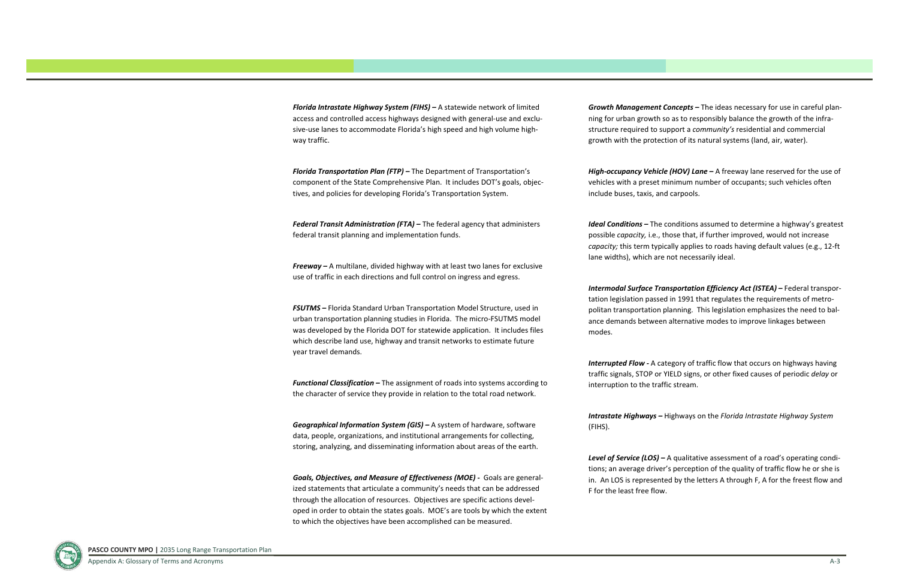***Florida Intrastate Highway System (FIHS) –*** A statewide network of limited access and controlled access highways designed with general-use and exclusive-use lanes to accommodate Florida's high speed and high volume highway traffic.

***Florida Transportation Plan (FTP) –*** The Department of Transportation's component of the State Comprehensive Plan. It includes DOT's goals, objectives, and policies for developing Florida's Transportation System.

***Federal Transit Administration (FTA) –*** The federal agency that administers federal transit planning and implementation funds.

***Freeway –*** A multilane, divided highway with at least two lanes for exclusive use of traffic in each directions and full control on ingress and egress.

***FSUTMS –*** Florida Standard Urban Transportation Model Structure, used in urban transportation planning studies in Florida. The micro-FSUTMS model was developed by the Florida DOT for statewide application. It includes files which describe land use, highway and transit networks to estimate future year travel demands.

***Functional Classification –*** The assignment of roads into systems according to the character of service they provide in relation to the total road network.

***Geographical Information System (GIS) –*** A system of hardware, software data, people, organizations, and institutional arrangements for collecting, storing, analyzing, and disseminating information about areas of the earth.

***Goals, Objectives, and Measure of Effectiveness (MOE) -*** Goals are generalized statements that articulate a community's needs that can be addressed through the allocation of resources. Objectives are specific actions developed in order to obtain the states goals. MOE's are tools by which the extent to which the objectives have been accomplished can be measured.

***Growth Management Concepts –*** The ideas necessary for use in careful planning for urban growth so as to responsibly balance the growth of the infrastructure required to support a *community's* residential and commercial growth with the protection of its natural systems (land, air, water).

***High-occupancy Vehicle (HOV) Lane –*** A freeway lane reserved for the use of vehicles with a preset minimum number of occupants; such vehicles often include buses, taxis, and carpools.

***Ideal Conditions –*** The conditions assumed to determine a highway's greatest possible *capacity,* i.e., those that, if further improved, would not increase *capacity;* this term typically applies to roads having default values (e.g., 12-ft lane widths), which are not necessarily ideal.

***Intermodal Surface Transportation Efficiency Act (ISTEA) –*** Federal transportation legislation passed in 1991 that regulates the requirements of metropolitan transportation planning. This legislation emphasizes the need to balance demands between alternative modes to improve linkages between modes.

***Interrupted Flow -*** A category of traffic flow that occurs on highways having traffic signals, STOP or YIELD signs, or other fixed causes of periodic *delay* or interruption to the traffic stream.

***Intrastate Highways –*** Highways on the *Florida Intrastate Highway System* (FIHS).

***Level of Service (LOS) –*** A qualitative assessment of a road's operating conditions; an average driver's perception of the quality of traffic flow he or she is in. An LOS is represented by the letters A through F, A for the freest flow and F for the least free flow.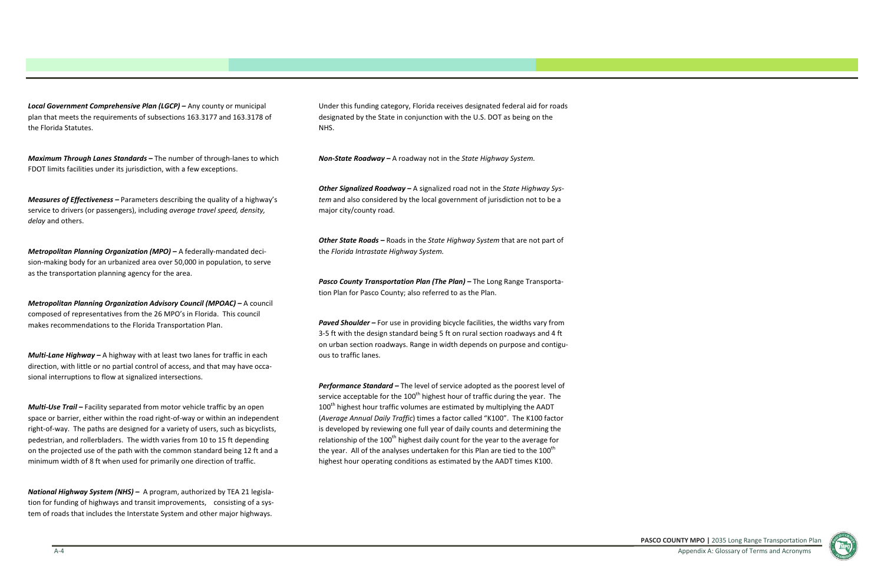***Local Government Comprehensive Plan (LGCP) –*** Any county or municipal plan that meets the requirements of subsections 163.3177 and 163.3178 of the Florida Statutes.

***Maximum Through Lanes Standards –*** The number of through-lanes to which FDOT limits facilities under its jurisdiction, with a few exceptions.

***Measures of Effectiveness –*** Parameters describing the quality of a highway's service to drivers (or passengers), including *average travel speed, density, delay* and others.

***Metropolitan Planning Organization (MPO) –*** A federally-mandated decision-making body for an urbanized area over 50,000 in population, to serve as the transportation planning agency for the area.

***Metropolitan Planning Organization Advisory Council (MPOAC) –*** A council composed of representatives from the 26 MPO's in Florida. This council makes recommendations to the Florida Transportation Plan.

***Multi-Lane Highway –*** A highway with at least two lanes for traffic in each direction, with little or no partial control of access, and that may have occasional interruptions to flow at signalized intersections.

***Multi-Use Trail –*** Facility separated from motor vehicle traffic by an open space or barrier, either within the road right-of-way or within an independent right-of-way. The paths are designed for a variety of users, such as bicyclists, pedestrian, and rollerbladers. The width varies from 10 to 15 ft depending on the projected use of the path with the common standard being 12 ft and a minimum width of 8 ft when used for primarily one direction of traffic.

***National Highway System (NHS) –*** A program, authorized by TEA 21 legislation for funding of highways and transit improvements, consisting of a system of roads that includes the Interstate System and other major highways. Under this funding category, Florida receives designated federal aid for roads designated by the State in conjunction with the U.S. DOT as being on the NHS.

***Non-State Roadway –*** A roadway not in the *State Highway System.*

***Other Signalized Roadway –*** A signalized road not in the *State Highway System* and also considered by the local government of jurisdiction not to be a major city/county road.

***Other State Roads –*** Roads in the *State Highway System* that are not part of the *Florida Intrastate Highway System.*

***Pasco County Transportation Plan (The Plan) –*** The Long Range Transportation Plan for Pasco County; also referred to as the Plan.

***Paved Shoulder –*** For use in providing bicycle facilities, the widths vary from 3-5 ft with the design standard being 5 ft on rural section roadways and 4 ft on urban section roadways. Range in width depends on purpose and contiguous to traffic lanes.

***Performance Standard –*** The level of service adopted as the poorest level of service acceptable for the 100th highest hour of traffic during the year. The 100th highest hour traffic volumes are estimated by multiplying the AADT (*Average Annual Daily Traffic*) times a factor called "K100". The K100 factor is developed by reviewing one full year of daily counts and determining the relationship of the 100th highest daily count for the year to the average for the year. All of the analyses undertaken for this Plan are tied to the 100th highest hour operating conditions as estimated by the AADT times K100.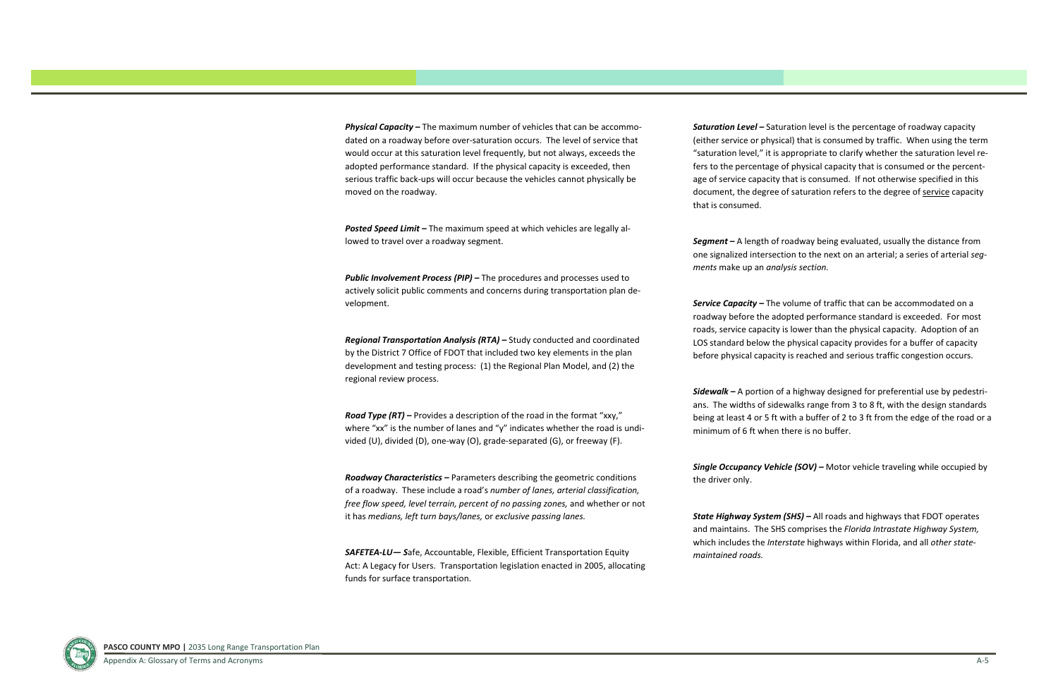***Physical Capacity* –** The maximum number of vehicles that can be accommodated on a roadway before over-saturation occurs. The level of service that would occur at this saturation level frequently, but not always, exceeds the adopted performance standard. If the physical capacity is exceeded, then serious traffic back-ups will occur because the vehicles cannot physically be moved on the roadway.

***Posted Speed Limit* –** The maximum speed at which vehicles are legally allowed to travel over a roadway segment.

***Public Involvement Process (PIP)* –** The procedures and processes used to actively solicit public comments and concerns during transportation plan development.

***Regional Transportation Analysis (RTA)* –** Study conducted and coordinated by the District 7 Office of FDOT that included two key elements in the plan development and testing process: (1) the Regional Plan Model, and (2) the regional review process.

***Road Type (RT)* –** Provides a description of the road in the format "xxy," where "xx" is the number of lanes and "y" indicates whether the road is undivided (U), divided (D), one-way (O), grade-separated (G), or freeway (F).

***Roadway Characteristics* –** Parameters describing the geometric conditions of a roadway. These include a road's *number of lanes, arterial classification, free flow speed, level terrain, percent of no passing zones,* and whether or not it has *medians, left turn bays/lanes,* or *exclusive passing lanes.*

***SAFETEA-LU*— *S*afe, Accountable, Flexible, Efficient Transportation Equity Act: A Legacy for Users. Transportation legislation enacted in 2005, allocating funds for surface transportation.

***Saturation Level* –** Saturation level is the percentage of roadway capacity (either service or physical) that is consumed by traffic. When using the term "saturation level," it is appropriate to clarify whether the saturation level refers to the percentage of physical capacity that is consumed or the percentage of service capacity that is consumed. If not otherwise specified in this document, the degree of saturation refers to the degree of <u>service</u> capacity that is consumed.

***Segment* –** A length of roadway being evaluated, usually the distance from one signalized intersection to the next on an arterial; a series of arterial *segments* make up an *analysis section.*

***Service Capacity* –** The volume of traffic that can be accommodated on a roadway before the adopted performance standard is exceeded. For most roads, service capacity is lower than the physical capacity. Adoption of an LOS standard below the physical capacity provides for a buffer of capacity before physical capacity is reached and serious traffic congestion occurs.

***Sidewalk* –** A portion of a highway designed for preferential use by pedestrians. The widths of sidewalks range from 3 to 8 ft, with the design standards being at least 4 or 5 ft with a buffer of 2 to 3 ft from the edge of the road or a minimum of 6 ft when there is no buffer.

***Single Occupancy Vehicle (SOV)* –** Motor vehicle traveling while occupied by the driver only.

***State Highway System (SHS)* –** All roads and highways that FDOT operates and maintains. The SHS comprises the *Florida Intrastate Highway System,* which includes the *Interstate* highways within Florida, and all *other state-maintained roads.*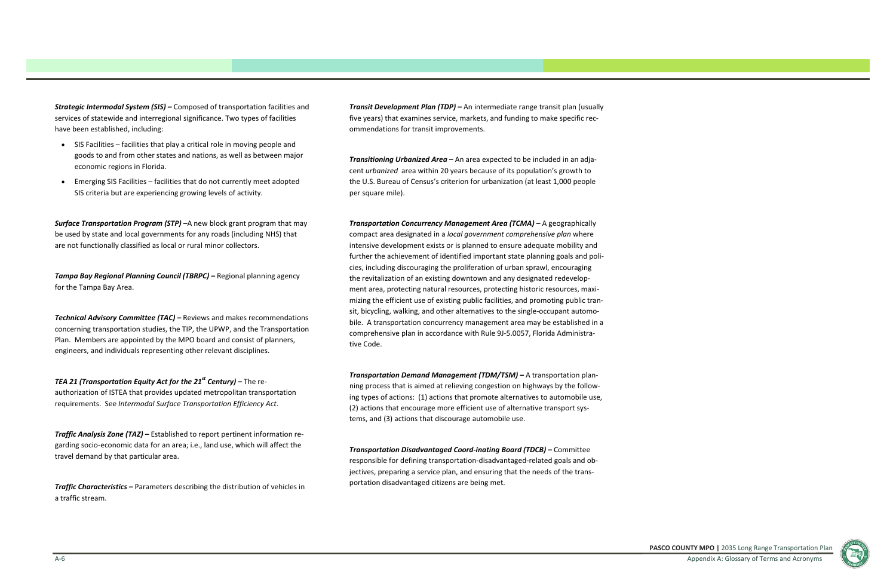***Strategic Intermodal System (SIS) –*** Composed of transportation facilities and services of statewide and interregional significance. Two types of facilities have been established, including:

- SIS Facilities – facilities that play a critical role in moving people and goods to and from other states and nations, as well as between major economic regions in Florida.
- Emerging SIS Facilities – facilities that do not currently meet adopted SIS criteria but are experiencing growing levels of activity.

***Surface Transportation Program (STP) –***A new block grant program that may be used by state and local governments for any roads (including NHS) that are not functionally classified as local or rural minor collectors.

***Tampa Bay Regional Planning Council (TBRPC) –*** Regional planning agency for the Tampa Bay Area.

***Technical Advisory Committee (TAC) –*** Reviews and makes recommendations concerning transportation studies, the TIP, the UPWP, and the Transportation Plan. Members are appointed by the MPO board and consist of planners, engineers, and individuals representing other relevant disciplines.

***TEA 21 (Transportation Equity Act for the 21st Century) –*** The re-authorization of ISTEA that provides updated metropolitan transportation requirements. See *Intermodal Surface Transportation Efficiency Act*.

***Traffic Analysis Zone (TAZ) –*** Established to report pertinent information regarding socio-economic data for an area; i.e., land use, which will affect the travel demand by that particular area.

***Traffic Characteristics –*** Parameters describing the distribution of vehicles in a traffic stream.

***Transit Development Plan (TDP) –*** An intermediate range transit plan (usually five years) that examines service, markets, and funding to make specific recommendations for transit improvements.

***Transitioning Urbanized Area –*** An area expected to be included in an adjacent *urbanized* area within 20 years because of its population's growth to the U.S. Bureau of Census's criterion for urbanization (at least 1,000 people per square mile).

***Transportation Concurrency Management Area (TCMA) –*** A geographically compact area designated in a *local government comprehensive plan* where intensive development exists or is planned to ensure adequate mobility and further the achievement of identified important state planning goals and policies, including discouraging the proliferation of urban sprawl, encouraging the revitalization of an existing downtown and any designated redevelopment area, protecting natural resources, protecting historic resources, maximizing the efficient use of existing public facilities, and promoting public transit, bicycling, walking, and other alternatives to the single-occupant automobile. A transportation concurrency management area may be established in a comprehensive plan in accordance with Rule 9J-5.0057, Florida Administrative Code.

***Transportation Demand Management (TDM/TSM) –*** A transportation planning process that is aimed at relieving congestion on highways by the following types of actions: (1) actions that promote alternatives to automobile use, (2) actions that encourage more efficient use of alternative transport systems, and (3) actions that discourage automobile use.

***Transportation Disadvantaged Coord-inating Board (TDCB) –*** Committee responsible for defining transportation-disadvantaged-related goals and objectives, preparing a service plan, and ensuring that the needs of the transportation disadvantaged citizens are being met.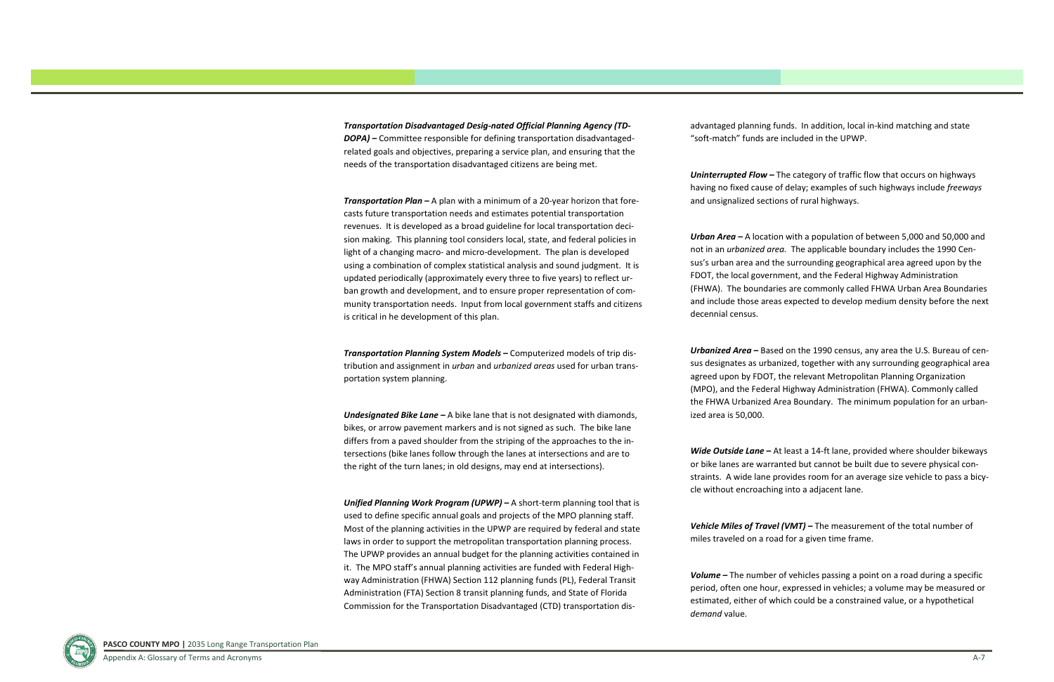***Transportation Disadvantaged Desig-nated Official Planning Agency (TD-DOPA) –*** Committee responsible for defining transportation disadvantaged-related goals and objectives, preparing a service plan, and ensuring that the needs of the transportation disadvantaged citizens are being met.

***Transportation Plan –*** A plan with a minimum of a 20-year horizon that forecasts future transportation needs and estimates potential transportation revenues. It is developed as a broad guideline for local transportation decision making. This planning tool considers local, state, and federal policies in light of a changing macro- and micro-development. The plan is developed using a combination of complex statistical analysis and sound judgment. It is updated periodically (approximately every three to five years) to reflect urban growth and development, and to ensure proper representation of community transportation needs. Input from local government staffs and citizens is critical in he development of this plan.

***Transportation Planning System Models –*** Computerized models of trip distribution and assignment in *urban* and *urbanized areas* used for urban transportation system planning.

***Undesignated Bike Lane –*** A bike lane that is not designated with diamonds, bikes, or arrow pavement markers and is not signed as such. The bike lane differs from a paved shoulder from the striping of the approaches to the intersections (bike lanes follow through the lanes at intersections and are to the right of the turn lanes; in old designs, may end at intersections).

***Unified Planning Work Program (UPWP) –*** A short-term planning tool that is used to define specific annual goals and projects of the MPO planning staff. Most of the planning activities in the UPWP are required by federal and state laws in order to support the metropolitan transportation planning process. The UPWP provides an annual budget for the planning activities contained in it. The MPO staff's annual planning activities are funded with Federal Highway Administration (FHWA) Section 112 planning funds (PL), Federal Transit Administration (FTA) Section 8 transit planning funds, and State of Florida Commission for the Transportation Disadvantaged (CTD) transportation disadvantaged planning funds. In addition, local in-kind matching and state "soft-match" funds are included in the UPWP.

***Uninterrupted Flow –*** The category of traffic flow that occurs on highways having no fixed cause of delay; examples of such highways include *freeways* and unsignalized sections of rural highways.

***Urban Area –*** A location with a population of between 5,000 and 50,000 and not in an *urbanized area.* The applicable boundary includes the 1990 Census's urban area and the surrounding geographical area agreed upon by the FDOT, the local government, and the Federal Highway Administration (FHWA). The boundaries are commonly called FHWA Urban Area Boundaries and include those areas expected to develop medium density before the next decennial census.

***Urbanized Area –*** Based on the 1990 census, any area the U.S. Bureau of census designates as urbanized, together with any surrounding geographical area agreed upon by FDOT, the relevant Metropolitan Planning Organization (MPO), and the Federal Highway Administration (FHWA). Commonly called the FHWA Urbanized Area Boundary. The minimum population for an urbanized area is 50,000.

***Wide Outside Lane –*** At least a 14-ft lane, provided where shoulder bikeways or bike lanes are warranted but cannot be built due to severe physical constraints. A wide lane provides room for an average size vehicle to pass a bicycle without encroaching into a adjacent lane.

***Vehicle Miles of Travel (VMT) –*** The measurement of the total number of miles traveled on a road for a given time frame.

***Volume –*** The number of vehicles passing a point on a road during a specific period, often one hour, expressed in vehicles; a volume may be measured or estimated, either of which could be a constrained value, or a hypothetical *demand* value.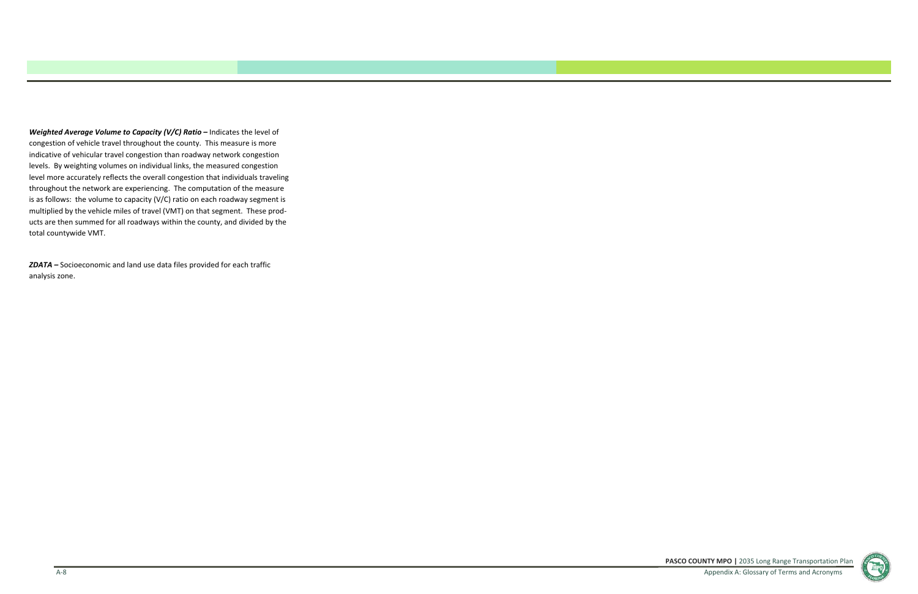***Weighted Average Volume to Capacity (V/C) Ratio –*** Indicates the level of congestion of vehicle travel throughout the county. This measure is more indicative of vehicular travel congestion than roadway network congestion levels. By weighting volumes on individual links, the measured congestion level more accurately reflects the overall congestion that individuals traveling throughout the network are experiencing. The computation of the measure is as follows: the volume to capacity (V/C) ratio on each roadway segment is multiplied by the vehicle miles of travel (VMT) on that segment. These products are then summed for all roadways within the county, and divided by the total countywide VMT.

***ZDATA –*** Socioeconomic and land use data files provided for each traffic analysis zone.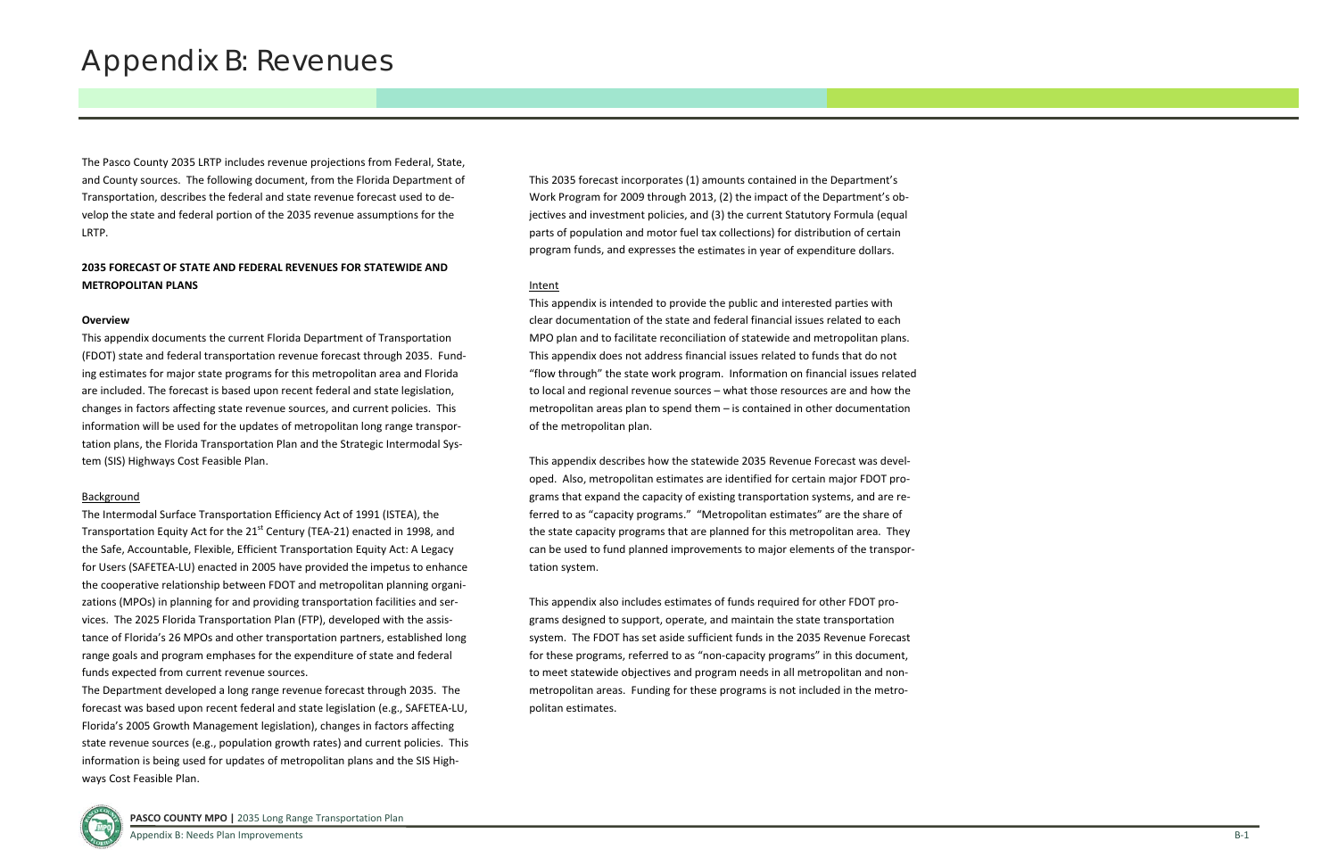# Appendix B: Revenues

The Pasco County 2035 LRTP includes revenue projections from Federal, State, and County sources. The following document, from the Florida Department of Transportation, describes the federal and state revenue forecast used to develop the state and federal portion of the 2035 revenue assumptions for the LRTP.

**2035 FORECAST OF STATE AND FEDERAL REVENUES FOR STATEWIDE AND METROPOLITAN PLANS**

**Overview**

This appendix documents the current Florida Department of Transportation (FDOT) state and federal transportation revenue forecast through 2035. Funding estimates for major state programs for this metropolitan area and Florida are included. The forecast is based upon recent federal and state legislation, changes in factors affecting state revenue sources, and current policies. This information will be used for the updates of metropolitan long range transportation plans, the Florida Transportation Plan and the Strategic Intermodal System (SIS) Highways Cost Feasible Plan.

Background

The Intermodal Surface Transportation Efficiency Act of 1991 (ISTEA), the Transportation Equity Act for the 21st Century (TEA-21) enacted in 1998, and the Safe, Accountable, Flexible, Efficient Transportation Equity Act: A Legacy for Users (SAFETEA-LU) enacted in 2005 have provided the impetus to enhance the cooperative relationship between FDOT and metropolitan planning organizations (MPOs) in planning for and providing transportation facilities and services. The 2025 Florida Transportation Plan (FTP), developed with the assistance of Florida's 26 MPOs and other transportation partners, established long range goals and program emphases for the expenditure of state and federal funds expected from current revenue sources.

The Department developed a long range revenue forecast through 2035. The forecast was based upon recent federal and state legislation (e.g., SAFETEA-LU, Florida's 2005 Growth Management legislation), changes in factors affecting state revenue sources (e.g., population growth rates) and current policies. This information is being used for updates of metropolitan plans and the SIS Highways Cost Feasible Plan.

This 2035 forecast incorporates (1) amounts contained in the Department's Work Program for 2009 through 2013, (2) the impact of the Department's objectives and investment policies, and (3) the current Statutory Formula (equal parts of population and motor fuel tax collections) for distribution of certain program funds, and expresses the estimates in year of expenditure dollars.

Intent

This appendix is intended to provide the public and interested parties with clear documentation of the state and federal financial issues related to each MPO plan and to facilitate reconciliation of statewide and metropolitan plans. This appendix does not address financial issues related to funds that do not "flow through" the state work program. Information on financial issues related to local and regional revenue sources – what those resources are and how the metropolitan areas plan to spend them – is contained in other documentation of the metropolitan plan.

This appendix describes how the statewide 2035 Revenue Forecast was developed. Also, metropolitan estimates are identified for certain major FDOT programs that expand the capacity of existing transportation systems, and are referred to as "capacity programs." "Metropolitan estimates" are the share of the state capacity programs that are planned for this metropolitan area. They can be used to fund planned improvements to major elements of the transportation system.

This appendix also includes estimates of funds required for other FDOT programs designed to support, operate, and maintain the state transportation system. The FDOT has set aside sufficient funds in the 2035 Revenue Forecast for these programs, referred to as "non-capacity programs" in this document, to meet statewide objectives and program needs in all metropolitan and non-metropolitan areas. Funding for these programs is not included in the metropolitan estimates.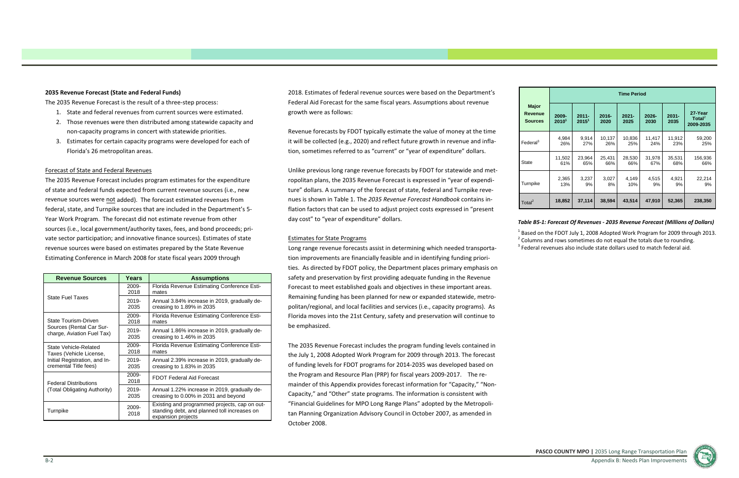## 2035 Revenue Forecast (State and Federal Funds)

The 2035 Revenue Forecast is the result of a three-step process:

1. State and federal revenues from current sources were estimated.
2. Those revenues were then distributed among statewide capacity and non-capacity programs in concert with statewide priorities.
3. Estimates for certain capacity programs were developed for each of Florida's 26 metropolitan areas.

### Forecast of State and Federal Revenues

The 2035 Revenue Forecast includes program estimates for the expenditure of state and federal funds expected from current revenue sources (i.e., new revenue sources were not added). The forecast estimated revenues from federal, state, and Turnpike sources that are included in the Department's 5-Year Work Program. The forecast did not estimate revenue from other sources (i.e., local government/authority taxes, fees, and bond proceeds; private sector participation; and innovative finance sources). Estimates of state revenue sources were based on estimates prepared by the State Revenue Estimating Conference in March 2008 for state fiscal years 2009 through 2018. Estimates of federal revenue sources were based on the Department's Federal Aid Forecast for the same fiscal years. Assumptions about revenue growth were as follows:

| Revenue Sources | Years | Assumptions |
|---|---|---|
| State Fuel Taxes | 2009-2018 | Florida Revenue Estimating Conference Estimates |
| | 2019-2035 | Annual 3.84% increase in 2019, gradually decreasing to 1.89% in 2035 |
| State Tourism-Driven Sources (Rental Car Surcharge, Aviation Fuel Tax) | 2009-2018 | Florida Revenue Estimating Conference Estimates |
| | 2019-2035 | Annual 1.86% increase in 2019, gradually decreasing to 1.46% in 2035 |
| State Vehicle-Related Taxes (Vehicle License, Initial Registration, and Incremental Title fees) | 2009-2018 | Florida Revenue Estimating Conference Estimates |
| | 2019-2035 | Annual 2.39% increase in 2019, gradually decreasing to 1.83% in 2035 |
| Federal Distributions (Total Obligating Authority) | 2009-2018 | FDOT Federal Aid Forecast |
| | 2019-2035 | Annual 1.22% increase in 2019, gradually decreasing to 0.00% in 2031 and beyond |
| Turnpike | 2009-2018 | Existing and programmed projects, cap on outstanding debt, and planned toll increases on expansion projects |

Revenue forecasts by FDOT typically estimate the value of money at the time it will be collected (e.g., 2020) and reflect future growth in revenue and inflation, sometimes referred to as "current" or "year of expenditure" dollars.

Unlike previous long range revenue forecasts by FDOT for statewide and metropolitan plans, the 2035 Revenue Forecast is expressed in "year of expenditure" dollars. A summary of the forecast of state, federal and Turnpike revenues is shown in Table 1. The *2035 Revenue Forecast Handbook* contains inflation factors that can be used to adjust project costs expressed in "present day cost" to "year of expenditure" dollars.

### Estimates for State Programs

Long range revenue forecasts assist in determining which needed transportation improvements are financially feasible and in identifying funding priorities. As directed by FDOT policy, the Department places primary emphasis on safety and preservation by first providing adequate funding in the Revenue Forecast to meet established goals and objectives in these important areas. Remaining funding has been planned for new or expanded statewide, metropolitan/regional, and local facilities and services (i.e., capacity programs). As Florida moves into the 21st Century, safety and preservation will continue to be emphasized.

The 2035 Revenue Forecast includes the program funding levels contained in the July 1, 2008 Adopted Work Program for 2009 through 2013. The forecast of funding levels for FDOT programs for 2014-2035 was developed based on the Program and Resource Plan (PRP) for fiscal years 2009-2017. The remainder of this Appendix provides forecast information for "Capacity," "Non-Capacity," and "Other" state programs. The information is consistent with "Financial Guidelines for MPO Long Range Plans" adopted by the Metropolitan Planning Organization Advisory Council in October 2007, as amended in October 2008.

| Major Revenue Sources | Time Period | | | | | | |
|---|---|---|---|---|---|---|---|
| | 2009-2010[1] | 2011-2015[1] | 2016-2020 | 2021-2025 | 2026-2030 | 2031-2035 | 27-Year Total[2] 2009-2035 |
| Federal[3] | 4,984<br>26% | 9,914<br>27% | 10,137<br>26% | 10,836<br>25% | 11,417<br>24% | 11,912<br>23% | 59,200<br>25% |
| State | 11,502<br>61% | 23,964<br>65% | 25,431<br>66% | 28,530<br>66% | 31,978<br>67% | 35,531<br>68% | 156,936<br>66% |
| Turnpike | 2,365<br>13% | 3,237<br>9% | 3,027<br>8% | 4,149<br>10% | 4,515<br>9% | 4,921<br>9% | 22,214<br>9% |
| Total[2] | **18,852** | **37,114** | **38,594** | **43,514** | **47,910** | **52,365** | **238,350** |

***Table B5-1: Forecast Of Revenues - 2035 Revenue Forecast (Millions of Dollars)***

[1] Based on the FDOT July 1, 2008 Adopted Work Program for 2009 through 2013.
[2] Columns and rows sometimes do not equal the totals due to rounding.
[3] Federal revenues also include state dollars used to match federal aid.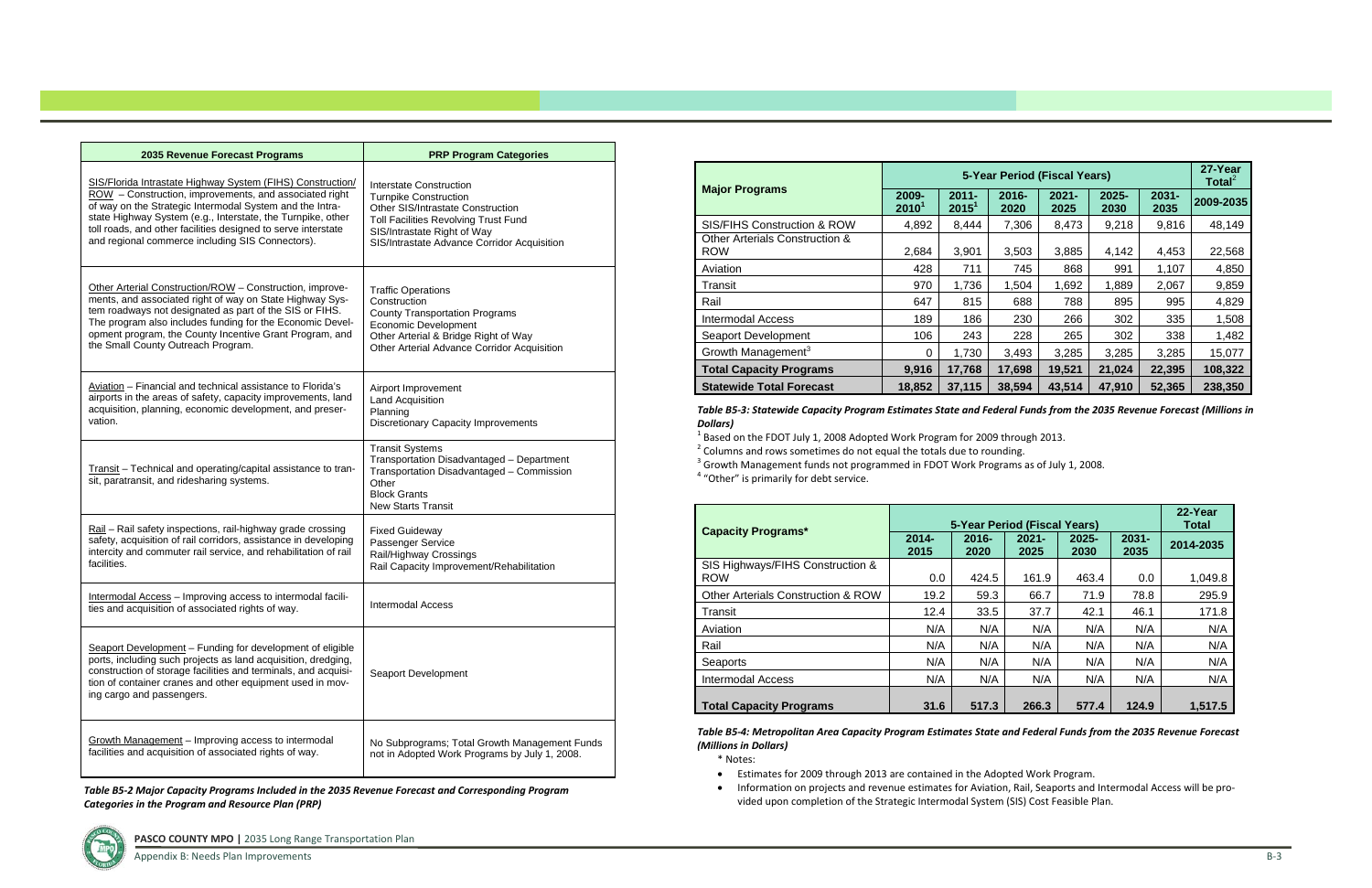| 2035 Revenue Forecast Programs | PRP Program Categories |
|---|---|
| SIS/Florida Intrastate Highway System (FIHS) Construction/ROW – Construction, improvements, and associated right of way on the Strategic Intermodal System and the Intrastate Highway System (e.g., Interstate, the Turnpike, other toll roads, and other facilities designed to serve interstate and regional commerce including SIS Connectors). | Interstate Construction<br>Turnpike Construction<br>Other SIS/Intrastate Construction<br>Toll Facilities Revolving Trust Fund<br>SIS/Intrastate Right of Way<br>SIS/Intrastate Advance Corridor Acquisition |
| Other Arterial Construction/ROW – Construction, improvements, and associated right of way on State Highway System roadways not designated as part of the SIS or FIHS. The program also includes funding for the Economic Development program, the County Incentive Grant Program, and the Small County Outreach Program. | Traffic Operations<br>Construction<br>County Transportation Programs<br>Economic Development<br>Other Arterial & Bridge Right of Way<br>Other Arterial Advance Corridor Acquisition |
| Aviation – Financial and technical assistance to Florida's airports in the areas of safety, capacity improvements, land acquisition, planning, economic development, and preservation. | Airport Improvement<br>Land Acquisition<br>Planning<br>Discretionary Capacity Improvements |
| Transit – Technical and operating/capital assistance to transit, paratransit, and ridesharing systems. | Transit Systems<br>Transportation Disadvantaged – Department<br>Transportation Disadvantaged – Commission<br>Other<br>Block Grants<br>New Starts Transit |
| Rail – Rail safety inspections, rail-highway grade crossing safety, acquisition of rail corridors, assistance in developing intercity and commuter rail service, and rehabilitation of rail facilities. | Fixed Guideway<br>Passenger Service<br>Rail/Highway Crossings<br>Rail Capacity Improvement/Rehabilitation |
| Intermodal Access – Improving access to intermodal facilities and acquisition of associated rights of way. | Intermodal Access |
| Seaport Development – Funding for development of eligible ports, including such projects as land acquisition, dredging, construction of storage facilities and terminals, and acquisition of container cranes and other equipment used in moving cargo and passengers. | Seaport Development |
| Growth Management – Improving access to intermodal facilities and acquisition of associated rights of way. | No Subprograms; Total Growth Management Funds not in Adopted Work Programs by July 1, 2008. |

*Table B5-2 Major Capacity Programs Included in the 2035 Revenue Forecast and Corresponding Program Categories in the Program and Resource Plan (PRP)*

| Major Programs | 5-Year Period (Fiscal Years) | | | | | | 27-Year Total[2] |
|---|---|---|---|---|---|---|---|
| | 2009-2010[1] | 2011-2015[1] | 2016-2020 | 2021-2025 | 2025-2030 | 2031-2035 | 2009-2035 |
| SIS/FIHS Construction & ROW | 4,892 | 8,444 | 7,306 | 8,473 | 9,218 | 9,816 | 48,149 |
| Other Arterials Construction & ROW | 2,684 | 3,901 | 3,503 | 3,885 | 4,142 | 4,453 | 22,568 |
| Aviation | 428 | 711 | 745 | 868 | 991 | 1,107 | 4,850 |
| Transit | 970 | 1,736 | 1,504 | 1,692 | 1,889 | 2,067 | 9,859 |
| Rail | 647 | 815 | 688 | 788 | 895 | 995 | 4,829 |
| Intermodal Access | 189 | 186 | 230 | 266 | 302 | 335 | 1,508 |
| Seaport Development | 106 | 243 | 228 | 265 | 302 | 338 | 1,482 |
| Growth Management[3] | 0 | 1,730 | 3,493 | 3,285 | 3,285 | 3,285 | 15,077 |
| **Total Capacity Programs** | **9,916** | **17,768** | **17,698** | **19,521** | **21,024** | **22,395** | **108,322** |
| **Statewide Total Forecast** | **18,852** | **37,115** | **38,594** | **43,514** | **47,910** | **52,365** | **238,350** |

*Table B5-3: Statewide Capacity Program Estimates State and Federal Funds from the 2035 Revenue Forecast (Millions in Dollars)*

[1] Based on the FDOT July 1, 2008 Adopted Work Program for 2009 through 2013.
[2] Columns and rows sometimes do not equal the totals due to rounding.
[3] Growth Management funds not programmed in FDOT Work Programs as of July 1, 2008.
[4] "Other" is primarily for debt service.

| Capacity Programs* | 5-Year Period (Fiscal Years) | | | | | 22-Year Total |
|---|---|---|---|---|---|---|
| | 2014-2015 | 2016-2020 | 2021-2025 | 2025-2030 | 2031-2035 | 2014-2035 |
| SIS Highways/FIHS Construction & ROW | 0.0 | 424.5 | 161.9 | 463.4 | 0.0 | 1,049.8 |
| Other Arterials Construction & ROW | 19.2 | 59.3 | 66.7 | 71.9 | 78.8 | 295.9 |
| Transit | 12.4 | 33.5 | 37.7 | 42.1 | 46.1 | 171.8 |
| Aviation | N/A | N/A | N/A | N/A | N/A | N/A |
| Rail | N/A | N/A | N/A | N/A | N/A | N/A |
| Seaports | N/A | N/A | N/A | N/A | N/A | N/A |
| Intermodal Access | N/A | N/A | N/A | N/A | N/A | N/A |
| **Total Capacity Programs** | **31.6** | **517.3** | **266.3** | **577.4** | **124.9** | **1,517.5** |

*Table B5-4: Metropolitan Area Capacity Program Estimates State and Federal Funds from the 2035 Revenue Forecast (Millions in Dollars)*

\* Notes:

- Estimates for 2009 through 2013 are contained in the Adopted Work Program.
- Information on projects and revenue estimates for Aviation, Rail, Seaports and Intermodal Access will be provided upon completion of the Strategic Intermodal System (SIS) Cost Feasible Plan.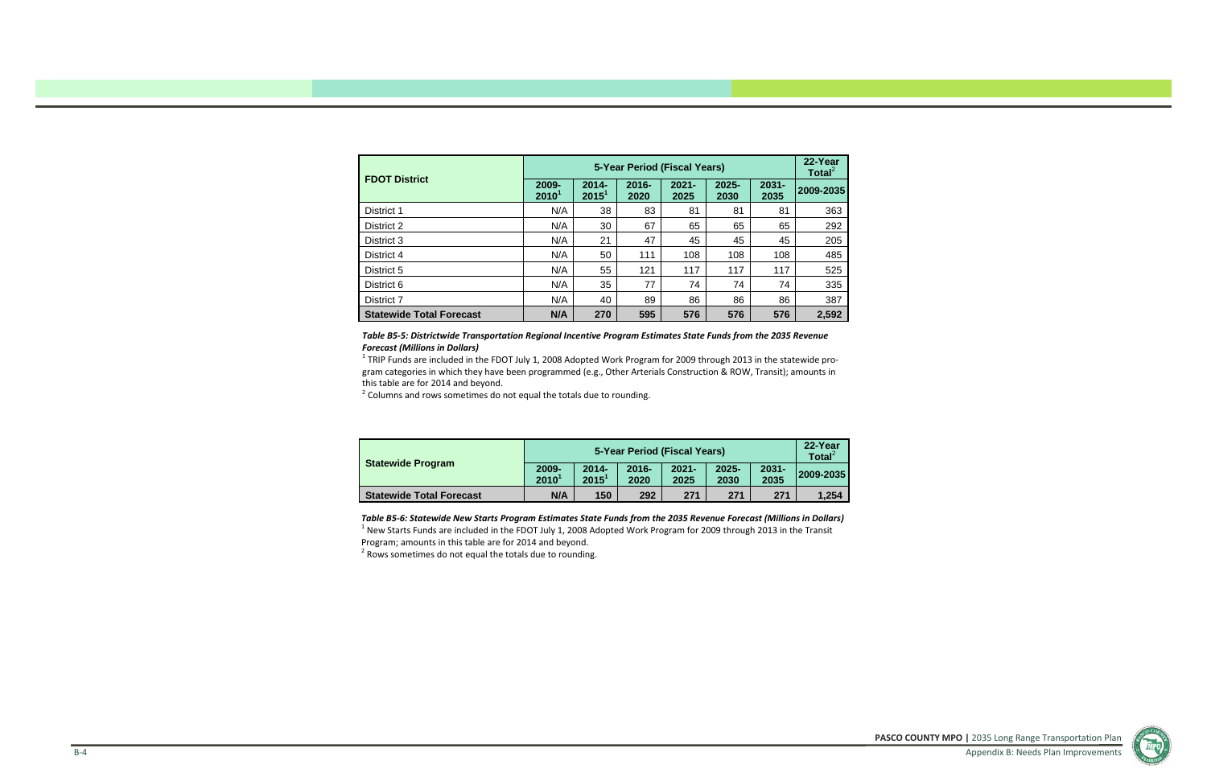| FDOT District | 5-Year Period (Fiscal Years) | | | | | | 22-Year Total[2] |
|---|---|---|---|---|---|---|---|
| | 2009-2010[1] | 2014-2015[1] | 2016-2020 | 2021-2025 | 2025-2030 | 2031-2035 | 2009-2035 |
| District 1 | N/A | 38 | 83 | 81 | 81 | 81 | 363 |
| District 2 | N/A | 30 | 67 | 65 | 65 | 65 | 292 |
| District 3 | N/A | 21 | 47 | 45 | 45 | 45 | 205 |
| District 4 | N/A | 50 | 111 | 108 | 108 | 108 | 485 |
| District 5 | N/A | 55 | 121 | 117 | 117 | 117 | 525 |
| District 6 | N/A | 35 | 77 | 74 | 74 | 74 | 335 |
| District 7 | N/A | 40 | 89 | 86 | 86 | 86 | 387 |
| **Statewide Total Forecast** | **N/A** | **270** | **595** | **576** | **576** | **576** | **2,592** |

***Table B5-5: Districtwide Transportation Regional Incentive Program Estimates State Funds from the 2035 Revenue Forecast (Millions in Dollars)***

[1] TRIP Funds are included in the FDOT July 1, 2008 Adopted Work Program for 2009 through 2013 in the statewide program categories in which they have been programmed (e.g., Other Arterials Construction & ROW, Transit); amounts in this table are for 2014 and beyond.

[2] Columns and rows sometimes do not equal the totals due to rounding.

| Statewide Program | 5-Year Period (Fiscal Years) | | | | | | 22-Year Total[2] |
|---|---|---|---|---|---|---|---|
| | 2009-2010[1] | 2014-2015[1] | 2016-2020 | 2021-2025 | 2025-2030 | 2031-2035 | 2009-2035 |
| **Statewide Total Forecast** | **N/A** | **150** | **292** | **271** | **271** | **271** | **1,254** |

***Table B5-6: Statewide New Starts Program Estimates State Funds from the 2035 Revenue Forecast (Millions in Dollars)***

[1] New Starts Funds are included in the FDOT July 1, 2008 Adopted Work Program for 2009 through 2013 in the Transit Program; amounts in this table are for 2014 and beyond.

[2] Rows sometimes do not equal the totals due to rounding.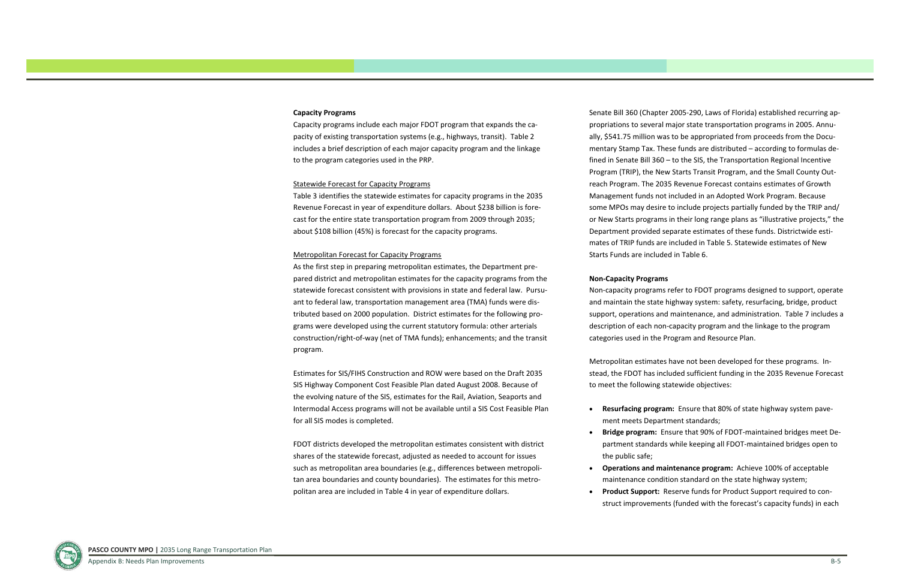**Capacity Programs**

Capacity programs include each major FDOT program that expands the capacity of existing transportation systems (e.g., highways, transit). Table 2 includes a brief description of each major capacity program and the linkage to the program categories used in the PRP.

Statewide Forecast for Capacity Programs

Table 3 identifies the statewide estimates for capacity programs in the 2035 Revenue Forecast in year of expenditure dollars. About $238 billion is forecast for the entire state transportation program from 2009 through 2035; about $108 billion (45%) is forecast for the capacity programs.

Metropolitan Forecast for Capacity Programs

As the first step in preparing metropolitan estimates, the Department prepared district and metropolitan estimates for the capacity programs from the statewide forecast consistent with provisions in state and federal law. Pursuant to federal law, transportation management area (TMA) funds were distributed based on 2000 population. District estimates for the following programs were developed using the current statutory formula: other arterials construction/right-of-way (net of TMA funds); enhancements; and the transit program.

Estimates for SIS/FIHS Construction and ROW were based on the Draft 2035 SIS Highway Component Cost Feasible Plan dated August 2008. Because of the evolving nature of the SIS, estimates for the Rail, Aviation, Seaports and Intermodal Access programs will not be available until a SIS Cost Feasible Plan for all SIS modes is completed.

FDOT districts developed the metropolitan estimates consistent with district shares of the statewide forecast, adjusted as needed to account for issues such as metropolitan area boundaries (e.g., differences between metropolitan area boundaries and county boundaries). The estimates for this metropolitan area are included in Table 4 in year of expenditure dollars.

Senate Bill 360 (Chapter 2005-290, Laws of Florida) established recurring appropriations to several major state transportation programs in 2005. Annually, $541.75 million was to be appropriated from proceeds from the Documentary Stamp Tax. These funds are distributed – according to formulas defined in Senate Bill 360 – to the SIS, the Transportation Regional Incentive Program (TRIP), the New Starts Transit Program, and the Small County Outreach Program. The 2035 Revenue Forecast contains estimates of Growth Management funds not included in an Adopted Work Program. Because some MPOs may desire to include projects partially funded by the TRIP and/or New Starts programs in their long range plans as "illustrative projects," the Department provided separate estimates of these funds. Districtwide estimates of TRIP funds are included in Table 5. Statewide estimates of New Starts Funds are included in Table 6.

**Non-Capacity Programs**

Non-capacity programs refer to FDOT programs designed to support, operate and maintain the state highway system: safety, resurfacing, bridge, product support, operations and maintenance, and administration. Table 7 includes a description of each non-capacity program and the linkage to the program categories used in the Program and Resource Plan.

Metropolitan estimates have not been developed for these programs. Instead, the FDOT has included sufficient funding in the 2035 Revenue Forecast to meet the following statewide objectives:

- **Resurfacing program:** Ensure that 80% of state highway system pavement meets Department standards;
- **Bridge program:** Ensure that 90% of FDOT-maintained bridges meet Department standards while keeping all FDOT-maintained bridges open to the public safe;
- **Operations and maintenance program:** Achieve 100% of acceptable maintenance condition standard on the state highway system;
- **Product Support:** Reserve funds for Product Support required to construct improvements (funded with the forecast's capacity funds) in each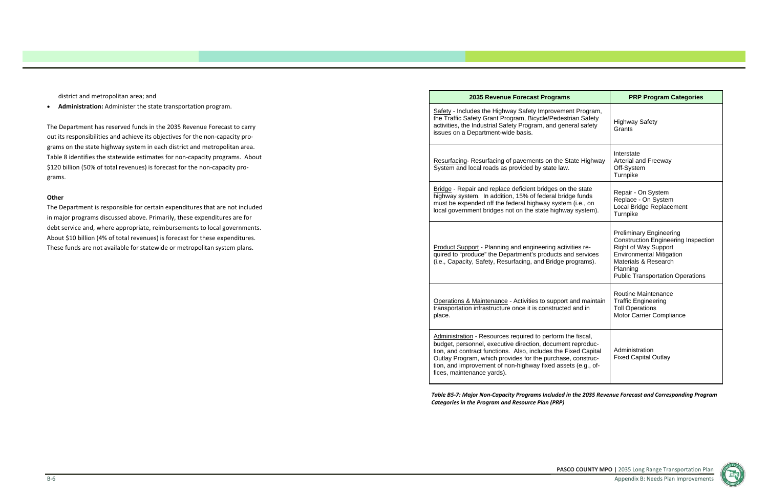district and metropolitan area; and

- **Administration:** Administer the state transportation program.

The Department has reserved funds in the 2035 Revenue Forecast to carry out its responsibilities and achieve its objectives for the non-capacity programs on the state highway system in each district and metropolitan area. Table 8 identifies the statewide estimates for non-capacity programs. About $120 billion (50% of total revenues) is forecast for the non-capacity programs.

**Other**

The Department is responsible for certain expenditures that are not included in major programs discussed above. Primarily, these expenditures are for debt service and, where appropriate, reimbursements to local governments. About $10 billion (4% of total revenues) is forecast for these expenditures. These funds are not available for statewide or metropolitan system plans.

| 2035 Revenue Forecast Programs | PRP Program Categories |
|---|---|
| Safety - Includes the Highway Safety Improvement Program, the Traffic Safety Grant Program, Bicycle/Pedestrian Safety activities, the Industrial Safety Program, and general safety issues on a Department-wide basis. | Highway Safety<br>Grants |
| Resurfacing- Resurfacing of pavements on the State Highway System and local roads as provided by state law. | Interstate<br>Arterial and Freeway<br>Off-System<br>Turnpike |
| Bridge - Repair and replace deficient bridges on the state highway system. In addition, 15% of federal bridge funds must be expended off the federal highway system (i.e., on local government bridges not on the state highway system). | Repair - On System<br>Replace - On System<br>Local Bridge Replacement<br>Turnpike |
| Product Support - Planning and engineering activities required to "produce" the Department's products and services (i.e., Capacity, Safety, Resurfacing, and Bridge programs). | Preliminary Engineering<br>Construction Engineering Inspection<br>Right of Way Support<br>Environmental Mitigation<br>Materials & Research<br>Planning<br>Public Transportation Operations |
| Operations & Maintenance - Activities to support and maintain transportation infrastructure once it is constructed and in place. | Routine Maintenance<br>Traffic Engineering<br>Toll Operations<br>Motor Carrier Compliance |
| Administration - Resources required to perform the fiscal, budget, personnel, executive direction, document reproduction, and contract functions. Also, includes the Fixed Capital Outlay Program, which provides for the purchase, construction, and improvement of non-highway fixed assets (e.g., offices, maintenance yards). | Administration<br>Fixed Capital Outlay |

*Table B5-7: Major Non-Capacity Programs Included in the 2035 Revenue Forecast and Corresponding Program Categories in the Program and Resource Plan (PRP)*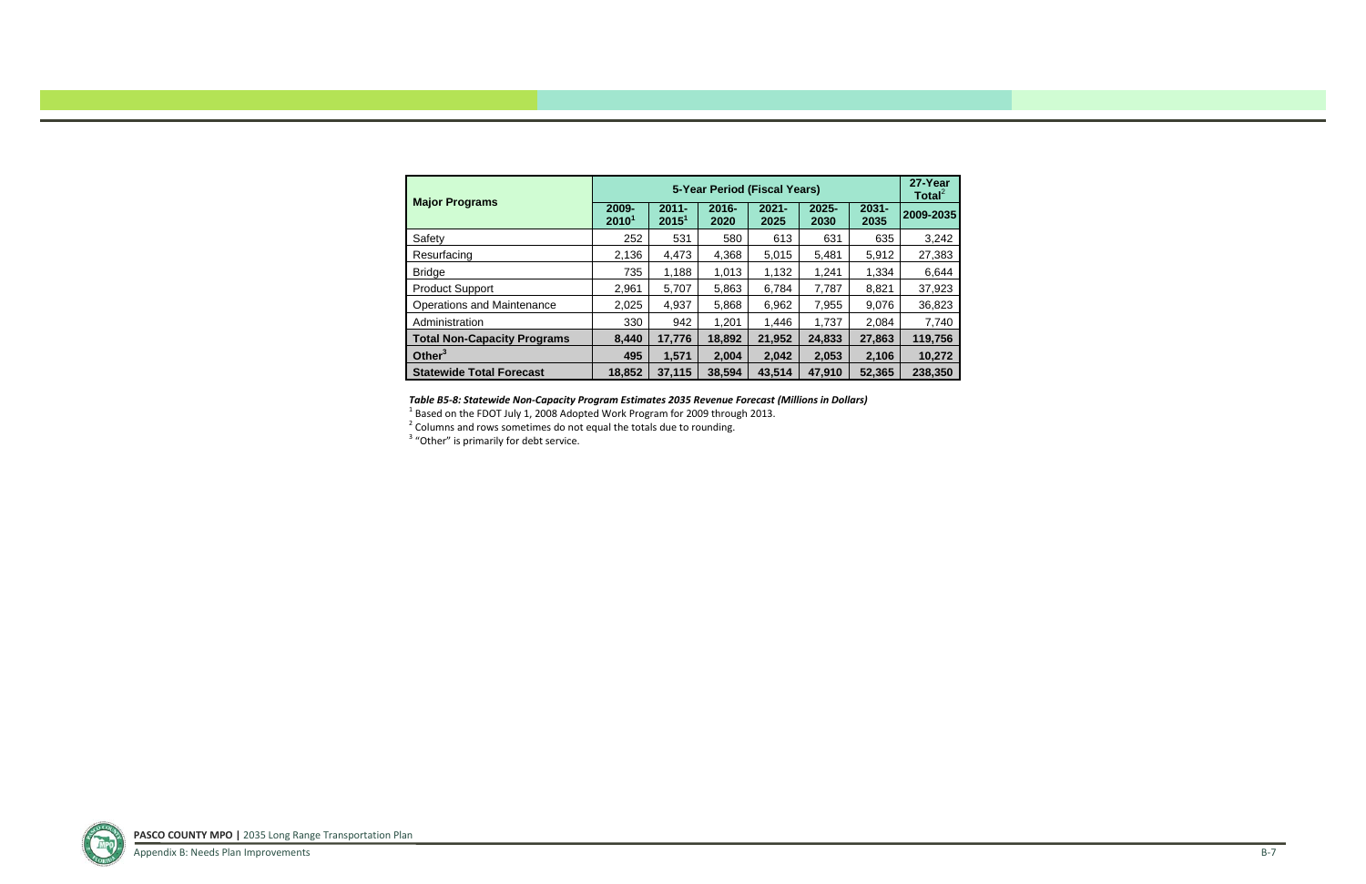| Major Programs | 5-Year Period (Fiscal Years) | | | | | | 27-Year Total[2] |
|---|---|---|---|---|---|---|---|
| | 2009-2010[1] | 2011-2015[1] | 2016-2020 | 2021-2025 | 2025-2030 | 2031-2035 | 2009-2035 |
| Safety | 252 | 531 | 580 | 613 | 631 | 635 | 3,242 |
| Resurfacing | 2,136 | 4,473 | 4,368 | 5,015 | 5,481 | 5,912 | 27,383 |
| Bridge | 735 | 1,188 | 1,013 | 1,132 | 1,241 | 1,334 | 6,644 |
| Product Support | 2,961 | 5,707 | 5,863 | 6,784 | 7,787 | 8,821 | 37,923 |
| Operations and Maintenance | 2,025 | 4,937 | 5,868 | 6,962 | 7,955 | 9,076 | 36,823 |
| Administration | 330 | 942 | 1,201 | 1,446 | 1,737 | 2,084 | 7,740 |
| **Total Non-Capacity Programs** | **8,440** | **17,776** | **18,892** | **21,952** | **24,833** | **27,863** | **119,756** |
| **Other[3]** | **495** | **1,571** | **2,004** | **2,042** | **2,053** | **2,106** | **10,272** |
| **Statewide Total Forecast** | **18,852** | **37,115** | **38,594** | **43,514** | **47,910** | **52,365** | **238,350** |

***Table B5-8: Statewide Non-Capacity Program Estimates 2035 Revenue Forecast (Millions in Dollars)***

[1] Based on the FDOT July 1, 2008 Adopted Work Program for 2009 through 2013.

[2] Columns and rows sometimes do not equal the totals due to rounding.

[3] "Other" is primarily for debt service.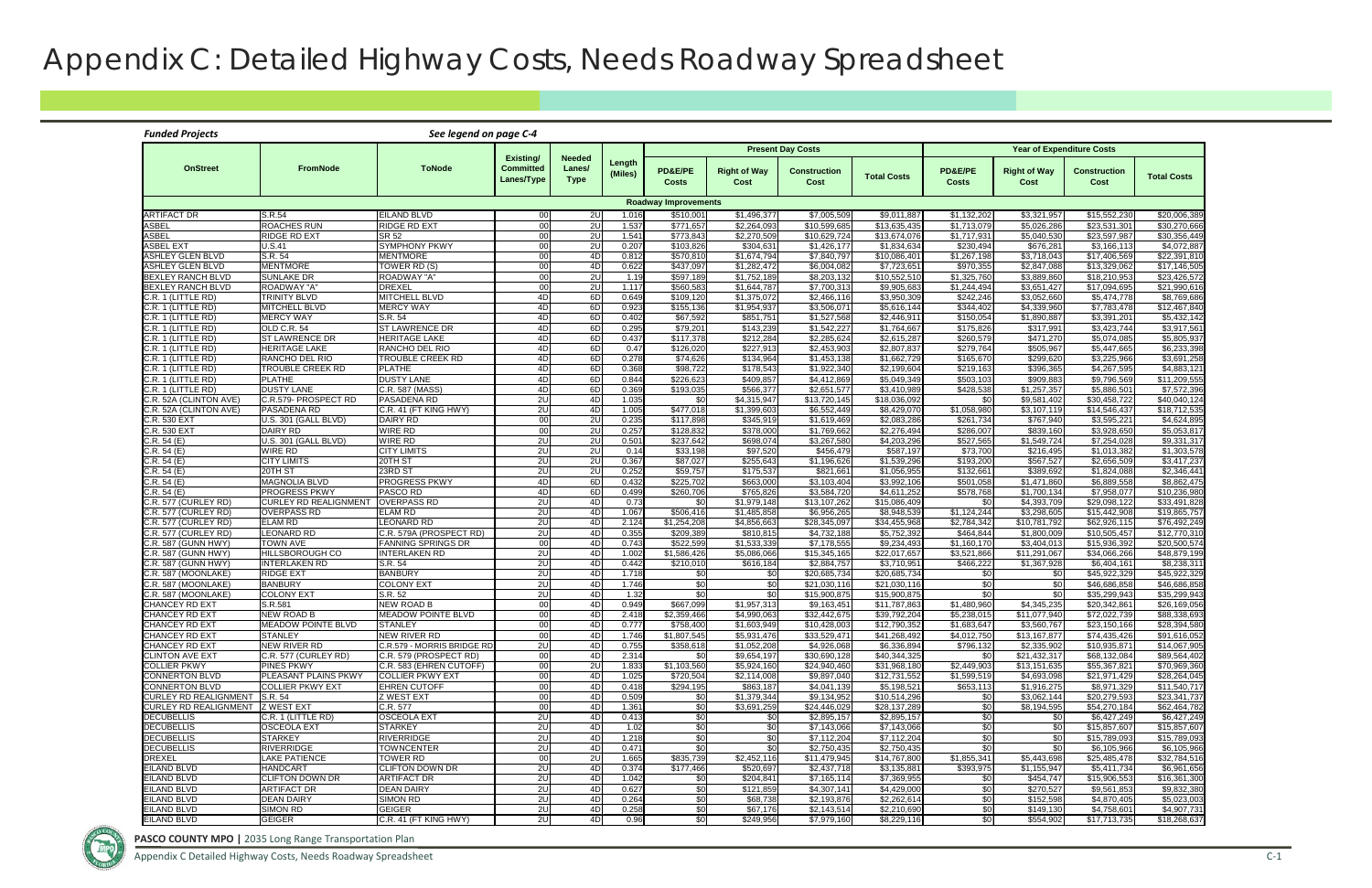# Appendix C: Detailed Highway Costs, Needs Roadway Spreadsheet

*Funded Projects* — *See legend on page C-4*

| OnStreet | FromNode | ToNode | Existing/ Committed Lanes/Type | Needed Lanes/ Type | Length (Miles) | Present Day Costs | | | | Year of Expenditure Costs | | | |
|---|---|---|---|---|---|---|---|---|---|---|---|---|---|
| | | | | | | PD&E/PE Costs | Right of Way Cost | Construction Cost | Total Costs | PD&E/PE Costs | Right of Way Cost | Construction Cost | Total Costs |
| **Roadway Improvements** | | | | | | | | | | | | | |
| ARTIFACT DR | S.R.54 | EILAND BLVD | 00 | 2U | 1.016 | $510,001 | $1,496,377 | $7,005,509 | $9,011,887 | $1,132,202 | $3,321,957 | $15,552,230 | $20,006,389 |
| ASBEL | ROACHES RUN | RIDGE RD EXT | 00 | 2U | 1.537 | $771,657 | $2,264,093 | $10,599,685 | $13,635,435 | $1,713,079 | $5,026,286 | $23,531,301 | $30,270,666 |
| ASBEL | RIDGE RD EXT | SR 52 | 00 | 2U | 1.541 | $773,843 | $2,270,509 | $10,629,724 | $13,674,076 | $1,717,931 | $5,040,530 | $23,597,987 | $30,356,449 |
| ASBEL EXT | U.S.41 | SYMPHONY PKWY | 00 | 2U | 0.207 | $103,826 | $304,631 | $1,426,177 | $1,834,634 | $230,494 | $676,281 | $3,166,113 | $4,072,887 |
| ASHLEY GLEN BLVD | S.R. 54 | MENTMORE | 00 | 4D | 0.812 | $570,810 | $1,674,794 | $7,840,797 | $10,086,401 | $1,267,198 | $3,718,043 | $17,406,569 | $22,391,810 |
| ASHLEY GLEN BLVD | MENTMORE | TOWER RD (S) | 00 | 4D | 0.622 | $437,097 | $1,282,472 | $6,004,082 | $7,723,651 | $970,355 | $2,847,088 | $13,329,062 | $17,146,505 |
| BEXLEY RANCH BLVD | SUNLAKE DR | ROADWAY "A" | 00 | 2U | 1.19 | $597,189 | $1,752,189 | $8,203,132 | $10,552,510 | $1,325,760 | $3,889,860 | $18,210,953 | $23,426,572 |
| BEXLEY RANCH BLVD | ROADWAY "A" | DREXEL | 00 | 2U | 1.117 | $560,583 | $1,644,787 | $7,700,313 | $9,905,683 | $1,244,494 | $3,651,427 | $17,094,695 | $21,990,616 |
| C.R. 1 (LITTLE RD) | TRINITY BLVD | MITCHELL BLVD | 4D | 6D | 0.649 | $109,120 | $1,375,072 | $2,466,116 | $3,950,309 | $242,246 | $3,052,660 | $5,474,778 | $8,769,686 |
| C.R. 1 (LITTLE RD) | MITCHELL BLVD | MERCY WAY | 4D | 6D | 0.923 | $155,136 | $1,954,937 | $3,506,071 | $5,616,144 | $344,402 | $4,339,960 | $7,783,478 | $12,467,840 |
| C.R. 1 (LITTLE RD) | MERCY WAY | S.R. 54 | 4D | 6D | 0.402 | $67,592 | $851,751 | $1,527,568 | $2,446,911 | $150,054 | $1,890,887 | $3,391,201 | $5,432,142 |
| C.R. 1 (LITTLE RD) | OLD C.R. 54 | ST LAWRENCE DR | 4D | 6D | 0.295 | $79,201 | $143,239 | $1,542,227 | $1,764,667 | $175,826 | $317,991 | $3,423,744 | $3,917,561 |
| C.R. 1 (LITTLE RD) | ST LAWRENCE DR | HERITAGE LAKE | 4D | 6D | 0.437 | $117,378 | $212,284 | $2,285,624 | $2,615,287 | $260,579 | $471,270 | $5,074,085 | $5,805,937 |
| C.R. 1 (LITTLE RD) | HERITAGE LAKE | RANCHO DEL RIO | 4D | 6D | 0.47 | $126,020 | $227,913 | $2,453,903 | $2,807,837 | $279,764 | $505,967 | $5,447,665 | $6,233,398 |
| C.R. 1 (LITTLE RD) | RANCHO DEL RIO | TROUBLE CREEK RD | 4D | 6D | 0.278 | $74,626 | $134,964 | $1,453,138 | $1,662,729 | $165,670 | $299,620 | $3,225,966 | $3,691,258 |
| C.R. 1 (LITTLE RD) | TROUBLE CREEK RD | PLATHE | 4D | 6D | 0.368 | $98,722 | $178,543 | $1,922,340 | $2,199,604 | $219,163 | $396,365 | $4,267,595 | $4,883,121 |
| C.R. 1 (LITTLE RD) | PLATHE | DUSTY LANE | 4D | 6D | 0.844 | $226,623 | $409,857 | $4,412,869 | $5,049,349 | $503,103 | $909,883 | $9,796,569 | $11,209,555 |
| C.R. 1 (LITTLE RD) | DUSTY LANE | C.R. 587 (MASS) | 4D | 6D | 0.369 | $193,035 | $566,377 | $2,651,577 | $3,410,989 | $428,538 | $1,257,357 | $5,886,501 | $7,572,396 |
| C.R. 52A (CLINTON AVE) | C.R.579- PROSPECT RD | PASADENA RD | 2U | 4D | 1.035 | $0 | $4,315,947 | $13,720,145 | $18,036,092 | $0 | $9,581,402 | $30,458,722 | $40,040,124 |
| C.R. 52A (CLINTON AVE) | PASADENA RD | C.R. 41 (FT KING HWY) | 2U | 4D | 1.005 | $477,018 | $1,399,603 | $6,552,449 | $8,429,070 | $1,058,980 | $3,107,119 | $14,546,437 | $18,712,535 |
| C.R. 530 EXT | U.S. 301 (GALL BLVD) | DAIRY RD | 00 | 2U | 0.235 | $117,898 | $345,919 | $1,619,469 | $2,083,286 | $261,734 | $767,940 | $3,595,221 | $4,624,895 |
| C.R. 530 EXT | DAIRY RD | WIRE RD | 00 | 2U | 0.257 | $128,832 | $378,000 | $1,769,662 | $2,276,494 | $286,007 | $839,160 | $3,928,650 | $5,053,817 |
| C.R. 54 (E) | U.S. 301 (GALL BLVD) | WIRE RD | 2U | 2U | 0.501 | $237,642 | $698,074 | $3,267,580 | $4,203,296 | $527,565 | $1,549,724 | $7,254,028 | $9,331,317 |
| C.R. 54 (E) | WIRE RD | CITY LIMITS | 2U | 2U | 0.14 | $33,198 | $97,520 | $456,479 | $587,197 | $73,700 | $216,495 | $1,013,382 | $1,303,578 |
| C.R. 54 (E) | CITY LIMITS | 20TH ST | 2U | 2U | 0.367 | $87,027 | $255,643 | $1,196,626 | $1,539,296 | $193,200 | $567,527 | $2,656,509 | $3,417,237 |
| C.R. 54 (E) | 20TH ST | 23RD ST | 2U | 2U | 0.252 | $59,757 | $175,537 | $821,661 | $1,056,955 | $132,661 | $389,692 | $1,824,088 | $2,346,441 |
| C.R. 54 (E) | MAGNOLIA BLVD | PROGRESS PKWY | 4D | 6D | 0.432 | $225,702 | $663,000 | $3,103,404 | $3,992,106 | $501,058 | $1,471,860 | $6,889,558 | $8,862,475 |
| C.R. 54 (E) | PROGRESS PKWY | PASCO RD | 4D | 6D | 0.499 | $260,706 | $765,826 | $3,584,720 | $4,611,252 | $578,768 | $1,700,134 | $7,958,077 | $10,236,980 |
| C.R. 577 (CURLEY RD) | CURLEY RD REALIGNMENT | OVERPASS RD | 2U | 4D | 0.73 | $0 | $1,979,148 | $13,107,262 | $15,086,409 | $0 | $4,393,709 | $29,098,122 | $33,491,828 |
| C.R. 577 (CURLEY RD) | OVERPASS RD | ELAM RD | 2U | 4D | 1.067 | $506,416 | $1,485,858 | $6,956,265 | $8,948,539 | $1,124,244 | $3,298,605 | $15,442,908 | $19,865,757 |
| C.R. 577 (CURLEY RD) | ELAM RD | LEONARD RD | 2U | 4D | 2.124 | $1,254,208 | $4,856,663 | $28,345,097 | $34,455,968 | $2,784,342 | $10,781,792 | $62,926,115 | $76,492,249 |
| C.R. 577 (CURLEY RD) | LEONARD RD | C.R. 579A (PROSPECT RD) | 2U | 4D | 0.355 | $209,389 | $810,815 | $4,732,188 | $5,752,392 | $464,844 | $1,800,009 | $10,505,457 | $12,770,310 |
| C.R. 587 (GUNN HWY) | TOWN AVE | FANNING SPRINGS DR | 00 | 4D | 0.743 | $522,599 | $1,533,339 | $7,178,555 | $9,234,493 | $1,160,170 | $3,404,013 | $15,936,392 | $20,500,574 |
| C.R. 587 (GUNN HWY) | HILLSBOROUGH CO | INTERLAKEN RD | 2U | 4D | 1.002 | $1,586,426 | $5,086,066 | $15,345,165 | $22,017,657 | $3,521,866 | $11,291,067 | $34,066,266 | $48,879,199 |
| C.R. 587 (GUNN HWY) | INTERLAKEN RD | S.R. 54 | 2U | 4D | 0.442 | $210,010 | $616,184 | $2,884,757 | $3,710,951 | $466,222 | $1,367,928 | $6,404,161 | $8,238,311 |
| C.R. 587 (MOONLAKE) | RIDGE EXT | BANBURY | 2U | 4D | 1.718 | $0 | $0 | $20,685,734 | $20,685,734 | $0 | $0 | $45,922,329 | $45,922,329 |
| C.R. 587 (MOONLAKE) | BANBURY | COLONY EXT | 2U | 4D | 1.746 | $0 | $0 | $21,030,116 | $21,030,116 | $0 | $0 | $46,686,858 | $46,686,858 |
| C.R. 587 (MOONLAKE) | COLONY EXT | S.R. 52 | 2U | 4D | 1.32 | $0 | $0 | $15,900,875 | $15,900,875 | $0 | $0 | $35,299,943 | $35,299,943 |
| CHANCEY RD EXT | S.R.581 | NEW ROAD B | 00 | 4D | 0.949 | $667,099 | $1,957,313 | $9,163,451 | $11,787,863 | $1,480,960 | $4,345,235 | $20,342,861 | $26,169,056 |
| CHANCEY RD EXT | NEW ROAD B | MEADOW POINTE BLVD | 00 | 4D | 2.418 | $2,359,466 | $4,990,063 | $32,442,675 | $39,792,204 | $5,238,015 | $11,077,940 | $72,022,739 | $88,338,693 |
| CHANCEY RD EXT | MEADOW POINTE BLVD | STANLEY | 00 | 4D | 0.777 | $758,400 | $1,603,949 | $10,428,003 | $12,790,352 | $1,683,647 | $3,560,767 | $23,150,166 | $28,394,580 |
| CHANCEY RD EXT | STANLEY | NEW RIVER RD | 00 | 4D | 1.746 | $1,807,545 | $5,931,476 | $33,529,471 | $41,268,492 | $4,012,750 | $13,167,877 | $74,435,426 | $91,616,052 |
| CHANCEY RD EXT | NEW RIVER RD | C.R.579 - MORRIS BRIDGE RD | 2U | 4D | 0.755 | $358,618 | $1,052,208 | $4,926,068 | $6,336,894 | $796,132 | $2,335,902 | $10,935,871 | $14,067,905 |
| CLINTON AVE EXT | C.R. 577 (CURLEY RD) | C.R. 579 (PROSPECT RD) | 00 | 4D | 2.314 | $0 | $9,654,197 | $30,690,128 | $40,344,325 | $0 | $21,432,317 | $68,132,084 | $89,564,402 |
| COLLIER PKWY | PINES PKWY | C.R. 583 (EHREN CUTOFF) | 00 | 2U | 1.833 | $1,103,560 | $5,924,160 | $24,940,460 | $31,968,180 | $2,449,903 | $13,151,635 | $55,367,821 | $70,969,360 |
| CONNERTON BLVD | PLEASANT PLAINS PKWY | COLLIER PKWY EXT | 00 | 4D | 1.025 | $720,504 | $2,114,008 | $9,897,040 | $12,731,552 | $1,599,519 | $4,693,098 | $21,971,429 | $28,264,045 |
| CONNERTON BLVD | COLLIER PKWY EXT | EHREN CUTOFF | 00 | 4D | 0.418 | $294,195 | $863,187 | $4,041,139 | $5,198,521 | $653,113 | $1,916,275 | $8,971,329 | $11,540,717 |
| CURLEY RD REALIGNMENT | S.R. 54 | Z WEST EXT | 00 | 4D | 0.509 | $0 | $1,379,344 | $9,134,952 | $10,514,296 | $0 | $3,062,144 | $20,279,593 | $23,341,737 |
| CURLEY RD REALIGNMENT | Z WEST EXT | C.R. 577 | 00 | 4D | 1.361 | $0 | $3,691,259 | $24,446,029 | $28,137,289 | $0 | $8,194,595 | $54,270,184 | $62,464,782 |
| DECUBELLIS | C.R. 1 (LITTLE RD) | OSCEOLA EXT | 2U | 4D | 0.413 | $0 | $0 | $2,895,157 | $2,895,157 | $0 | $0 | $6,427,249 | $6,427,249 |
| DECUBELLIS | OSCEOLA EXT | STARKEY | 2U | 4D | 1.02 | $0 | $0 | $7,143,066 | $7,143,066 | $0 | $0 | $15,857,607 | $15,857,607 |
| DECUBELLIS | STARKEY | RIVERRIDGE | 2U | 4D | 1.218 | $0 | $0 | $7,112,204 | $7,112,204 | $0 | $0 | $15,789,093 | $15,789,093 |
| DECUBELLIS | RIVERRIDGE | TOWNCENTER | 2U | 4D | 0.471 | $0 | $0 | $2,750,435 | $2,750,435 | $0 | $0 | $6,105,966 | $6,105,966 |
| DREXEL | LAKE PATIENCE | TOWER RD | 00 | 2U | 1.665 | $835,739 | $2,452,116 | $11,479,945 | $14,767,800 | $1,855,341 | $5,443,698 | $25,485,478 | $32,784,516 |
| EILAND BLVD | HANDCART | CLIFTON DOWN DR | 2U | 4D | 0.374 | $177,466 | $520,697 | $2,437,718 | $3,135,881 | $393,975 | $1,155,947 | $5,411,734 | $6,961,656 |
| EILAND BLVD | CLIFTON DOWN DR | ARTIFACT DR | 2U | 4D | 1.042 | $0 | $204,841 | $7,165,114 | $7,369,955 | $0 | $454,747 | $15,906,553 | $16,361,300 |
| EILAND BLVD | ARTIFACT DR | DEAN DAIRY | 2U | 4D | 0.627 | $0 | $121,859 | $4,307,141 | $4,429,000 | $0 | $270,527 | $9,561,853 | $9,832,380 |
| EILAND BLVD | DEAN DAIRY | SIMON RD | 2U | 4D | 0.264 | $0 | $68,738 | $2,193,876 | $2,262,614 | $0 | $152,598 | $4,870,405 | $5,023,003 |
| EILAND BLVD | SIMON RD | GEIGER | 2U | 4D | 0.258 | $0 | $67,176 | $2,143,514 | $2,210,690 | $0 | $149,130 | $4,758,601 | $4,907,731 |
| EILAND BLVD | GEIGER | C.R. 41 (FT KING HWY) | 2U | 4D | 0.96 | $0 | $249,956 | $7,979,160 | $8,229,116 | $0 | $554,902 | $17,713,735 | $18,268,637 |

**PASCO COUNTY MPO |** 2035 Long Range Transportation Plan

Appendix C Detailed Highway Costs, Needs Roadway Spreadsheet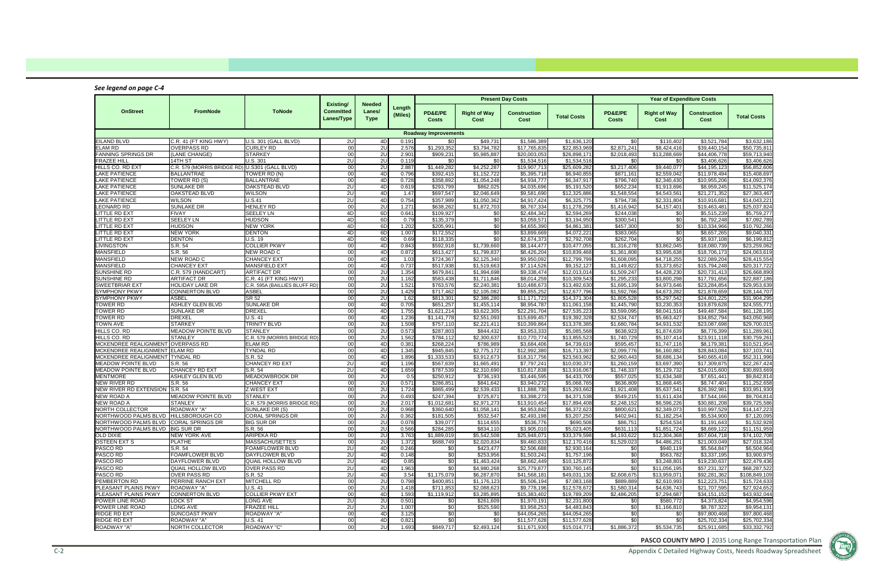*See legend on page C-4*

| OnStreet | FromNode | ToNode | Existing/ Committed Lanes/Type | Needed Lanes/ Type | Length (Miles) | Present Day Costs | | | | Year of Expenditure Costs | | | |
|---|---|---|---|---|---|---|---|---|---|---|---|---|---|
| | | | | | | PD&E/PE Costs | Right of Way Cost | Construction Cost | Total Costs | PD&E/PE Costs | Right of Way Cost | Construction Cost | Total Costs |
| **Roadway Improvements** | | | | | | | | | | | | | |
| EILAND BLVD | C.R. 41 (FT KING HWY) | U.S. 301 (GALL BLVD) | 2U | 4D | 0.191 | $0 | $49,731 | $1,586,389 | $1,636,120 | $0 | $110,402 | $3,521,784 | $3,632,186 |
| ELAM RD | OVERPASS RD | CURLEY RD | 00 | 2U | 2.576 | $1,293,352 | $3,794,782 | $17,765,835 | $22,853,969 | $2,871,241 | $8,424,416 | $39,440,154 | $50,735,811 |
| FANNING SPRINGS DR | (LANE CHANGE) | STARKEY | 00 | 2U | 2.901 | $909,231 | $5,985,887 | $20,003,053 | $26,898,171 | $2,018,493 | $13,288,669 | $44,406,778 | $59,713,940 |
| FRAZEE HILL | 14TH ST | U.S. 301 | 2U | 2U | 0.119 | $0 | $0 | $1,534,516 | $1,534,516 | $0 | $0 | $3,406,626 | $3,406,626 |
| HILLS CO. RD EXT | C.R. 579 (MORRIS BRIDGE RD) | U.S301 (GALL BLVD) | 00 | 2U | 2.887 | $1,449,282 | $4,252,287 | $19,907,713 | $25,609,282 | $3,217,406 | $9,440,077 | $44,195,123 | $56,852,606 |
| LAKE PATIENCE | BALLANTRAE | TOWER RD (N) | 00 | 4D | 0.796 | $392,415 | $1,152,722 | $5,395,718 | $6,940,855 | $871,161 | $2,559,042 | $11,978,494 | $15,408,697 |
| LAKE PATIENCE | TOWER RD (S) | BALLANTRAE | 00 | 4D | 0.728 | $358,892 | $1,054,248 | $4,934,777 | $6,347,917 | $796,740 | $2,340,430 | $10,955,206 | $14,092,376 |
| LAKE PATIENCE | SUNLAKE DR | OAKSTEAD BLVD | 2U | 4D | 0.619 | $293,799 | $862,025 | $4,035,696 | $5,191,520 | $652,234 | $1,913,696 | $8,959,245 | $11,525,174 |
| LAKE PATIENCE | OAKSTEAD BLVD | WILSON | 2U | 4D | 1.47 | $697,547 | $2,046,649 | $9,581,690 | $12,325,886 | $1,548,554 | $4,543,561 | $21,271,352 | $27,363,467 |
| LAKE PATIENCE | WILSON | U.S.41 | 2U | 4D | 0.754 | $357,989 | $1,050,362 | $4,917,424 | $6,325,775 | $794,736 | $2,331,804 | $10,916,681 | $14,043,221 |
| LEONARD RD | SUNLAKE DR | HENLEY RD | 00 | 2U | 1.271 | $638,262 | $1,872,703 | $8,767,334 | $11,278,299 | $1,416,942 | $4,157,401 | $19,463,481 | $25,037,824 |
| LITTLE RD EXT | FIVAY | SEELEY LN | 4D | 6D | 0.641 | $109,927 | $0 | $2,484,342 | $2,594,269 | $244,038 | $0 | $5,515,239 | $5,759,277 |
| LITTLE RD EXT | SEELEY LN | HUDSON | 4D | 6D | 0.79 | $135,379 | $0 | $3,059,571 | $3,194,950 | $300,541 | $0 | $6,792,248 | $7,092,789 |
| LITTLE RD EXT | HUDSON | NEW YORK | 4D | 6D | 1.202 | $205,991 | $0 | $4,655,390 | $4,861,381 | $457,300 | $0 | $10,334,966 | $10,792,266 |
| LITTLE RD EXT | NEW YORK | DENTON | 4D | 6D | 1.007 | $172,552 | $0 | $3,899,669 | $4,072,221 | $383,065 | $0 | $8,657,265 | $9,040,331 |
| LITTLE RD EXT | DENTON | U.S. 19 | 4D | 6D | 0.69 | $118,335 | $0 | $2,674,373 | $2,792,708 | $262,704 | $0 | $5,937,108 | $6,199,812 |
| LIVINGSTON | S.R. 54 | COLLIER PKWY | 00 | 4D | 0.843 | $592,918 | $1,739,660 | $8,144,477 | $10,477,055 | $1,316,278 | $3,862,045 | $18,080,739 | $23,259,062 |
| MANSFIELD | S.R. 56 | NEW ROAD C | 00 | 4D | 0.872 | $613,427 | $1,799,837 | $8,426,204 | $10,839,468 | $1,361,808 | $3,995,638 | $18,706,173 | $24,063,619 |
| MANSFIELD | NEW ROAD C | CHANCEY EXT | 00 | 4D | 1.03 | $724,367 | $2,125,340 | $9,950,092 | $12,799,799 | $1,608,095 | $4,718,255 | $22,089,204 | $28,415,554 |
| MANSFIELD | CHANCEY EXT | MANSFIELD EXT | 00 | 4D | 0.737 | $517,938 | $1,519,663 | $7,114,526 | $9,152,127 | $1,149,822 | $3,373,652 | $15,794,248 | $20,317,722 |
| SUNSHINE RD | C.R. 579 (HANDCART) | ARTIFACT DR | 00 | 2U | 1.354 | $679,841 | $1,994,698 | $9,338,474 | $12,013,014 | $1,509,247 | $4,428,230 | $20,731,413 | $26,668,890 |
| SUNSHINE RD | ARTIFACT DR | C.R. 41 (FT KING HWY) | 00 | 2U | 1.162 | $583,438 | $1,711,846 | $8,014,259 | $10,309,543 | $1,295,233 | $3,800,298 | $17,791,656 | $22,887,186 |
| SWEETBRIAR EXT | HOLIDAY LAKE DR | C.R. 595A (BAILLIES BLUFF RD) | 00 | 2U | 1.521 | $763,576 | $2,240,381 | $10,488,673 | $13,492,630 | $1,695,139 | $4,973,646 | $23,284,854 | $29,953,639 |
| SYMPHONY PKWY | CONNERTON BLVD | ASBEL | 00 | 2U | 1.429 | $717,462 | $2,105,082 | $9,855,252 | $12,677,796 | $1,592,766 | $4,673,282 | $21,878,659 | $28,144,707 |
| SYMPHONY PKWY | ASBEL | SR 52 | 00 | 2U | 1.62 | $813,301 | $2,386,280 | $11,171,723 | $14,371,304 | $1,805,528 | $5,297,542 | $24,801,225 | $31,904,295 |
| TOWER RD | ASHLEY GLEN BLVD | SUNLAKE DR | 00 | 4D | 0.705 | $651,257 | $1,455,114 | $8,954,787 | $11,061,158 | $1,445,790 | $3,230,353 | $19,879,628 | $24,555,771 |
| TOWER RD | SUNLAKE DR | DREXEL | 00 | 4D | 1.755 | $1,621,214 | $3,622,305 | $22,291,704 | $27,535,223 | $3,599,095 | $8,041,516 | $49,487,584 | $61,128,195 |
| TOWER RD | DREXEL | U.S. 41 | 00 | 4D | 1.236 | $1,141,778 | $2,551,093 | $15,699,457 | $19,392,328 | $2,534,747 | $5,663,427 | $34,852,794 | $43,050,968 |
| TOWN AVE | STARKEY | TRINITY BLVD | 00 | 2U | 1.508 | $757,110 | $2,221,411 | $10,399,864 | $13,378,385 | $1,680,784 | $4,931,532 | $23,087,698 | $29,700,015 |
| HILLS CO. RD | MEADOW POINTE BLVD | STANLEY | 00 | 2U | 0.573 | $287,803 | $844,432 | $3,953,333 | $5,085,568 | $638,923 | $1,874,639 | $8,776,399 | $11,289,961 |
| HILLS CO. RD | STANLEY | C.R. 579 (MORRIS BRIDGE RD) | 00 | 2U | 1.562 | $784,112 | $2,300,637 | $10,770,774 | $13,855,523 | $1,740,729 | $5,107,414 | $23,911,118 | $30,759,261 |
| MCKENDREE REALIGNMENT | OVERPASS RD | ELAM RD | 00 | 4D | 0.381 | $268,224 | $786,989 | $3,684,406 | $4,739,619 | $595,457 | $1,747,116 | $8,179,381 | $10,521,954 |
| MCKENDREE REALIGNMENT | ELAM RD | TYNDAL RD | 00 | 4D | 1.345 | $945,845 | $2,775,172 | $12,992,380 | $16,713,397 | $2,099,776 | $6,160,882 | $28,843,084 | $37,103,741 |
| MCKENDREE REALIGNMENT | TYNDAL RD | S.R. 52 | 00 | 4D | 1.896 | $1,333,533 | $3,912,673 | $18,317,756 | $23,563,962 | $2,960,443 | $8,686,134 | $40,665,418 | $52,311,996 |
| MEADOW POINTE BLVD | S.R. 56 | CHANCEY RD EXT | 2U | 4D | 1.196 | $567,639 | $1,665,491 | $7,797,241 | $10,030,371 | $1,260,159 | $3,697,390 | $17,309,875 | $22,267,424 |
| MEADOW POINTE BLVD | CHANCEY RD EXT | S.R. 54 | 2U | 4D | 1.659 | $787,537 | $2,310,690 | $10,817,838 | $13,916,067 | $1,748,337 | $5,129,732 | $24,015,600 | $30,893,669 |
| MENTMORE | ASHLEY GLEN BLVD | MEADOWBROOK DR | 00 | 2U | 0.5 | $250,912 | $736,193 | $3,446,595 | $4,433,700 | $557,025 | $1,634,348 | $7,651,441 | $9,842,814 |
| NEW RIVER RD | S.R. 56 | CHANCEY EXT | 00 | 2U | 0.571 | $286,851 | $841,642 | $3,940,272 | $5,068,765 | $636,809 | $1,868,445 | $8,747,404 | $11,252,658 |
| NEW RIVER RD EXTENSION | S.R. 54 | Z.WEST EXT | 00 | 2U | 1.724 | $865,499 | $2,539,433 | $11,888,730 | $15,293,662 | $1,921,408 | $5,637,541 | $26,392,981 | $33,951,930 |
| NEW ROAD A | MEADOW POINTE BLVD | STANLEY | 00 | 2U | 0.493 | $247,394 | $725,871 | $3,398,273 | $4,371,538 | $549,215 | $1,611,434 | $7,544,166 | $9,704,814 |
| NEW ROAD A | STANLEY | C.R. 579 (MORRIS BRIDGE RD) | 00 | 2U | 2.017 | $1,012,681 | $2,971,273 | $13,910,454 | $17,894,408 | $2,248,152 | $6,596,226 | $30,881,208 | $39,725,586 |
| NORTH COLLECTOR | ROADWAY "A" | SUNLAKE DR (S) | 00 | 2U | 0.968 | $360,640 | $1,058,141 | $4,953,842 | $6,372,623 | $800,621 | $2,349,073 | $10,997,529 | $14,147,223 |
| NORTHWOOD PALMS BLVD | HILLSBOROUGH CO | CORAL SPRINGS DR | 00 | 2U | 0.362 | $181,505 | $532,547 | $2,493,198 | $3,207,250 | $402,941 | $1,182,254 | $5,534,900 | $7,120,095 |
| NORTHWOOD PALMS BLVD | CORAL SPRINGS DR | BIG SUR DR | 00 | 2U | 0.078 | $39,077 | $114,655 | $536,776 | $690,508 | $86,751 | $254,534 | $1,191,643 | $1,532,928 |
| NORTHWOOD PALMS BLVD | BIG SUR DR | S.R. 56 | 00 | 2U | 0.566 | $284,285 | $834,110 | $3,905,010 | $5,023,405 | $631,113 | $1,851,724 | $8,669,122 | $11,151,959 |
| OLD DIXIE | NEW YORK AVE | ARIPEKA RD | 00 | 2U | 3.763 | $1,889,019 | $5,542,508 | $25,948,071 | $33,379,598 | $4,193,622 | $12,304,368 | $57,604,718 | $74,102,708 |
| OSTEEN EXT S | PLATHE | MASSACHUSETTES | 00 | 2U | 1.372 | $688,749 | $2,020,834 | $9,460,833 | $12,170,416 | $1,529,023 | $4,486,251 | $21,003,049 | $27,018,324 |
| PASCO RD | S.R. 54 | FOAMFLOWER BLVD | 2U | 4D | 0.246 | $0 | $423,477 | $2,506,688 | $2,930,164 | $0 | $940,119 | $5,564,847 | $6,504,964 |
| PASCO RD | FOAMFLOWER BLVD | DAYFLOWER BLVD | 2U | 4D | 0.148 | $0 | $253,956 | $1,503,241 | $1,757,196 | $0 | $563,782 | $3,337,195 | $3,900,975 |
| PASCO RD | DAYFLOWER BLVD | QUAIL HOLLOW BLVD | 2U | 4D | 0.85 | $0 | $1,463,424 | $8,662,449 | $10,125,872 | $0 | $3,248,801 | $19,230,637 | $22,479,436 |
| PASCO RD | QUAIL HOLLOW BLVD | OVER PASS RD | 2U | 4D | 1.963 | $0 | $4,980,268 | $25,779,877 | $30,760,145 | $0 | $11,056,195 | $57,231,327 | $68,287,522 |
| PASCO RD | OVER PASS RD | S.R. 52 | 2U | 4D | 3.54 | $1,175,079 | $6,287,870 | $41,568,181 | $49,031,130 | $2,608,675 | $13,959,071 | $92,281,362 | $108,849,109 |
| PEMBERTON RD | PERRINE RANCH EXT | MITCHELL RD | 00 | 2U | 0.798 | $400,851 | $1,176,123 | $5,506,194 | $7,083,168 | $889,889 | $2,610,993 | $12,223,751 | $15,724,633 |
| PLEASANT PLAINS PKWY | ROADWAY "A" | U.S. 41 | 00 | 2U | 1.418 | $711,853 | $2,088,623 | $9,778,196 | $12,578,672 | $1,580,314 | $4,636,743 | $21,707,595 | $27,924,652 |
| PLEASANT PLAINS PKWY | CONNERTON BLVD | COLLIER PKWY EXT | 00 | 4D | 1.593 | $1,119,912 | $3,285,895 | $15,383,402 | $19,789,209 | $2,486,205 | $7,294,687 | $34,151,152 | $43,932,044 |
| POWER LINE ROAD | LOCK ST | LONG AVE | 2U | 2U | 0.501 | $0 | $261,609 | $1,970,191 | $2,231,800 | $0 | $580,772 | $4,373,824 | $4,954,596 |
| POWER LINE ROAD | LONG AVE | FRAZEE HILL | 2U | 2U | 1.007 | $0 | $525,590 | $3,958,253 | $4,483,843 | $0 | $1,166,810 | $8,787,322 | $9,954,131 |
| RIDGE RD EXT | SUNCOAST PKWY | ROADWAY "A" | 00 | 4D | 3.125 | $0 | $0 | $44,054,265 | $44,054,265 | $0 | $0 | $97,800,468 | $97,800,468 |
| RIDGE RD EXT | ROADWAY "A" | U.S. 41 | 00 | 4D | 0.821 | $0 | $0 | $11,577,628 | $11,577,628 | $0 | $0 | $25,702,334 | $25,702,334 |
| ROADWAY "A" | NORTH COLLECTOR | ROADWAY "C" | 00 | 2U | 1.693 | $849,717 | $2,493,124 | $11,671,930 | $15,014,771 | $1,886,372 | $5,534,735 | $25,911,685 | $33,332,792 |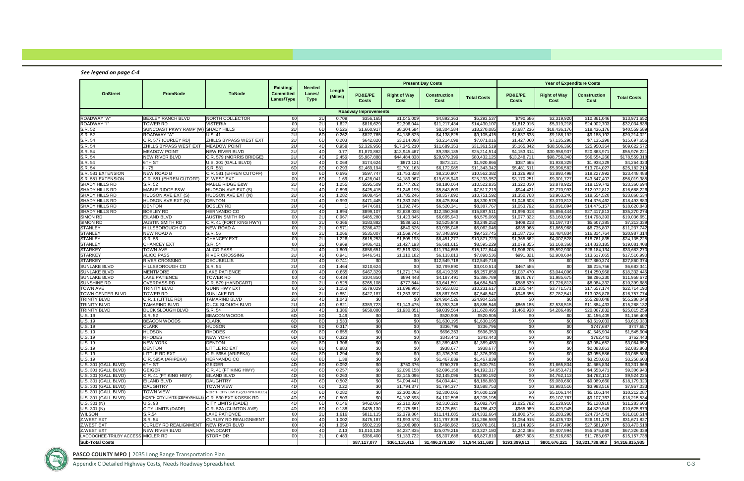*See legend on page C-4*

| OnStreet | FromNode | ToNode | Existing/ Committed Lanes/Type | Needed Lanes/ Type | Length (Miles) | Present Day Costs | | | | Year of Expenditure Costs | | | |
|---|---|---|---|---|---|---|---|---|---|---|---|---|---|
| | | | | | | PD&E/PE Costs | Right of Way Cost | Construction Cost | Total Costs | PD&E/PE Costs | Right of Way Cost | Construction Cost | Total Costs |
| **Roadway Improvements** | | | | | | | | | | | | | |
| ROADWAY "A" | BEXLEY RANCH BLVD | NORTH COLLECTOR | 00 | 2U | 0.709 | $356,165 | $1,045,009 | $4,892,363 | $6,293,537 | $790,686 | $2,319,920 | $10,861,046 | $13,971,652 |
| ROADWAY "I" | TOWER RD | VISTERIA | 00 | 2U | 1.627 | $816,629 | $2,396,044 | $11,217,434 | $14,430,107 | $1,812,916 | $5,319,218 | $24,902,703 | $32,034,838 |
| S.R. 52 | SUNCOAST PKWY RAMP (W) | SHADY HILLS | 2U | 6D | 0.526 | $1,660,917 | $8,304,584 | $8,304,584 | $18,270,085 | $3,687,236 | $18,436,176 | $18,436,176 | $40,559,589 |
| S.R. 52 | ROADWAY "A" | U.S. 41 | 2U | 6D | 0.262 | $827,765 | $4,138,825 | $4,138,825 | $9,105,415 | $1,837,638 | $9,188,192 | $9,188,192 | $20,214,021 |
| S.R. 54 | C.R. 577 (CURLEY RD) | ZHILLS BYPASS WEST EXT | 2U | 6D | 0.203 | $642,820 | $3,214,098 | $3,214,098 | $7,071,016 | $1,427,060 | $7,135,298 | $7,135,298 | $15,697,656 |
| S.R. 54 | ZHILLS BYPASS WEST EXT | MEADOW POINT | 2U | 4D | 0.958 | $2,326,956 | $17,345,210 | $11,689,353 | $31,361,519 | $5,165,842 | $38,506,366 | $25,950,364 | $69,622,572 |
| S.R. 54 | MEADOW POINT | NEW RIVER BLVD | 2U | 4D | 0.77 | $1,870,862 | $13,945,467 | $9,398,185 | $25,214,514 | $4,153,314 | $30,958,937 | $20,863,971 | $55,976,221 |
| S.R. 54 | NEW RIVER BLVD | C.R. 579 (MORRIS BRIDGE) | 2U | 4D | 2.456 | $5,967,888 | $44,484,838 | $29,979,399 | $80,432,125 | $13,248,711 | $98,756,340 | $66,554,266 | $178,559,318 |
| S.R. 54 | 6TH ST | U.S. 301 (GALL BLVD) | 2U | 4D | 0.068 | $174,624 | $873,121 | $873,121 | $1,920,866 | $387,665 | $1,938,329 | $1,938,329 | $4,264,323 |
| S.R. 54 | I - 75 | S.R. 581 | 6D | 8D | 0.293 | $2,469,194 | $2,701,163 | $6,172,985 | $11,343,342 | $5,481,611 | $5,996,582 | $13,704,027 | $25,182,219 |
| S.R. 581 EXTENSION | NEW ROAD B | C.R. 581 (EHREN CUTOFF) | 00 | 6D | 0.695 | $597,747 | $1,753,828 | $8,210,807 | $10,562,382 | $1,326,998 | $3,893,498 | $18,227,992 | $23,448,488 |
| S.R. 581 EXTENSION | C.R. 581 (EHREN CUTOFF) | Z. WEST EXT | 00 | 6D | 1.66 | $1,428,041 | $4,189,967 | $19,615,949 | $25,233,957 | $3,170,251 | $9,301,727 | $43,547,407 | $56,019,385 |
| SHADY HILLS RD | S.R. 52 | MABLE RIDGE E&W | 2U | 4D | 1.255 | $595,509 | $1,747,262 | $8,180,064 | $10,522,835 | $1,322,030 | $3,878,922 | $18,159,742 | $23,360,694 |
| SHADY HILLS RD | MABLE RIDGE E&W | HUDSON AVE EXT (S) | 2U | 4D | 0.896 | $425,415 | $1,248,195 | $5,843,609 | $7,517,219 | $944,421 | $2,770,993 | $12,972,812 | $16,688,226 |
| SHADY HILLS RD | HUDSON AVE EXT (S) | HUDSON AVE EXT (N) | 2U | 4D | 1.282 | $608,454 | $1,785,246 | $8,357,892 | $10,751,592 | $1,350,768 | $3,963,246 | $18,554,520 | $23,868,534 |
| SHADY HILLS RD | HUDSON AVE EXT (N) | DENTON | 2U | 4D | 0.993 | $471,445 | $1,383,249 | $6,475,884 | $8,330,578 | $1,046,608 | $3,070,813 | $14,376,462 | $18,493,883 |
| SHADY HILLS RD | DENTON | BOSLEY RD | 2U | 4D | 1 | $474,681 | $1,392,745 | $6,520,341 | $8,387,767 | $1,053,792 | $3,091,894 | $14,475,157 | $18,620,843 |
| SHADY HILLS RD | BOSLEY RD | HERNANDO CO | 2U | 4D | 1.894 | $899,107 | $2,638,038 | $12,350,366 | $15,887,511 | $1,996,018 | $5,856,444 | $27,417,813 | $35,270,274 |
| SIMON RD | EILAND BLVD | AUSTIN SMITH RD | 00 | 2U | 0.967 | $485,280 | $1,423,845 | $6,665,943 | $8,575,068 | $1,077,322 | $3,160,936 | $14,798,393 | $19,036,651 |
| SIMON RD | AUSTIN SMITH RD | C.R. 41 (FORT KING HWY) | 00 | 2U | 0.366 | $183,882 | $539,521 | $2,525,849 | $3,249,252 | $408,218 | $1,197,737 | $5,607,385 | $7,213,339 |
| STANLEY | HILLSBOROUGH CO | NEW ROAD A | 00 | 2U | 0.571 | $286,472 | $840,526 | $3,935,048 | $5,062,046 | $635,968 | $1,865,968 | $8,735,807 | $11,237,742 |
| STANLEY | NEW ROAD A | S.R. 56 | 00 | 2U | 1.066 | $535,007 | $1,569,745 | $7,348,993 | $9,453,745 | $1,187,716 | $3,484,834 | $16,314,764 | $20,987,314 |
| STANLEY | S.R. 56 | CHANCEY EXT | 00 | 2U | 1.226 | $615,253 | $1,805,193 | $8,451,277 | $10,871,723 | $1,365,862 | $4,007,528 | $18,761,835 | $24,135,225 |
| STANLEY | CHANCEY EXT | S.R. 54 | 00 | 2U | 0.969 | $486,421 | $1,427,193 | $6,681,615 | $8,595,229 | $1,079,855 | $3,168,368 | $14,833,185 | $19,081,408 |
| STARKEY | TOWN AVE | ALICO PASS | 2U | 4D | 1.809 | $858,651 | $2,519,338 | $11,794,655 | $15,172,644 | $1,906,205 | $5,592,930 | $26,184,134 | $33,683,270 |
| STARKEY | ALICO PASS | RIVER CROSSING | 2U | 4D | 0.941 | $446,541 | $1,310,182 | $6,133,813 | $7,890,536 | $991,321 | $2,908,604 | $13,617,065 | $17,516,990 |
| STARKEY | RIVER CROSSING | DECUBELLIS | 2U | 4D | 0.741 | $0 | $0 | $12,549,718 | $12,549,718 | $0 | $0 | $27,860,374 | $27,860,374 |
| SUNLAKE BLVD | HILLSBOROUGH CO | S.R. 54 | 2U | 4D | 1.464 | $210,624 | $0 | $2,799,890 | $3,010,514 | $467,585 | $0 | $6,215,756 | $6,683,341 |
| SUNLAKE BLVD | MENTMORE | LAKE PATIENCE | 00 | 4D | 0.665 | $467,329 | $1,371,174 | $6,419,355 | $8,257,858 | $1,037,470 | $3,044,006 | $14,250,968 | $18,332,445 |
| SUNLAKE BLVD | LAKE PATIENCE | TOWER RD | 00 | 4D | 0.434 | $304,850 | $894,448 | $4,187,491 | $5,386,789 | $676,767 | $1,985,675 | $9,296,230 | $11,958,672 |
| SUNSHINE RD | OVERPASS RD | C.R. 579 (HANDCART) | 00 | 2U | 0.528 | $265,108 | $777,844 | $3,641,591 | $4,684,543 | $588,539 | $1,726,813 | $8,084,332 | $10,399,685 |
| TOWN AVE | TRINITY BLVD | GUNN HWY EXT | 00 | 2U | 1.153 | $579,029 | $1,698,906 | $7,953,682 | $10,231,617 | $1,285,444 | $3,771,571 | $17,657,174 | $22,714,190 |
| TOWN CENTER BLVD | TOWER RD | SUNLAKE DR | 00 | 2U | 0.851 | $427,187 | $1,253,397 | $5,867,963 | $7,548,547 | $948,355 | $2,782,541 | $13,026,878 | $16,757,774 |
| TRINITY BLVD | C.R. 1 (LITTLE RD) | TAMARIND BLVD | 2U | 4D | 1.043 | $0 | $0 | $24,904,526 | $24,904,526 | $0 | $0 | $55,288,048 | $55,288,048 |
| TRINITY BLVD | TAMARIND BLVD | DUCK SLOUGH BLVD | 2U | 4D | 0.821 | $389,723 | $1,143,475 | $5,353,348 | $6,886,546 | $865,185 | $2,538,515 | $11,884,433 | $15,288,132 |
| TRINITY BLVD | DUCK SLOUGH BLVD | S.R. 54 | 2U | 4D | 1.386 | $658,080 | $1,930,851 | $9,039,564 | $11,628,495 | $1,460,938 | $4,286,489 | $20,067,832 | $25,815,259 |
| U.S. 19 | S.R. 52 | BEACON WOODS | 6D | 8D | 0.49 | $0 | $0 | $520,905 | $520,905 | $0 | $0 | $1,156,409 | $1,156,409 |
| U.S. 19 | BEACON WOODS | CLARK | 6D | 8D | 1.533 | $0 | $0 | $1,630,195 | $1,630,195 | $0 | $0 | $3,619,033 | $3,619,033 |
| U.S. 19 | CLARK | HUDSON | 6D | 8D | 0.317 | $0 | $0 | $336,796 | $336,796 | $0 | $0 | $747,687 | $747,687 |
| U.S. 19 | HUDSON | RHODES | 6D | 8D | 0.655 | $0 | $0 | $696,353 | $696,353 | $0 | $0 | $1,545,904 | $1,545,904 |
| U.S. 19 | RHODES | NEW YORK | 6D | 8D | 0.323 | $0 | $0 | $343,443 | $343,443 | $0 | $0 | $762,443 | $762,443 |
| U.S. 19 | NEW YORK | DENTON | 6D | 8D | 1.306 | $0 | $0 | $1,389,483 | $1,389,483 | $0 | $0 | $3,084,652 | $3,084,652 |
| U.S. 19 | DENTON | LITTLE RD EXT | 6D | 8D | 0.883 | $0 | $0 | $938,677 | $938,677 | $0 | $0 | $2,083,863 | $2,083,863 |
| U.S. 19 | LITTLE RD EXT | C.R. 595A (ARIPEKA) | 6D | 8D | 1.294 | $0 | $0 | $1,376,390 | $1,376,390 | $0 | $0 | $3,055,586 | $3,055,586 |
| U.S. 19 | C.R. 595A (ARIPEKA) | HERNANDO CO | 6D | 8D | 1.38 | $0 | $0 | $1,467,839 | $1,467,839 | $0 | $0 | $3,258,603 | $3,258,603 |
| U.S. 301 (GALL BLVD) | 6TH ST | GEIGER | 4D | 6D | 0.092 | $0 | $750,376 | $750,376 | $1,500,751 | $0 | $1,665,834 | $1,665,834 | $3,331,668 |
| U.S. 301 (GALL BLVD) | GEIGER | C.R. 41 (FT KING HWY) | 4D | 6D | 0.257 | $0 | $2,096,158 | $2,096,158 | $4,192,317 | $0 | $4,653,471 | $4,653,471 | $9,306,943 |
| U.S. 301 (GALL BLVD) | C.R. 41 (FT KING HWY) | EILAND BLVD | 4D | 6D | 0.263 | $0 | $2,145,096 | $2,145,096 | $4,290,192 | $0 | $4,762,113 | $4,762,113 | $9,524,225 |
| U.S. 301 (GALL BLVD) | EILAND BLVD | DAUGHTRY | 4D | 6D | 0.502 | $0 | $4,094,441 | $4,094,441 | $8,188,883 | $0 | $9,089,660 | $9,089,660 | $18,179,320 |
| U.S. 301 (GALL BLVD) | DAUGHTRY | TOWN VIEW | 4D | 6D | 0.22 | $0 | $1,794,377 | $1,794,377 | $3,588,753 | $0 | $3,983,516 | $3,983,516 | $7,967,033 |
| U.S. 301 (GALL BLVD) | TOWN VIEW | NORTH CITY LIMITS (ZEPHYRHILLS) | 4D | 6D | 0.282 | $0 | $2,300,065 | $2,300,065 | $4,600,129 | $0 | $5,106,144 | $5,106,144 | $10,212,287 |
| U.S. 301 (GALL BLVD) | NORTH CITY LIMITS (ZEPHYRHILLS) | C.R. 530 EXT KOSSIK RD | 4D | 6D | 0.503 | $0 | $4,102,598 | $4,102,598 | $8,205,195 | $0 | $9,107,767 | $9,107,767 | $18,215,534 |
| U.S. 301 (N) | U.S. 98 | CITY LIMITS (DADE) | 4D | 6D | 0.146 | $462,064 | $2,310,320 | $2,310,320 | $5,082,704 | $1,025,782 | $5,128,910 | $5,128,910 | $11,283,603 |
| U.S. 301 (N) | CITY LIMITS (DADE) | C.R. 52A (CLINTON AVE) | 4D | 6D | 0.138 | $435,130 | $2,175,651 | $2,175,651 | $4,786,432 | $965,989 | $4,829,945 | $4,829,945 | $10,625,879 |
| WILSON | S.R.54 | LAKE PATIENCE | 00 | 2U | 1.616 | $811,115 | $2,379,864 | $11,141,685 | $14,332,664 | $1,800,675 | $5,283,298 | $24,734,541 | $31,818,514 |
| Z.WEST.EXT | S.R. 54 | CURLEY RD REALIGNMENT | 00 | 4D | 1.002 | $475,187 | $1,993,573 | $11,797,828 | $14,266,589 | $1,054,915 | $4,425,733 | $26,191,179 | $31,671,827 |
| Z.WEST.EXT | CURLEY RD REALIGNMENT | NEW RIVER BLVD | 00 | 4D | 1.059 | $502,219 | $2,106,980 | $12,468,962 | $15,078,161 | $1,114,925 | $4,677,496 | $27,681,097 | $33,473,518 |
| Z.WEST.EXT | NEW RIVER BLVD | HANDCART | 00 | 4D | 2.13 | $1,010,128 | $4,237,835 | $25,079,216 | $30,327,180 | $2,242,485 | $9,407,994 | $55,675,860 | $67,326,339 |
| LACOOCHEE-TRILBY ACCESS | MICLER RD | STORY DR | 00 | 2U | 0.483 | $386,400 | $1,133,722 | $5,307,688 | $6,827,810 | $857,808 | $2,516,863 | $11,783,067 | $15,157,738 |
| **Sub-Total Costs** | | | | | | **$87,117,077** | **$361,115,415** | **$1,496,279,190** | **$1,944,511,683** | **$193,399,911** | **$801,676,221** | **$3,321,739,803** | **$4,316,815,935** |

**PASCO COUNTY MPO |** 2035 Long Range Transportation Plan

Appendix C Detailed Highway Costs, Needs Roadway Spreadsheet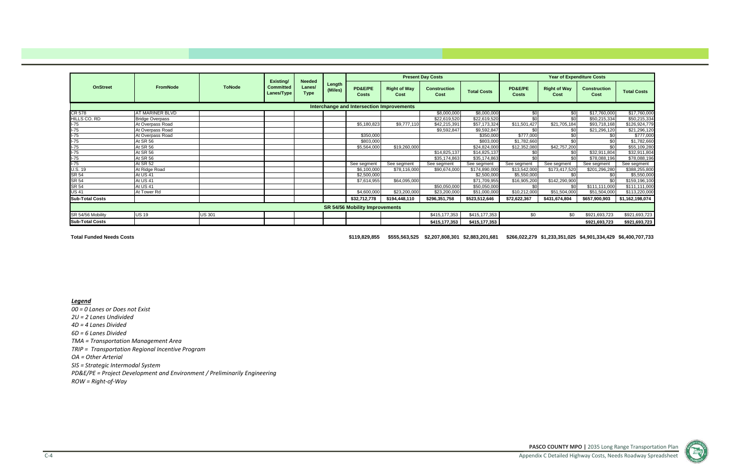| OnStreet | FromNode | ToNode | Existing/ Committed Lanes/Type | Needed Lanes/ Type | Length (Miles) | Present Day Costs | | | | Year of Expenditure Costs | | | |
|---|---|---|---|---|---|---|---|---|---|---|---|---|---|
| | | | | | | PD&E/PE Costs | Right of Way Cost | Construction Cost | Total Costs | PD&E/PE Costs | Right of Way Cost | Construction Cost | Total Costs |
| **Interchange and Intersection Improvements** | | | | | | | | | | | | | |
| CR 578 | AT MARINER BLVD | | | | | | | $8,000,000 | $8,000,000 | $0 | $0 | $17,760,000 | $17,760,000 |
| HILLS CO. RD | Bridge Overpass | | | | | | | $22,619,520 | $22,619,520 | $0 | $0 | $50,215,334 | $50,215,334 |
| I-75 | At Overpass Road | | | | | $5,180,823 | $9,777,110 | $42,215,391 | $57,173,324 | $11,501,427 | $21,705,184 | $93,718,168 | $126,924,779 |
| I-75 | At Overpass Road | | | | | | | $9,592,847 | $9,592,847 | $0 | $0 | $21,296,120 | $21,296,120 |
| I-75 | At Overpass Road | | | | | $350,000 | | | $350,000 | $777,000 | $0 | $0 | $777,000 |
| I-75 | At SR 56 | | | | | $803,000 | | | $803,000 | $1,782,660 | $0 | $0 | $1,782,660 |
| I-75 | At SR 56 | | | | | $5,564,000 | $19,260,000 | | $24,824,000 | $12,352,080 | $42,757,200 | $0 | $55,109,280 |
| I-75 | At SR 56 | | | | | | | $14,825,137 | $14,825,137 | $0 | $0 | $32,911,804 | $32,911,804 |
| I-75 | At SR 56 | | | | | | | $35,174,863 | $35,174,863 | $0 | $0 | $78,088,196 | $78,088,196 |
| I-75 | At SR 52 | | | | | See segment | See segment | See segment | See segment | See segment | See segment | See segment | See segment |
| U.S. 19 | At Ridge Road | | | | | $6,100,000 | $78,116,000 | $90,674,000 | $174,890,000 | $13,542,000 | $173,417,520 | $201,296,280 | $388,255,800 |
| SR 54 | At US 41 | | | | | $2,500,000 | | | $2,500,000 | $5,550,000 | $0 | $0 | $5,550,000 |
| SR 54 | At US 41 | | | | | $7,614,955 | $64,095,000 | | $71,709,955 | $16,905,200 | $142,290,900 | $0 | $159,196,100 |
| SR 54 | At US 41 | | | | | | | $50,050,000 | $50,050,000 | $0 | $0 | $111,111,000 | $111,111,000 |
| US 41 | At Tower Rd | | | | | $4,600,000 | $23,200,000 | $23,200,000 | $51,000,000 | $10,212,000 | $51,504,000 | $51,504,000 | $113,220,000 |
| **Sub-Total Costs** | | | | | | **$32,712,778** | **$194,448,110** | **$296,351,758** | **$523,512,646** | **$72,622,367** | **$431,674,804** | **$657,900,903** | **$1,162,198,074** |
| **SR 54/56 Mobility Improvements** | | | | | | | | | | | | | |
| SR 54/56 Mobility | US 19 | US 301 | | | | | | $415,177,353 | $415,177,353 | $0 | $0 | $921,693,723 | $921,693,723 |
| **Sub-Total Costs** | | | | | | | | **$415,177,353** | **$415,177,353** | | | **$921,693,723** | **$921,693,723** |
| **Total Funded Needs Costs** | | | | | | **$119,829,855** | **$555,563,525** | **$2,207,808,301** | **$2,883,201,681** | **$266,022,279** | **$1,233,351,025** | **$4,901,334,429** | **$6,400,707,733** |

***Legend***

*00 = 0 Lanes or Does not Exist*
*2U = 2 Lanes Undivided*
*4D = 4 Lanes Divided*
*6D = 6 Lanes Divided*
*TMA = Transportation Management Area*
*TRIP = Transportation Regional Incentive Program*
*OA = Other Arterial*
*SIS = Strategic Intermodal System*
*PD&E/PE = Project Development and Environment / Preliminarily Engineering*
*ROW = Right-of-Way*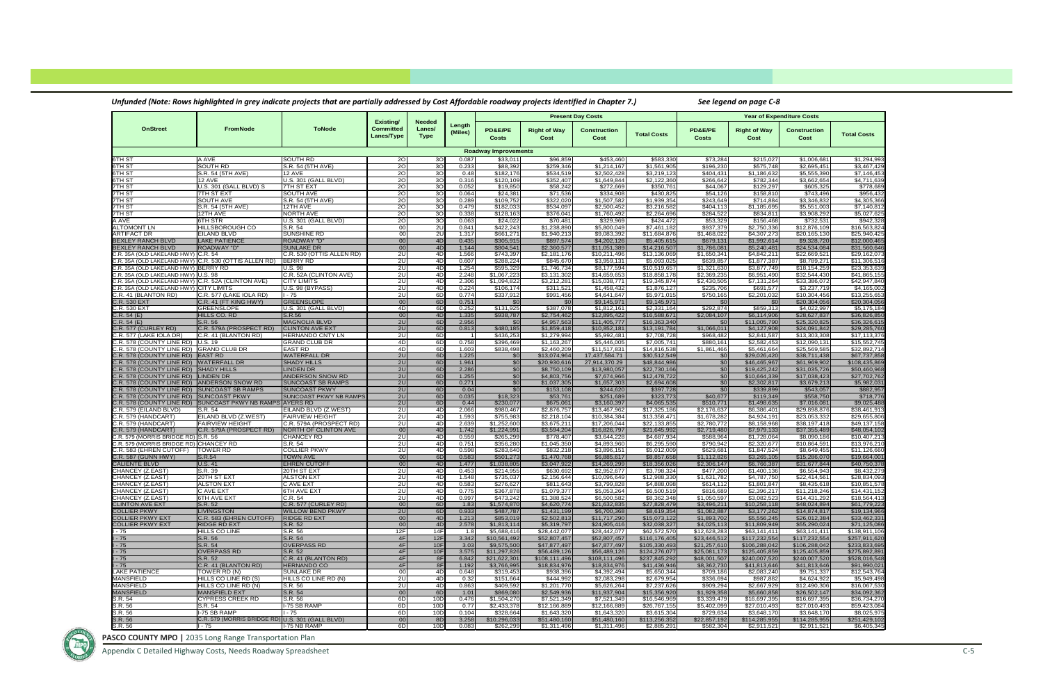*Unfunded (Note: Rows highlighted in grey indicate projects that are partially addressed by Cost Affordable roadway projects identified in Chapter 7.)* *See legend on page C-8*

| OnStreet | FromNode | ToNode | Existing/ Committed Lanes/Type | Needed Lanes/ Type | Length (Miles) | Present Day Costs | | | | Year of Expenditure Costs | | | |
|---|---|---|---|---|---|---|---|---|---|---|---|---|---|
| | | | | | | PD&E/PE Costs | Right of Way Cost | Construction Cost | Total Costs | PD&E/PE Costs | Right of Way Cost | Construction Cost | Total Costs |
| **Roadway Improvements** | | | | | | | | | | | | | |
| 6TH ST | A AVE | SOUTH RD | 2O | 3O | 0.087 | $33,011 | $96,859 | $453,460 | $583,330 | $73,284 | $215,027 | $1,006,681 | $1,294,993 |
| 6TH ST | SOUTH RD | S.R. 54 (5TH AVE) | 2O | 3O | 0.233 | $88,392 | $259,346 | $1,214,167 | $1,561,905 | $196,230 | $575,748 | $2,695,451 | $3,467,429 |
| 6TH ST | S.R. 54 (5TH AVE) | 12 AVE | 2O | 3O | 0.48 | $182,176 | $534,519 | $2,502,428 | $3,219,123 | $404,431 | $1,186,632 | $5,555,390 | $7,146,453 |
| 6TH ST | 12 AVE | U.S. 301 (GALL BLVD) | 2O | 3O | 0.316 | $120,109 | $352,407 | $1,649,844 | $2,122,360 | $266,642 | $782,344 | $3,662,654 | $4,711,639 |
| 7TH ST | U.S. 301 (GALL BLVD) S | 7TH ST EXT | 2O | 3O | 0.052 | $19,850 | $58,242 | $272,669 | $350,761 | $44,067 | $129,297 | $605,325 | $778,689 |
| 7TH ST | 7TH ST EXT | SOUTH AVE | 2O | 3O | 0.064 | $24,381 | $71,536 | $334,908 | $430,825 | $54,126 | $158,810 | $743,496 | $956,432 |
| 7TH ST | SOUTH AVE | S.R. 54 (5TH AVE) | 2O | 3O | 0.289 | $109,752 | $322,020 | $1,507,582 | $1,939,354 | $243,649 | $714,884 | $3,346,832 | $4,305,366 |
| 7TH ST | S.R. 54 (5TH AVE) | 12TH AVE | 2O | 3O | 0.479 | $182,033 | $534,097 | $2,500,452 | $3,216,582 | $404,113 | $1,185,695 | $5,551,003 | $7,140,812 |
| 7TH ST | 12TH AVE | NORTH AVE | 2O | 3O | 0.338 | $128,163 | $376,041 | $1,760,492 | $2,264,696 | $284,522 | $834,811 | $3,908,292 | $5,027,625 |
| A AVE | 6TH STR | U.S. 301 (GALL BLVD) | 2O | 3O | 0.063 | $24,022 | $70,481 | $329,969 | $424,472 | $53,329 | $156,468 | $732,531 | $942,328 |
| ALTOMONT LN | HILLSBOROUGH CO | S.R. 54 | 00 | 2U | 0.841 | $422,243 | $1,238,890 | $5,800,049 | $7,461,182 | $937,379 | $2,750,336 | $12,876,109 | $16,563,824 |
| ARTIFACT DR | EILAND BLVD | SUNSHINE RD | 00 | 2U | 1.317 | $661,271 | $1,940,213 | $9,083,392 | $11,684,876 | $1,468,022 | $4,307,273 | $20,165,130 | $25,940,425 |
| BEXLEY RANCH BLVD | LAKE PATIENCE | ROADWAY "D" | 00 | 4D | 0.435 | $305,915 | $897,574 | $4,202,126 | $5,405,615 | $679,131 | $1,992,614 | $9,328,720 | $12,000,465 |
| BEXLEY RANCH BLVD | ROADWAY "D" | SUNLAKE DR | 00 | 4D | 1.144 | $804,541 | $2,360,577 | $11,051,389 | $14,216,507 | $1,786,081 | $5,240,481 | $24,534,084 | $31,560,646 |
| C.R. 35A (OLD LAKELAND HWY) | C.R. 54 | C.R. 530 (OTTIS ALLEN RD) | 2U | 4D | 1.566 | $743,397 | $2,181,176 | $10,211,496 | $13,136,069 | $1,650,341 | $4,842,211 | $22,669,521 | $29,162,073 |
| C.R. 35A (OLD LAKELAND HWY) | C.R. 530 (OTTIS ALLEN RD) | BERRY RD | 2U | 4D | 0.607 | $288,224 | $845,670 | $3,959,131 | $5,093,025 | $639,857 | $1,877,387 | $8,789,271 | $11,306,516 |
| C.R. 35A (OLD LAKELAND HWY) | BERRY RD | U.S. 98 | 2U | 4D | 1.254 | $595,329 | $1,746,734 | $8,177,594 | $10,519,657 | $1,321,630 | $3,877,749 | $18,154,259 | $23,353,639 |
| C.R. 35A (OLD LAKELAND HWY) | U.S. 98 | C.R. 52A (CLINTON AVE) | 2U | 4D | 2.248 | $1,067,223 | $3,131,302 | $14,659,653 | $18,858,178 | $2,369,235 | $6,951,490 | $32,544,430 | $41,865,155 |
| C.R. 35A (OLD LAKELAND HWY) | C.R. 52A (CLINTON AVE) | CITY LIMITS | 2U | 4D | 2.306 | $1,094,822 | $3,212,281 | $15,038,771 | $19,345,874 | $2,430,505 | $7,131,264 | $33,386,072 | $42,947,840 |
| C.R. 35A (OLD LAKELAND HWY) | CITY LIMITS | U.S. 98 (BYPASS) | 2U | 4D | 0.224 | $106,174 | $311,521 | $1,458,432 | $1,876,127 | $235,706 | $691,577 | $3,237,719 | $4,165,002 |
| C.R. 41 (BLANTON RD) | C.R. 577 (LAKE IOLA RD) | I - 75 | 2U | 4D | 0.774 | $337,912 | $991,456 | $4,641,647 | $5,971,015 | $750,165 | $2,201,032 | $10,304,456 | $13,255,653 |
| C.R. 530 EXT | C.R. 41 (FT KING HWY) | GREENSLOPE | 00 | 6D | 0.751 | $0 | $0 | $9,145,971 | $9,145,971 | $0 | $0 | $20,304,056 | $20,304,056 |
| C.R. 530 EXT | GREENSLOPE | U.S. 301 (GALL BLVD) | 4D | 6D | 0.252 | $131,925 | $387,078 | $1,812,161 | $2,331,164 | $292,874 | $859,313 | $4,022,997 | $5,175,184 |
| C.R. 54 (E) | HILLS CO. RD | S.R.56 | 00 | 4D | 1.335 | $938,787 | $2,754,462 | $12,895,422 | $16,588,671 | $2,084,107 | $6,114,906 | $28,627,837 | $36,826,850 |
| C.R. 54 (E) | S.R. 56 | MAGNOLIA BLVD | 2U | 6D | 2.956 | $0 | $4,957,563 | $11,405,777 | $16,363,340 | $0 | $11,005,790 | $25,320,825 | $36,326,615 |
| C.R. 577 (CURLEY RD) | C.R. 579A (PROSPECT RD) | CLINTON AVE EXT | 2U | 6D | 0.813 | $480,185 | $1,859,418 | $10,852,181 | $13,191,784 | $1,066,011 | $4,127,908 | $24,091,842 | $29,285,760 |
| C.R. 577 (LAKE IOLA DR) | C.R. 41 (BLANTON RD) | HERNANDO CNTY LN | 2U | 6D | 1 | $436,253 | $1,279,994 | $5,992,481 | $7,708,728 | $968,482 | $2,841,587 | $13,303,308 | $17,113,376 |
| C.R. 578 (COUNTY LINE RD) | U.S. 19 | GRAND CLUB DR | 4D | 6D | 0.758 | $396,469 | $1,163,267 | $5,446,005 | $7,005,741 | $880,161 | $2,582,453 | $12,090,131 | $15,552,745 |
| C.R. 578 (COUNTY LINE RD) | GRAND CLUB DR | EAST RD | 4D | 6D | 1.603 | $838,498 | $2,460,209 | $11,517,831 | $14,816,538 | $1,861,466 | $5,461,664 | $25,569,585 | $32,892,714 |
| C.R. 578 (COUNTY LINE RD) | EAST RD | WATERFALL DR | 2U | 6D | 1.225 | $0 | $13,074,964 | 17,437,584.71 | $30,512,549 | $0 | $29,026,420 | $38,711,438 | $67,737,858 |
| C.R. 578 (COUNTY LINE RD) | WATERFALL DR | SHADY HILLS | 2U | 6D | 1.961 | $0 | $20,930,616 | 27,914,370.29 | $48,844,986 | $0 | $46,465,967 | $61,969,902 | $108,435,869 |
| C.R. 578 (COUNTY LINE RD) | SHADY HILLS | LINDEN DR | 2U | 6D | 2.286 | $0 | $8,750,109 | $13,980,057 | $22,730,166 | $0 | $19,425,242 | $31,035,726 | $50,460,968 |
| C.R. 578 (COUNTY LINE RD) | LINDEN DR | ANDERSON SNOW RD | 2U | 6D | 1.255 | $0 | $4,803,756 | $7,674,966 | $12,478,722 | $0 | $10,664,339 | $17,038,423 | $27,702,762 |
| C.R. 578 (COUNTY LINE RD) | ANDERSON SNOW RD | SUNCOAST SB RAMPS | 2U | 6D | 0.271 | $0 | $1,037,305 | $1,657,303 | $2,694,608 | $0 | $2,302,817 | $3,679,213 | $5,982,031 |
| C.R. 578 (COUNTY LINE RD) | SUNCOAST SB RAMPS | SUNCOAST PKWY | 2U | 6D | 0.04 | $0 | $153,108 | $244,620 | $397,728 | $0 | $339,899 | $543,057 | $882,957 |
| C.R. 578 (COUNTY LINE RD) | SUNCOAST PKWY | SUNCOAST PKWY NB RAMPS | 2U | 6D | 0.035 | $18,323 | $53,761 | $251,689 | $323,773 | $40,677 | $119,349 | $558,750 | $718,776 |
| C.R. 578 (COUNTY LINE RD) | SUNCOAST PKWY NB RAMPS | AYERS RD | 2U | 6D | 0.44 | $230,077 | $675,061 | $3,160,397 | $4,065,535 | $510,771 | $1,498,635 | $7,016,081 | $9,025,488 |
| C.R. 579 (EILAND BLVD) | S.R. 54 | EILAND BLVD (Z.WEST) | 2U | 4D | 2.066 | $980,467 | $2,876,757 | $13,467,962 | $17,325,186 | $2,176,637 | $6,386,401 | $29,898,876 | $38,461,913 |
| C.R. 579 (HANDCART) | EILAND BLVD (Z.WEST) | FAIRVIEW HEIGHT | 2U | 4D | 1.593 | $755,983 | $2,218,104 | $10,384,384 | $13,358,471 | $1,678,282 | $4,924,191 | $23,053,332 | $29,655,806 |
| C.R. 579 (HANDCART) | FAIRVIEW HEIGHT | C.R. 579A (PROSPECT RD) | 2U | 4D | 2.639 | $1,252,600 | $3,675,211 | $17,206,044 | $22,133,855 | $2,780,772 | $8,158,968 | $38,197,418 | $49,137,158 |
| C.R. 579 (HANDCART) | C.R. 579A (PROSPECT RD) | NORTH OF CLINTON AVE | 00 | 4D | 1.742 | $1,224,991 | $3,594,204 | $16,826,797 | $21,645,992 | $2,719,480 | $7,979,133 | $37,355,489 | $48,054,102 |
| C.R. 579 (MORRIS BRIDGE RD) | S.R. 56 | CHANCEY RD | 2U | 4D | 0.559 | $265,299 | $778,407 | $3,644,228 | $4,687,934 | $588,964 | $1,728,064 | $8,090,186 | $10,407,213 |
| C.R. 579 (MORRIS BRIDGE RD) | CHANCEY RD | S.R. 54 | 2U | 4D | 0.751 | $356,280 | $1,045,350 | $4,893,960 | $6,295,590 | $790,942 | $2,320,677 | $10,864,591 | $13,976,210 |
| C.R. 583 (EHREN CUTOFF) | TOWER RD | COLLIER PKWY | 2U | 4D | 0.598 | $283,640 | $832,218 | $3,896,151 | $5,012,009 | $629,681 | $1,847,524 | $8,649,455 | $11,126,660 |
| C.R. 587 (GUNN HWY) | S.R.54 | TOWN AVE | 4D | 6D | 0.583 | $501,273 | $1,470,768 | $6,885,617 | $8,857,658 | $1,112,826 | $3,265,105 | $15,286,070 | $19,664,001 |
| CALIENTE BLVD | U.S. 41 | EHREN CUTOFF | 00 | 4D | 1.477 | $1,038,805 | $3,047,922 | $14,269,299 | $18,356,026 | $2,306,147 | $6,766,387 | $31,677,844 | $40,750,378 |
| CHANCEY (Z.EAST) | S.R. 39 | 20TH ST EXT | 2U | 4D | 0.453 | $214,955 | $630,692 | $2,952,677 | $3,798,324 | $477,200 | $1,400,136 | $6,554,943 | $8,432,279 |
| CHANCEY (Z.EAST) | 20TH ST EXT | ALSTON EXT | 2U | 4D | 1.548 | $735,037 | $2,156,644 | $10,096,649 | $12,988,330 | $1,631,782 | $4,787,750 | $22,414,561 | $28,834,093 |
| CHANCEY (Z.EAST) | ALSTON EXT | C AVE EXT | 2U | 4D | 0.583 | $276,627 | $811,643 | $3,799,828 | $4,888,098 | $614,112 | $1,801,847 | $8,435,618 | $10,851,578 |
| CHANCEY (Z.EAST) | C AVE EXT | 6TH AVE EXT | 2U | 4D | 0.775 | $367,878 | $1,079,377 | $5,053,264 | $6,500,519 | $816,689 | $2,396,217 | $11,218,246 | $14,431,152 |
| CHANCEY (Z.EAST) | 6TH AVE EXT | C.R. 54 | 2U | 4D | 0.997 | $473,242 | $1,388,524 | $6,500,582 | $8,362,348 | $1,050,597 | $3,082,523 | $14,431,292 | $18,564,413 |
| CLINTON AVE EXT | S.R. 52 | C.R. 577 (CURLEY RD) | 00 | 6D | 1.83 | $1,574,870 | $4,620,774 | $21,632,835 | $27,828,479 | $3,496,211 | $10,258,118 | $48,024,894 | $61,779,223 |
| COLLIER PKWY | LIVINGSTON | WILLOW BEND PKWY | 2U | 6D | 0.933 | $487,787 | $1,431,199 | $6,700,368 | $8,619,354 | $1,082,887 | $3,177,262 | $14,874,817 | $19,134,966 |
| COLLIER PKWY EXT | C.R. 583 (EHREN CUTOFF) | RIDGE RD EXT | 00 | 4D | 1.213 | $853,019 | $2,502,813 | $11,717,290 | $15,073,122 | $1,893,702 | $5,556,245 | $26,012,384 | $33,462,331 |
| COLLIER PKWY EXT | RIDGE RD EXT | S.R. 52 | 00 | 4D | 2.578 | $1,813,114 | $5,319,797 | $24,905,416 | $32,038,327 | $4,025,113 | $11,809,949 | $55,290,024 | $71,125,086 |
| I - 75 | HILLS CO LINE | S.R. 56 | 12F | 14F | 1.8 | $5,688,416 | $28,442,077 | $28,442,077 | $62,572,570 | $12,628,283 | $63,141,411 | $63,141,411 | $138,911,106 |
| I - 75 | S.R. 56 | S.R. 54 | 4F | 12F | 3.342 | $10,561,492 | $52,807,457 | $52,807,457 | $116,176,405 | $23,446,512 | $117,232,554 | $117,232,554 | $257,911,620 |
| I - 75 | S.R. 54 | OVERPASS RD | 4F | 10F | 3.03 | $9,575,500 | $47,877,497 | $47,877,497 | $105,330,493 | $21,257,610 | $106,288,042 | $106,288,042 | $233,833,695 |
| I - 75 | OVERPASS RD | S.R. 52 | 4F | 10F | 3.575 | $11,297,826 | $56,489,126 | $56,489,126 | $124,276,077 | $25,081,173 | $125,405,859 | $125,405,859 | $275,892,891 |
| I - 75 | S.R. 52 | C.R. 41 (BLANTON RD) | 4F | 8F | 6.842 | $21,622,301 | $108,111,496 | $108,111,496 | $237,845,292 | $48,001,507 | $240,007,520 | $240,007,520 | $528,016,548 |
| I - 75 | C.R. 41 (BLANTON RD) | HERNANDO CO | 4F | 8F | 1.192 | $3,766,995 | $18,834,976 | $18,834,976 | $41,436,946 | $8,362,730 | $41,813,646 | $41,813,646 | $91,990,021 |
| LAKE PATIENCE | TOWER RD (N) | SUNLAKE DR | 00 | 4D | 0.648 | $319,453 | $938,396 | $4,392,494 | $5,650,344 | $709,186 | $2,083,240 | $9,751,337 | $12,543,764 |
| MANSFIELD | HILLS CO LINE RD (S) | HILLS CO LINE RD (N) | 2U | 4D | 0.32 | $151,664 | $444,992 | $2,083,298 | $2,679,954 | $336,694 | $987,882 | $4,624,922 | $5,949,498 |
| MANSFIELD | HILLS CO LINE RD (N) | S.R. 56 | 2U | 4D | 0.863 | $409,592 | $1,201,770 | $5,626,264 | $7,237,626 | $909,294 | $2,667,929 | $12,490,306 | $16,067,530 |
| MANSFIELD | MANSFIELD EXT | S.R. 54 | 00 | 6D | 1.01 | $869,080 | $2,549,936 | $11,937,904 | $15,356,920 | $1,929,358 | $5,660,858 | $26,502,147 | $34,092,362 |
| S.R. 54 | CYPRESS CREEK RD | S.R. 56 | 6D | 10D | 0.476 | $1,504,270 | $7,521,349 | $7,521,349 | $16,546,969 | $3,339,479 | $16,697,395 | $16,697,395 | $36,734,270 |
| S.R. 56 | S.R. 54 | I-75 SB RAMP | 6D | 10D | 0.77 | $2,433,378 | $12,166,889 | $12,166,889 | $26,767,155 | $5,402,099 | $27,010,493 | $27,010,493 | $59,423,084 |
| S.R. 56 | I-75 SB RAMP | I - 75 | 6D | 10D | 0.104 | $328,664 | $1,643,320 | $1,643,320 | $3,615,304 | $729,634 | $3,648,170 | $3,648,170 | $8,025,975 |
| S.R. 56 | C.R. 579 (MORRIS BRIDGE RD) | U.S. 301 (GALL BLVD) | 00 | 8D | 3.258 | $10,296,033 | $51,480,160 | $51,480,160 | $113,256,352 | $22,857,192 | $114,285,955 | $114,285,955 | $251,429,102 |
| S.R. 56 | I - 75 | I-75 NB RAMP | 6D | 10D | 0.083 | $262,299 | $1,311,496 | $1,311,496 | $2,885,291 | $582,304 | $2,911,521 | $2,911,521 | $6,405,345 |

**PASCO COUNTY MPO** | 2035 Long Range Transportation Plan

Appendix C Detailed Highway Costs, Needs Roadway Spreadsheet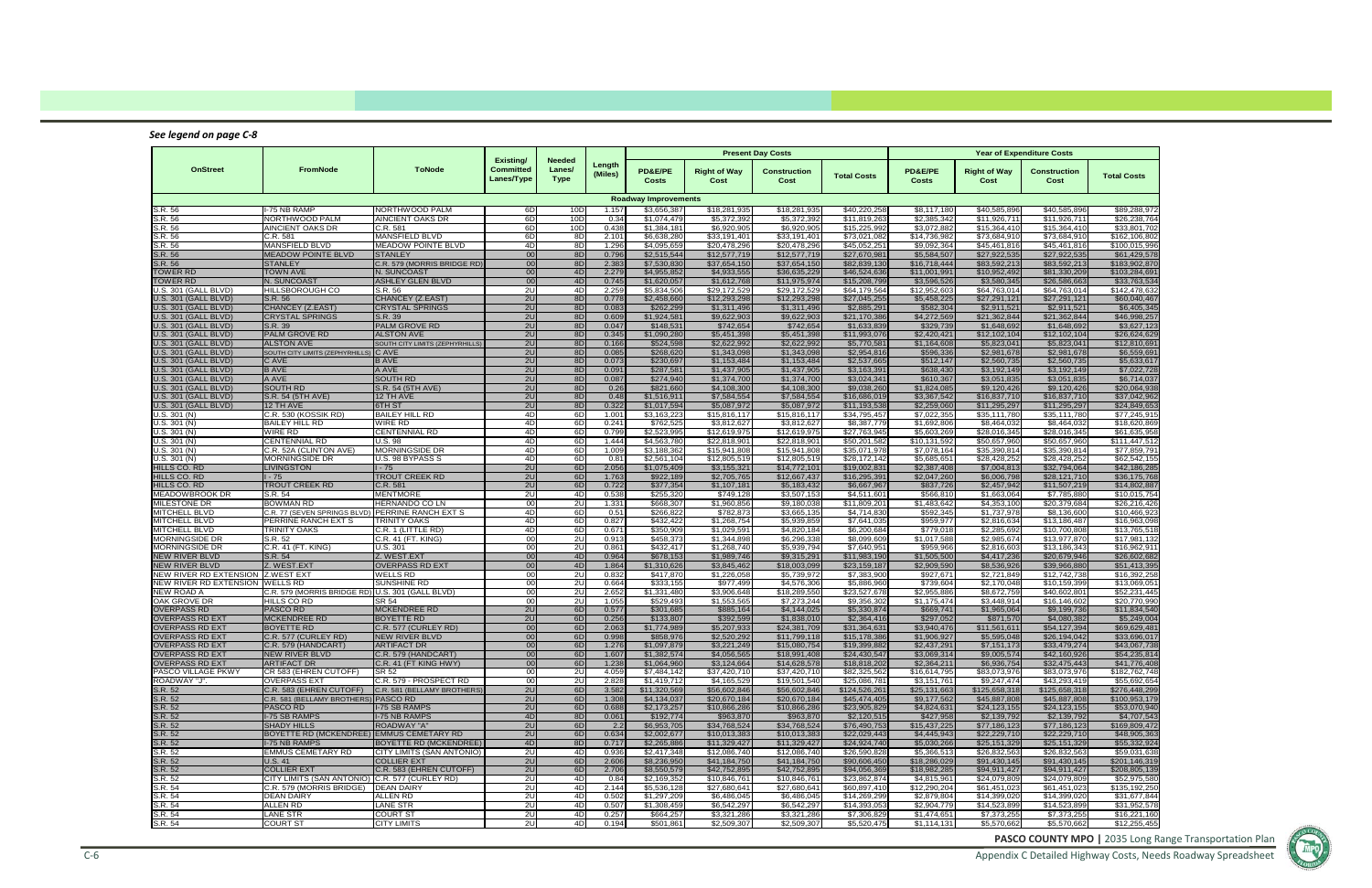*See legend on page C-8*

| OnStreet | FromNode | ToNode | Existing/ Committed Lanes/Type | Needed Lanes/ Type | Length (Miles) | Present Day Costs | | | | Year of Expenditure Costs | | | |
|---|---|---|---|---|---|---|---|---|---|---|---|---|---|
| | | | | | | PD&E/PE Costs | Right of Way Cost | Construction Cost | Total Costs | PD&E/PE Costs | Right of Way Cost | Construction Cost | Total Costs |
| **Roadway Improvements** | | | | | | | | | | | | | |
| S.R. 56 | I-75 NB RAMP | NORTHWOOD PALM | 6D | 10D | 1.157 | $3,656,387 | $18,281,935 | $18,281,935 | $40,220,258 | $8,117,180 | $40,585,896 | $40,585,896 | $89,288,972 |
| S.R. 56 | NORTHWOOD PALM | AINCIENT OAKS DR | 6D | 10D | 0.34 | $1,074,479 | $5,372,392 | $5,372,392 | $11,819,263 | $2,385,342 | $11,926,711 | $11,926,711 | $26,238,764 |
| S.R. 56 | AINCIENT OAKS DR | C.R. 581 | 6D | 10D | 0.438 | $1,384,181 | $6,920,905 | $6,920,905 | $15,225,992 | $3,072,882 | $15,364,410 | $15,364,410 | $33,801,702 |
| S.R. 56 | C.R. 581 | MANSFIELD BLVD | 6D | 8D | 2.101 | $6,636,280 | $33,191,401 | $33,191,401 | $73,021,082 | $14,736,982 | $73,684,910 | $73,684,910 | $162,106,802 |
| S.R. 56 | MANSFIELD BLVD | MEADOW POINTE BLVD | 4D | 8D | 1.296 | $4,095,659 | $20,478,296 | $20,478,296 | $45,052,251 | $9,092,364 | $45,461,816 | $45,461,816 | $100,015,996 |
| S.R. 56 | MEADOW POINTE BLVD | STANLEY | 00 | 8D | 0.796 | $2,515,544 | $12,577,719 | $12,577,719 | $27,670,981 | $5,584,507 | $27,922,535 | $27,922,535 | $61,429,578 |
| S.R. 56 | STANLEY | C.R. 579 (MORRIS BRIDGE RD) | 00 | 8D | 2.383 | $7,530,830 | $37,654,150 | $37,654,150 | $82,839,130 | $16,718,444 | $83,592,213 | $83,592,213 | $183,902,870 |
| TOWER RD | TOWN AVE | N. SUNCOAST | 00 | 4D | 2.279 | $4,955,852 | $4,933,555 | $36,635,229 | $46,524,636 | $11,001,991 | $10,952,492 | $81,330,209 | $103,284,691 |
| TOWER RD | N. SUNCOAST | ASHLEY GLEN BLVD | 00 | 4D | 0.745 | $1,620,057 | $1,612,768 | $11,975,974 | $15,208,799 | $3,596,526 | $3,580,345 | $26,586,663 | $33,763,534 |
| U.S. 301 (GALL BLVD) | HILLSBOROUGH CO | S.R. 56 | 2U | 4D | 2.259 | $5,834,506 | $29,172,529 | $29,172,529 | $64,179,564 | $12,952,603 | $64,763,014 | $64,763,014 | $142,478,632 |
| U.S. 301 (GALL BLVD) | S.R. 56 | CHANCEY (Z.EAST) | 2U | 8D | 0.778 | $2,458,660 | $12,293,298 | $12,293,298 | $27,045,255 | $5,458,225 | $27,291,121 | $27,291,121 | $60,040,467 |
| U.S. 301 (GALL BLVD) | CHANCEY (Z.EAST) | CRYSTAL SPRINGS | 2U | 8D | 0.083 | $262,299 | $1,311,496 | $1,311,496 | $2,885,291 | $582,304 | $2,911,521 | $2,911,521 | $6,405,345 |
| U.S. 301 (GALL BLVD) | CRYSTAL SPRINGS | S.R. 39 | 2U | 8D | 0.609 | $1,924,581 | $9,622,903 | $9,622,903 | $21,170,386 | $4,272,569 | $21,362,844 | $21,362,844 | $46,998,257 |
| U.S. 301 (GALL BLVD) | S.R. 39 | PALM GROVE RD | 2U | 8D | 0.047 | $148,531 | $742,654 | $742,654 | $1,633,839 | $329,739 | $1,648,692 | $1,648,692 | $3,627,123 |
| U.S. 301 (GALL BLVD) | PALM GROVE RD | ALSTON AVE | 2U | 8D | 0.345 | $1,090,280 | $5,451,398 | $5,451,398 | $11,993,076 | $2,420,421 | $12,102,104 | $12,102,104 | $26,624,629 |
| U.S. 301 (GALL BLVD) | ALSTON AVE | SOUTH CITY LIMITS (ZEPHYRHILLS) | 2U | 8D | 0.166 | $524,598 | $2,622,992 | $2,622,992 | $5,770,581 | $1,164,608 | $5,823,041 | $5,823,041 | $12,810,691 |
| U.S. 301 (GALL BLVD) | SOUTH CITY LIMITS (ZEPHYRHILLS) | C AVE | 2U | 8D | 0.085 | $268,620 | $1,343,098 | $1,343,098 | $2,954,816 | $596,336 | $2,981,678 | $2,981,678 | $6,559,691 |
| U.S. 301 (GALL BLVD) | C AVE | B AVE | 2U | 8D | 0.073 | $230,697 | $1,153,484 | $1,153,484 | $2,537,665 | $512,147 | $2,560,735 | $2,560,735 | $5,633,617 |
| U.S. 301 (GALL BLVD) | B AVE | A AVE | 2U | 8D | 0.091 | $287,581 | $1,437,905 | $1,437,905 | $3,163,391 | $638,430 | $3,192,149 | $3,192,149 | $7,022,728 |
| U.S. 301 (GALL BLVD) | A AVE | SOUTH RD | 2U | 8D | 0.087 | $274,940 | $1,374,700 | $1,374,700 | $3,024,341 | $610,367 | $3,051,835 | $3,051,835 | $6,714,037 |
| U.S. 301 (GALL BLVD) | SOUTH RD | S.R. 54 (5TH AVE) | 2U | 8D | 0.26 | $821,660 | $4,108,300 | $4,108,300 | $9,038,260 | $1,824,085 | $9,120,426 | $9,120,426 | $20,064,938 |
| U.S. 301 (GALL BLVD) | S.R. 54 (5TH AVE) | 12 TH AVE | 2U | 8D | 0.48 | $1,516,911 | $7,584,554 | $7,584,554 | $16,686,019 | $3,367,542 | $16,837,710 | $16,837,710 | $37,042,962 |
| U.S. 301 (GALL BLVD) | 12 TH AVE | 6TH ST | 2U | 8D | 0.322 | $1,017,594 | $5,087,972 | $5,087,972 | $11,193,538 | $2,259,060 | $11,295,297 | $11,295,297 | $24,849,653 |
| U.S. 301 (N) | C.R. 530 (KOSSIK RD) | BAILEY HILL RD | 4D | 6D | 1.001 | $3,163,223 | $15,816,117 | $15,816,117 | $34,795,457 | $7,022,355 | $35,111,780 | $35,111,780 | $77,245,915 |
| U.S. 301 (N) | BAILEY HILL RD | WIRE RD | 4D | 6D | 0.241 | $762,525 | $3,812,627 | $3,812,627 | $8,387,779 | $1,692,806 | $8,464,032 | $8,464,032 | $18,620,869 |
| U.S. 301 (N) | WIRE RD | CENTENNIAL RD | 4D | 6D | 0.799 | $2,523,995 | $12,619,975 | $12,619,975 | $27,763,945 | $5,603,269 | $28,016,345 | $28,016,345 | $61,635,958 |
| U.S. 301 (N) | CENTENNIAL RD | U.S. 98 | 4D | 6D | 1.444 | $4,563,780 | $22,818,901 | $22,818,901 | $50,201,582 | $10,131,592 | $50,657,960 | $50,657,960 | $111,447,512 |
| U.S. 301 (N) | C.R. 52A (CLINTON AVE) | MORNINGSIDE DR | 4D | 6D | 1.009 | $3,188,362 | $15,941,808 | $15,941,808 | $35,071,978 | $7,078,164 | $35,390,814 | $35,390,814 | $77,859,791 |
| U.S. 301 (N) | MORNINGSIDE DR | U.S. 98 BYPASS S | 4D | 6D | 0.81 | $2,561,104 | $12,805,519 | $12,805,519 | $28,172,142 | $5,685,651 | $28,428,252 | $28,428,252 | $62,542,155 |
| HILLS CO. RD | LIVINGSTON | I - 75 | 2U | 6D | 2.056 | $1,075,409 | $3,155,321 | $14,772,101 | $19,002,831 | $2,387,408 | $7,004,813 | $32,794,064 | $42,186,285 |
| HILLS CO. RD | I - 75 | TROUT CREEK RD | 2U | 6D | 1.763 | $922,189 | $2,705,765 | $12,667,437 | $16,295,391 | $2,047,260 | $6,006,798 | $28,121,710 | $36,175,768 |
| HILLS CO. RD | TROUT CREEK RD | C.R. 581 | 2U | 6D | 0.722 | $377,354 | $1,107,181 | $5,183,432 | $6,667,967 | $837,726 | $2,457,942 | $11,507,219 | $14,802,887 |
| MEADOWBROOK DR | S.R. 54 | MENTMORE | 2U | 4D | 0.538 | $255,320 | $749,128 | $3,507,153 | $4,511,601 | $566,810 | $1,663,064 | $7,785,880 | $10,015,754 |
| MILESTONE DR | BOWMAN RD | HERNANDO CO LN | 00 | 2U | 1.331 | $668,307 | $1,960,856 | $9,180,038 | $11,809,201 | $1,483,642 | $4,353,100 | $20,379,684 | $26,216,426 |
| MITCHELL BLVD | C.R. 77 (SEVEN SPRINGS BLVD) | PERRINE RANCH EXT S | 4D | 6D | 0.51 | $266,822 | $782,873 | $3,665,135 | $4,714,830 | $592,345 | $1,737,978 | $8,136,600 | $10,466,923 |
| MITCHELL BLVD | PERRINE RANCH EXT S | TRINITY OAKS | 4D | 6D | 0.827 | $432,422 | $1,268,754 | $5,939,859 | $7,641,035 | $959,977 | $2,816,634 | $13,186,487 | $16,963,098 |
| MITCHELL BLVD | TRINITY OAKS | C.R. 1 (LITTLE RD) | 4D | 6D | 0.671 | $350,909 | $1,029,591 | $4,820,184 | $6,200,684 | $779,018 | $2,285,692 | $10,700,808 | $13,765,518 |
| MORNINGSIDE DR | S.R. 52 | C.R. 41 (FT. KING) | 00 | 2U | 0.913 | $458,373 | $1,344,898 | $6,296,338 | $8,099,609 | $1,017,588 | $2,985,674 | $13,977,870 | $17,981,132 |
| MORNINGSIDE DR | C.R. 41 (FT. KING) | U.S. 301 | 00 | 2U | 0.861 | $432,417 | $1,268,740 | $5,939,794 | $7,640,951 | $959,966 | $2,816,603 | $13,186,343 | $16,962,911 |
| NEW RIVER BLVD | S.R. 54 | Z. WEST.EXT | 00 | 4D | 0.964 | $678,153 | $1,989,746 | $9,315,291 | $11,983,190 | $1,505,500 | $4,417,236 | $20,679,946 | $26,602,682 |
| NEW RIVER BLVD | Z. WEST.EXT | OVERPASS RD EXT | 00 | 4D | 1.864 | $1,310,626 | $3,845,462 | $18,003,099 | $23,159,187 | $2,909,590 | $8,536,926 | $39,966,880 | $51,413,395 |
| NEW RIVER RD EXTENSION | Z.WEST EXT | WELLS RD | 00 | 2U | 0.832 | $417,870 | $1,226,058 | $5,739,972 | $7,383,900 | $927,671 | $2,721,849 | $12,742,738 | $16,392,258 |
| NEW RIVER RD EXTENSION | WELLS RD | SUNSHINE RD | 00 | 2U | 0.664 | $333,155 | $977,499 | $4,576,306 | $5,886,960 | $739,604 | $2,170,048 | $10,159,399 | $13,069,051 |
| NEW ROAD A | C.R. 579 (MORRIS BRIDGE RD) | U.S. 301 (GALL BLVD) | 00 | 2U | 2.652 | $1,331,480 | $3,906,648 | $18,289,550 | $23,527,678 | $2,955,886 | $8,672,759 | $40,602,801 | $52,231,445 |
| OAK GROVE DR | HILLS CO RD | SR 54 | 00 | 2U | 1.055 | $529,493 | $1,553,565 | $7,273,244 | $9,356,302 | $1,175,474 | $3,448,914 | $16,146,602 | $20,770,990 |
| OVERPASS RD | PASCO RD | MCKENDREE RD | 2U | 6D | 0.577 | $301,685 | $885,164 | $4,144,025 | $5,330,874 | $669,741 | $1,965,064 | $9,199,736 | $11,834,540 |
| OVERPASS RD EXT | MCKENDREE RD | BOYETTE RD | 2U | 6D | 0.256 | $133,807 | $392,599 | $1,838,010 | $2,364,416 | $297,052 | $871,570 | $4,080,382 | $5,249,004 |
| OVERPASS RD EXT | BOYETTE RD | C.R. 577 (CURLEY RD) | 00 | 6D | 2.063 | $1,774,989 | $5,207,933 | $24,381,709 | $31,364,631 | $3,940,476 | $11,561,611 | $54,127,394 | $69,629,481 |
| OVERPASS RD EXT | C.R. 577 (CURLEY RD) | NEW RIVER BLVD | 00 | 6D | 0.998 | $858,976 | $2,520,292 | $11,799,118 | $15,178,386 | $1,906,927 | $5,595,048 | $26,194,042 | $33,696,017 |
| OVERPASS RD EXT | C.R. 579 (HANDCART) | ARTIFACT DR | 00 | 6D | 1.276 | $1,097,879 | $3,221,249 | $15,080,754 | $19,399,882 | $2,437,291 | $7,151,173 | $33,479,274 | $43,067,738 |
| OVERPASS RD EXT | NEW RIVER BLVD | C.R. 579 (HANDCART) | 00 | 6D | 1.607 | $1,382,574 | $4,056,565 | $18,991,408 | $24,430,547 | $3,069,314 | $9,005,574 | $42,160,926 | $54,235,814 |
| OVERPASS RD EXT | ARTIFACT DR | C.R. 41 (FT KING HWY) | 00 | 6D | 1.238 | $1,064,960 | $3,124,664 | $14,628,578 | $18,818,202 | $2,364,211 | $6,936,754 | $32,475,443 | $41,776,408 |
| PASCO VILLAGE PKWY | CR 583 (EHREN CUTOFF) | SR 52 | 00 | 2U | 4.059 | $7,484,142 | $37,420,710 | $37,420,710 | $82,325,562 | $16,614,795 | $83,073,976 | $83,073,976 | $182,762,748 |
| ROADWAY "J". | OVERPASS EXT | C.R. 579 - PROSPECT RD | 00 | 2U | 2.828 | $1,419,712 | $4,165,529 | $19,501,540 | $25,086,781 | $3,151,761 | $9,247,474 | $43,293,419 | $55,692,654 |
| S.R. 52 | C.R. 583 (EHREN CUTOFF) | C.R. 581 (BELLAMY BROTHERS) | 2U | 6D | 3.582 | $11,320,569 | $56,602,846 | $56,602,846 | $124,526,261 | $25,131,663 | $125,658,318 | $125,658,318 | $276,448,299 |
| S.R. 52 | C.R. 581 (BELLAMY BROTHERS) | PASCO RD | 2U | 6D | 1.308 | $4,134,037 | $20,670,184 | $20,670,184 | $45,474,405 | $9,177,562 | $45,887,808 | $45,887,808 | $100,953,179 |
| S.R. 52 | PASCO RD | I-75 SB RAMPS | 2U | 6D | 0.688 | $2,173,257 | $10,866,286 | $10,866,286 | $23,905,829 | $4,824,631 | $24,123,155 | $24,123,155 | $53,070,940 |
| S.R. 52 | I-75 SB RAMPS | I-75 NB RAMPS | 4D | 8D | 0.061 | $192,774 | $963,870 | $963,870 | $2,120,515 | $427,958 | $2,139,792 | $2,139,792 | $4,707,543 |
| S.R. 52 | SHADY HILLS | ROADWAY "A" | 2U | 6D | 2.2 | $6,953,705 | $34,768,524 | $34,768,524 | $76,490,753 | $15,437,225 | $77,186,123 | $77,186,123 | $169,809,472 |
| S.R. 52 | BOYETTE RD (MCKENDREE) | EMMUS CEMETARY RD | 2U | 6D | 0.634 | $2,002,677 | $10,013,383 | $10,013,383 | $22,029,443 | $4,445,943 | $22,229,710 | $22,229,710 | $48,905,363 |
| S.R. 52 | I-75 NB RAMPS | BOYETTE RD (MCKENDREE) | 4D | 8D | 0.717 | $2,265,885 | $11,329,427 | $11,329,427 | $24,924,740 | $5,030,266 | $25,151,329 | $25,151,329 | $55,332,924 |
| S.R. 52 | EMMUS CEMETARY RD | CITY LIMITS (SAN ANTONIO) | 2U | 6D | 0.936 | $2,417,348 | $12,086,740 | $12,086,740 | $26,590,828 | $5,366,513 | $26,832,563 | $26,832,563 | $59,031,638 |
| S.R. 52 | U.S. 41 | COLLIER EXT | 2U | 6D | 2.606 | $8,236,950 | $41,184,750 | $41,184,750 | $90,606,450 | $18,286,029 | $91,430,145 | $91,430,145 | $201,146,319 |
| S.R. 52 | COLLIER EXT | C.R. 583 (EHREN CUTOFF) | 2U | 6D | 2.706 | $8,550,579 | $42,752,895 | $42,752,895 | $94,056,369 | $18,982,285 | $94,911,427 | $94,911,427 | $208,805,139 |
| S.R. 52 | CITY LIMITS (SAN ANTONIO) | C.R. 577 (CURLEY RD) | 2U | 4D | 0.84 | $2,169,352 | $10,846,761 | $10,846,761 | $23,862,874 | $4,815,961 | $24,079,809 | $24,079,809 | $52,975,580 |
| S.R. 54 | C.R. 579 (MORRIS BRIDGE) | DEAN DAIRY | 2U | 4D | 2.144 | $5,536,128 | $27,680,641 | $27,680,641 | $60,897,410 | $12,290,204 | $61,451,023 | $61,451,023 | $135,192,250 |
| S.R. 54 | DEAN DAIRY | ALLEN RD | 2U | 4D | 0.502 | $1,297,209 | $6,486,045 | $6,486,045 | $14,269,299 | $2,879,804 | $14,399,020 | $14,399,020 | $31,677,844 |
| S.R. 54 | ALLEN RD | LANE STR | 2U | 4D | 0.507 | $1,308,459 | $6,542,297 | $6,542,297 | $14,393,053 | $2,904,779 | $14,523,899 | $14,523,899 | $31,952,578 |
| S.R. 54 | LANE STR | COURT ST | 2U | 4D | 0.257 | $664,257 | $3,321,286 | $3,321,286 | $7,306,829 | $1,474,651 | $7,373,255 | $7,373,255 | $16,221,160 |
| S.R. 54 | COURT ST | CITY LIMITS | 2U | 4D | 0.194 | $501,861 | $2,509,307 | $2,509,307 | $5,520,475 | $1,114,131 | $5,570,662 | $5,570,662 | $12,255,455 |

**PASCO COUNTY MPO** | 2035 Long Range Transportation Plan

Appendix C Detailed Highway Costs, Needs Roadway Spreadsheet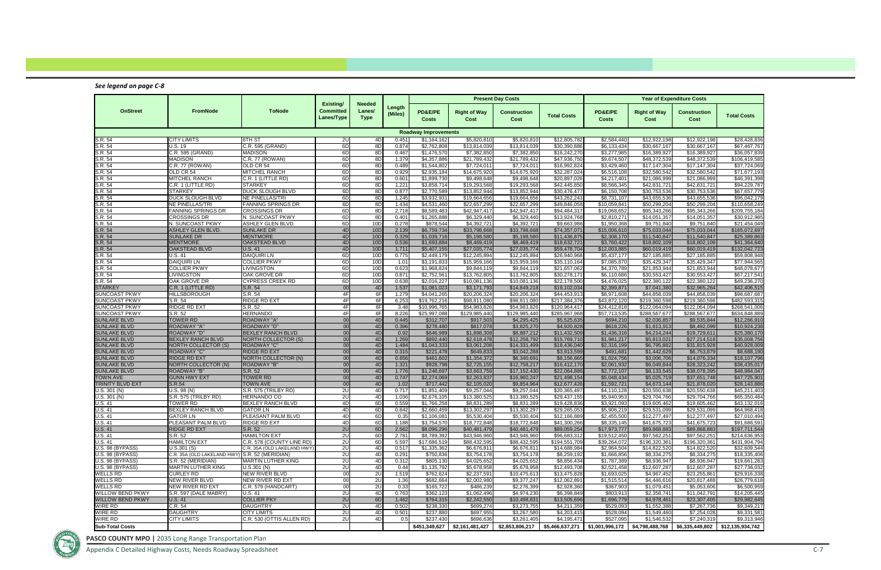*See legend on page C-8*

| OnStreet | FromNode | ToNode | Existing/ Committed Lanes/Type | Needed Lanes/ Type | Length (Miles) | Present Day Costs | | | | Year of Expenditure Costs | | | |
|---|---|---|---|---|---|---|---|---|---|---|---|---|---|
| | | | | | | PD&E/PE Costs | Right of Way Cost | Construction Cost | Total Costs | PD&E/PE Costs | Right of Way Cost | Construction Cost | Total Costs |
| **Roadway Improvements** | | | | | | | | | | | | | |
| S.R. 54 | CITY LIMITS | 6TH ST | 2U | 4D | 0.451 | $1,164,162 | $5,820,810 | $5,820,810 | $12,805,782 | $2,584,440 | $12,922,198 | $12,922,198 | $28,428,836 |
| S.R. 54 | U.S. 19 | C.R. 595 (GRAND) | 6D | 8D | 0.874 | $2,762,808 | $13,814,039 | $13,814,039 | $30,390,886 | $6,133,434 | $30,667,167 | $30,667,167 | $67,467,767 |
| S.R. 54 | C.R. 595 (GRAND) | MADISON | 6D | 8D | 0.467 | $1,476,570 | $7,382,850 | $7,382,850 | $16,242,270 | $3,277,985 | $16,389,927 | $16,389,927 | $36,057,839 |
| S.R. 54 | MADISON | C.R. 77 (ROWAN) | 6D | 8D | 1.379 | $4,357,886 | $21,789,432 | $21,789,432 | $47,936,750 | $9,674,507 | $48,372,539 | $48,372,539 | $106,419,585 |
| S.R. 54 | C.R. 77 (ROWAN) | OLD CR 54 | 6D | 8D | 0.489 | $1,544,802 | $7,724,011 | $7,724,011 | $16,992,824 | $3,429,460 | $17,147,304 | $17,147,304 | $37,724,069 |
| S.R. 54 | OLD CR 54 | MITCHEL RANCH | 6D | 8D | 0.929 | $2,935,184 | $14,675,920 | $14,675,920 | $32,287,024 | $6,516,108 | $32,580,542 | $32,580,542 | $71,677,193 |
| S.R. 54 | MITCHEL RANCH | C.R. 1 (LITTLE RD) | 6D | 8D | 0.601 | $1,899,730 | $9,498,648 | $9,498,648 | $20,897,026 | $4,217,401 | $21,086,999 | $21,086,999 | $46,391,398 |
| S.R. 54 | C.R. 1 (LITTLE RD) | STARKEY | 6D | 8D | 1.221 | $3,858,714 | $19,293,568 | $19,293,568 | $42,445,850 | $8,566,345 | $42,831,721 | $42,831,721 | $94,229,787 |
| S.R. 54 | STARKEY | DUCK SLOUGH BLVD | 6D | 8D | 0.877 | $2,770,589 | $13,852,944 | $13,852,944 | $30,476,477 | $6,150,708 | $30,753,536 | $30,753,536 | $67,657,779 |
| S.R. 54 | DUCK SLOUGH BLVD | NE PINELLAS/TRI | 6D | 8D | 1.245 | $3,932,931 | $19,664,656 | $19,664,656 | $43,262,243 | $8,731,107 | $43,655,536 | $43,655,536 | $96,042,179 |
| S.R. 54 | NE PINELLAS/TRI | FANNING SPRINGS DR | 6D | 8D | 1.434 | $4,531,460 | $22,657,299 | $22,657,299 | $49,846,058 | $10,059,841 | $50,299,204 | $50,299,204 | $110,658,249 |
| S.R. 54 | FANNING SPRINGS DR | CROSSINGS DR | 6D | 8D | 2.718 | $8,589,483 | $42,947,417 | $42,947,417 | $94,484,317 | $19,068,652 | $95,343,266 | $95,343,266 | $209,755,184 |
| S.R. 54 | CROSSINGS DR | N. SUNCOAST PKWY | 6D | 8D | 0.401 | $1,265,888 | $6,329,440 | $6,329,440 | $13,924,768 | $2,810,271 | $14,051,357 | $14,051,357 | $30,912,985 |
| S.R. 54 | N. SUNCOAST PKWY | ASHLEY GLEN BLVD. | 6D | 10D | 0.278 | $878,544 | $4,392,721 | $4,392,721 | $9,663,986 | $1,950,368 | $9,751,840 | $9,751,840 | $21,454,049 |
| S.R. 54 | ASHLEY GLEN BLVD. | SUNLAKE DR | 4D | 10D | 2.139 | $6,759,734 | $33,798,668 | $33,798,668 | $74,357,071 | $15,006,610 | $75,033,044 | $75,033,044 | $165,072,697 |
| S.R. 54 | SUNLAKE DR | MENTMORE | 4D | 10D | 0.329 | $1,039,716 | $5,198,580 | $5,198,580 | $11,436,875 | $2,308,170 | $11,540,847 | $11,540,847 | $25,389,863 |
| S.R. 54 | MENTMORE | OAKSTEAD BLVD | 4D | 10D | 0.536 | $1,693,884 | $8,469,419 | $8,469,419 | $18,632,721 | $3,760,422 | $18,802,109 | $18,802,109 | $41,364,640 |
| S.R. 54 | OAKSTEAD BLVD | U.S. 41 | 4D | 10D | 1.711 | $5,407,155 | $27,035,774 | $27,035,774 | $59,478,704 | $12,003,885 | $60,019,419 | $60,019,419 | $132,042,723 |
| S.R. 54 | U.S. 41 | DAIQUIRI LN | 6D | 10D | 0.775 | $2,449,179 | $12,245,894 | $12,245,894 | $26,940,968 | $5,437,177 | $27,185,885 | $27,185,885 | $59,808,948 |
| S.R. 54 | DAIQUIRI LN | COLLIER PKWY | 6D | 10D | 1.01 | $3,191,833 | $15,959,166 | $15,959,166 | $35,110,164 | $7,085,870 | $35,429,347 | $35,429,347 | $77,944,565 |
| S.R. 54 | COLLIER PKWY | LIVINGSTON | 6D | 10D | 0.623 | $1,968,824 | $9,844,119 | $9,844,119 | $21,657,062 | $4,370,789 | $21,853,944 | $21,853,944 | $48,078,677 |
| S.R. 54 | LIVINGSTON | OAK GROVE DR | 6D | 10D | 0.871 | $2,752,561 | $13,762,805 | $13,762,805 | $30,278,171 | $6,110,686 | $30,553,427 | $30,553,427 | $67,217,541 |
| S.R. 54 | OAK GROVE DR | CYPRESS CREEK RD | 6D | 10D | 0.638 | $2,016,227 | $10,081,136 | $10,081,136 | $22,178,500 | $4,476,025 | $22,380,122 | $22,380,122 | $49,236,270 |
| STARKEY | C.R. 1 (LITTLE RD) | S.R. 54 | 0O | 4D | 1.537 | $1,081,023 | $3,171,793 | $14,849,218 | $19,102,034 | $2,399,871 | $7,041,380 | $32,965,264 | $42,406,515 |
| SUNCOAST PKWY | HILLSBOROUGH | S.R. 54 | 4F | 6F | 1.279 | $4,041,265 | $20,206,324 | $20,206,324 | $44,453,913 | $8,971,608 | $44,858,039 | $44,858,039 | $98,687,687 |
| SUNCOAST PKWY | S.R. 54 | RIDGE RD EXT | 4F | 6F | 6.253 | $19,762,216 | $98,811,080 | $98,811,080 | $217,384,376 | $43,872,120 | $219,360,598 | $219,360,598 | $482,593,315 |
| SUNCOAST PKWY | RIDGE RD EXT | S.R. 52 | 4F | 6F | 3.48 | $10,996,765 | $54,983,826 | $54,983,826 | $120,964,417 | $24,412,818 | $122,064,094 | $122,064,094 | $268,541,006 |
| SUNCOAST PKWY | S.R. 52 | HERNANDO | 4F | 6F | 8.226 | $25,997,088 | $129,985,440 | $129,985,440 | $285,967,968 | $57,713,535 | $288,567,677 | $288,567,677 | $634,848,889 |
| SUNLAKE BLVD | TOWER RD | ROADWAY "A" | 0O | 4D | 0.445 | $312,707 | $917,503 | $4,295,425 | $5,525,635 | $694,210 | $2,036,857 | $9,535,844 | $12,266,910 |
| SUNLAKE BLVD | ROADWAY "A" | ROADWAY "D" | 0O | 4D | 0.396 | $278,480 | $817,078 | $3,825,270 | $4,920,828 | $618,226 | $1,813,913 | $8,492,099 | $10,924,238 |
| SUNLAKE BLVD | ROADWAY "D" | BEXLEY RANCH BLVD | 0O | 4D | 0.92 | $646,989 | $1,898,308 | $8,887,212 | $11,432,509 | $1,436,316 | $4,214,244 | $19,729,611 | $25,380,170 |
| SUNLAKE BLVD | BEXLEY RANCH BLVD | NORTH COLLECTOR (S) | 0O | 4D | 1.269 | $892,440 | $2,618,478 | $12,258,792 | $15,769,710 | $1,981,217 | $5,813,021 | $27,214,518 | $35,008,756 |
| SUNLAKE BLVD | NORTH COLLECTOR (S) | ROADWAY "C" | 0O | 4D | 1.484 | $1,043,333 | $3,061,208 | $14,331,499 | $18,436,040 | $2,316,199 | $6,795,882 | $31,815,928 | $40,928,009 |
| SUNLAKE BLVD | ROADWAY "C" | RIDGE RD EXT | 0O | 4D | 0.315 | $221,478 | $649,833 | $3,042,288 | $3,913,599 | $491,681 | $1,442,629 | $6,753,879 | $8,688,190 |
| SUNLAKE BLVD | RIDGE RD EXT | NORTH COLLECTOR (N) | 0O | 4D | 0.656 | $461,602 | $1,354,372 | $6,340,691 | $8,156,665 | $1,024,756 | $3,006,706 | $14,076,334 | $18,107,796 |
| SUNLAKE BLVD | NORTH COLLECTOR (N) | ROADWAY "B" | 0O | 4D | 1.321 | $928,798 | $2,725,155 | $12,758,217 | $16,412,170 | $2,061,932 | $6,049,844 | $28,323,242 | $36,435,017 |
| SUNLAKE BLVD | ROADWAY "B" | S.R. 52 | 0O | 4D | 1.776 | $1,248,697 | $3,663,759 | $17,152,430 | $22,064,886 | $2,772,107 | $8,133,545 | $38,078,395 | $48,984,047 |
| TOWN AVE | GUNN HWY EXT | TOWER RD | 0O | 4D | 0.747 | $2,274,069 | $2,263,837 | $16,960,247 | $21,498,154 | $5,048,434 | $5,025,719 | $37,651,748 | $47,725,901 |
| TRINITY BLVD EXT | S.R.54 | TOWN AVE | 0O | 4D | 1.02 | $717,442 | $2,105,020 | $9,854,964 | $12,677,426 | $1,592,721 | $4,673,144 | $21,878,020 | $28,143,886 |
| U.S. 301 (N) | U.S. 98 (N) | S.R. 575 (TRILBY RD) | 2U | 4D | 0.717 | $1,851,409 | $9,257,044 | $9,257,044 | $20,365,497 | $4,110,128 | $20,550,638 | $20,550,638 | $45,211,403 |
| U.S. 301 (N) | S.R. 575 (TRILBY RD) | HERNANDO CO | 2U | 4D | 1.036 | $2,676,105 | $13,380,525 | $13,380,525 | $29,437,155 | $5,940,953 | $29,704,766 | $29,704,766 | $65,350,484 |
| U.S. 41 | TOWER RD | BEXLEY RANCH BLVD | 4D | 6D | 0.559 | $1,766,258 | $8,831,289 | $8,831,289 | $19,428,836 | $3,921,093 | $19,605,462 | $19,605,462 | $43,132,016 |
| U.S. 41 | BEXLEY RANCH BLVD | GATOR LN | 4D | 6D | 0.842 | $2,660,459 | $13,302,297 | $13,302,297 | $29,265,053 | $5,906,219 | $29,531,099 | $29,531,099 | $64,968,418 |
| U.S. 41 | GATOR LN | PLEASANT PALM BLVD | 4D | 6D | 0.35 | $1,106,081 | $5,530,404 | $5,530,404 | $12,166,889 | $2,455,500 | $12,277,497 | $12,277,497 | $27,010,494 |
| U.S. 41 | PLEASANT PALM BLVD | RIDGE RD EXT | 4D | 6D | 1.188 | $3,754,570 | $18,772,848 | $18,772,848 | $41,300,266 | $8,335,145 | $41,675,723 | $41,675,723 | $91,686,591 |
| U.S. 41 | RIDGE RD EXT | S.R. 52 | 2U | 6D | 2.562 | $8,096,296 | $40,481,479 | $40,481,479 | $89,059,254 | $17,973,777 | $89,868,883 | $89,868,883 | $197,711,544 |
| U.S. 41 | S.R. 52 | HAMILTON EXT | 2U | 6D | 2.781 | $8,789,392 | $43,946,960 | $43,946,960 | $96,683,312 | $19,512,450 | $97,562,251 | $97,562,251 | $214,636,953 |
| U.S. 41 | HAMILTON EXT | C.R. 578 (COUNTY LINE RD) | 2U | 6D | 5.597 | $17,686,519 | $88,432,595 | $88,432,595 | $194,551,709 | $39,264,072 | $196,320,361 | $196,320,361 | $431,904,794 |
| U.S. 98 (BYPASS) | U.S.301 (S) | C.R. 35A (OLD LAKELAND HWY) | 2U | 4D | 0.517 | $1,335,362 | $6,676,811 | $6,676,811 | $14,688,984 | $2,964,504 | $14,822,520 | $14,822,520 | $32,609,544 |
| U.S. 98 (BYPASS) | C.R. 35A (OLD LAKELAND HWY) | S.R. 52 (MERIDIAN) | 2U | 4D | 0.291 | $750,836 | $3,754,178 | $3,754,178 | $8,259,192 | $1,666,856 | $8,334,275 | $8,334,275 | $18,335,406 |
| U.S. 98 (BYPASS) | S.R. 52 (MERIDIAN) | MARTIN LUTHER KING | 2U | 4D | 0.312 | $805,130 | $4,025,652 | $4,025,652 | $8,856,434 | $1,787,389 | $8,936,947 | $8,936,947 | $19,661,283 |
| U.S. 98 (BYPASS) | MARTIN LUTHER KING | U.S.301 (N) | 2U | 4D | 0.44 | $1,135,792 | $5,678,958 | $5,678,958 | $12,493,708 | $2,521,458 | $12,607,287 | $12,607,287 | $27,736,032 |
| WELLS RD | CURLEY RD | NEW RIVER BLVD | 0O | 2U | 1.519 | $762,624 | $2,237,591 | $10,475,613 | $13,475,828 | $1,693,025 | $4,967,452 | $23,255,861 | $29,916,338 |
| WELLS RD | NEW RIVER BLVD | NEW RIVER RD EXT | 0O | 2U | 1.36 | $682,664 | $2,002,980 | $9,377,247 | $12,062,891 | $1,515,514 | $4,446,616 | $20,817,488 | $26,779,618 |
| WELLS RD | NEW RIVER RD EXT | C.R. 579 (HANDCART) | 0O | 2U | 0.33 | $165,722 | $486,239 | $2,276,399 | $2,928,360 | $367,903 | $1,079,451 | $5,053,606 | $6,500,959 |
| WILLOW BEND PKWY | S.R. 597 (DALE MABRY) | U.S. 41 | 2U | 4D | 0.763 | $362,123 | $1,062,496 | $4,974,230 | $6,398,849 | $803,913 | $2,358,741 | $11,042,791 | $14,205,445 |
| WILLOW BEND PKWY | U.S. 41 | COLLIER PKY | 2U | 6D | 1.462 | $764,315 | $2,242,550 | $10,498,831 | $13,505,696 | $1,696,779 | $4,978,461 | $23,307,405 | $29,982,645 |
| WIRE RD | C.R. 54 | DAUGHTRY | 2U | 4D | 0.502 | $238,330 | $699,274 | $3,273,755 | $4,211,359 | $529,093 | $1,552,388 | $7,267,736 | $9,349,217 |
| WIRE RD | DAUGHTRY | CITY LIMITS | 2U | 4D | 0.501 | $237,880 | $697,955 | $3,267,580 | $4,203,415 | $528,094 | $1,549,460 | $7,254,028 | $9,331,581 |
| WIRE RD | CITY LIMITS | C.R. 530 (OTTIS ALLEN RD) | 2U | 4D | 0.5 | $237,430 | $696,636 | $3,261,405 | $4,195,471 | $527,095 | $1,546,532 | $7,240,319 | $9,313,946 |
| **Sub-Total Costs** | | | | | | $451,349,627 | $2,161,481,427 | $2,853,806,217 | $5,466,637,271 | $1,001,996,172 | $4,798,488,768 | $6,335,449,802 | $12,135,934,742 |

PASCO COUNTY MPO | 2035 Long Range Transportation Plan

Appendix C Detailed Highway Costs, Needs Roadway Spreadsheet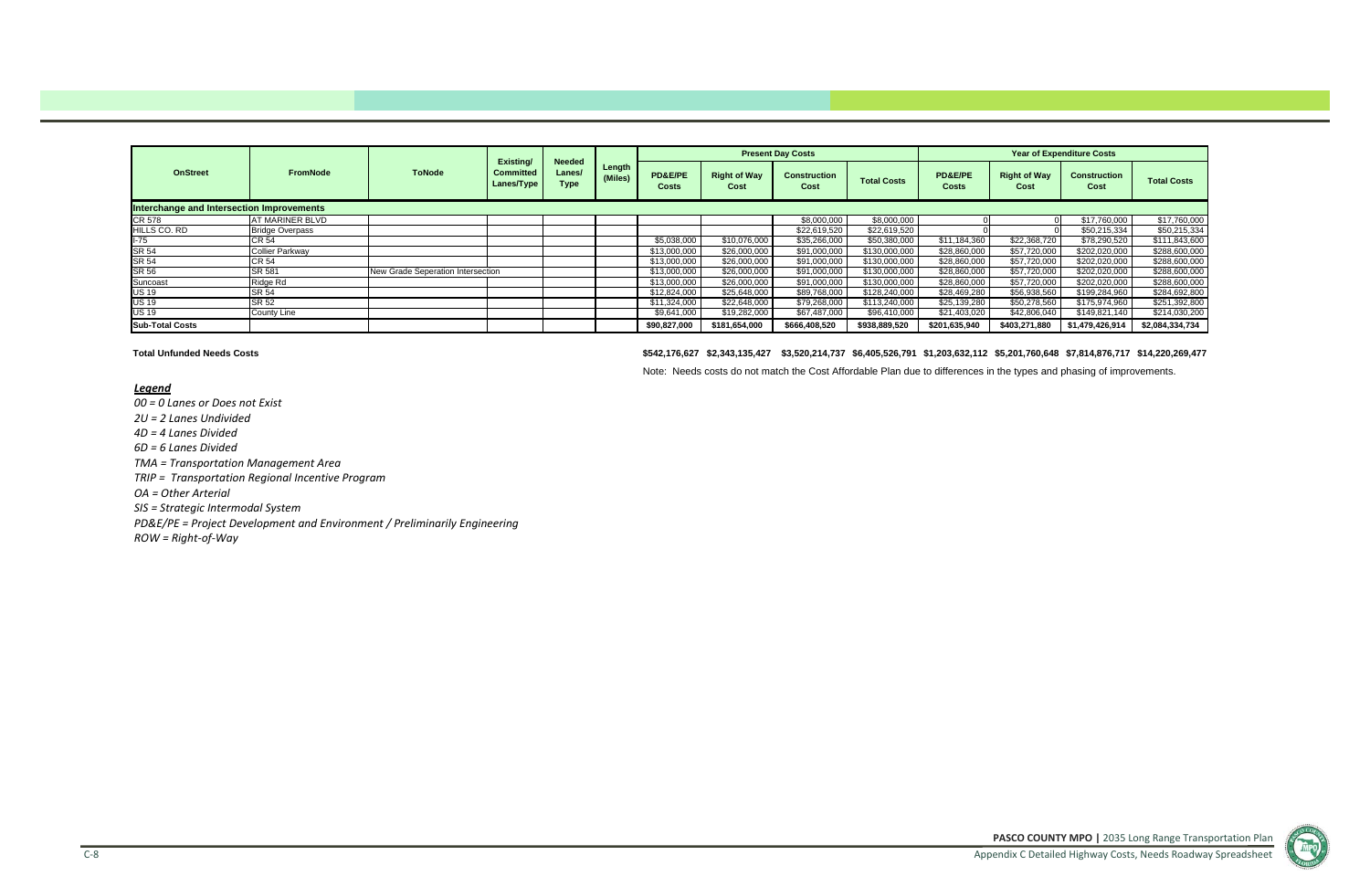| OnStreet | FromNode | ToNode | Existing/ Committed Lanes/Type | Needed Lanes/ Type | Length (Miles) | Present Day Costs | | | | Year of Expenditure Costs | | | |
|---|---|---|---|---|---|---|---|---|---|---|---|---|---|
| | | | | | | PD&E/PE Costs | Right of Way Cost | Construction Cost | Total Costs | PD&E/PE Costs | Right of Way Cost | Construction Cost | Total Costs |
| **Interchange and Intersection Improvements** | | | | | | | | | | | | | |
| CR 578 | AT MARINER BLVD | | | | | | | $8,000,000 | $8,000,000 | 0 | 0 | $17,760,000 | $17,760,000 |
| HILLS CO. RD | Bridge Overpass | | | | | | | $22,619,520 | $22,619,520 | 0 | 0 | $50,215,334 | $50,215,334 |
| I-75 | CR 54 | | | | | $5,038,000 | $10,076,000 | $35,266,000 | $50,380,000 | $11,184,360 | $22,368,720 | $78,290,520 | $111,843,600 |
| SR 54 | Collier Parkway | | | | | $13,000,000 | $26,000,000 | $91,000,000 | $130,000,000 | $28,860,000 | $57,720,000 | $202,020,000 | $288,600,000 |
| SR 54 | CR 54 | | | | | $13,000,000 | $26,000,000 | $91,000,000 | $130,000,000 | $28,860,000 | $57,720,000 | $202,020,000 | $288,600,000 |
| SR 56 | SR 581 | New Grade Seperation Intersection | | | | $13,000,000 | $26,000,000 | $91,000,000 | $130,000,000 | $28,860,000 | $57,720,000 | $202,020,000 | $288,600,000 |
| Suncoast | Ridge Rd | | | | | $13,000,000 | $26,000,000 | $91,000,000 | $130,000,000 | $28,860,000 | $57,720,000 | $202,020,000 | $288,600,000 |
| US 19 | SR 54 | | | | | $12,824,000 | $25,648,000 | $89,768,000 | $128,240,000 | $28,469,280 | $56,938,560 | $199,284,960 | $284,692,800 |
| US 19 | SR 52 | | | | | $11,324,000 | $22,648,000 | $79,268,000 | $113,240,000 | $25,139,280 | $50,278,560 | $175,974,960 | $251,392,800 |
| US 19 | County Line | | | | | $9,641,000 | $19,282,000 | $67,487,000 | $96,410,000 | $21,403,020 | $42,806,040 | $149,821,140 | $214,030,200 |
| **Sub-Total Costs** | | | | | | **$90,827,000** | **$181,654,000** | **$666,408,520** | **$938,889,520** | **$201,635,940** | **$403,271,880** | **$1,479,426,914** | **$2,084,334,734** |
| **Total Unfunded Needs Costs** | | | | | | **$542,176,627** | **$2,343,135,427** | **$3,520,214,737** | **$6,405,526,791** | **$1,203,632,112** | **$5,201,760,648** | **$7,814,876,717** | **$14,220,269,477** |

Note: Needs costs do not match the Cost Affordable Plan due to differences in the types and phasing of improvements.

***Legend***

*00 = 0 Lanes or Does not Exist*

*2U = 2 Lanes Undivided*

*4D = 4 Lanes Divided*

*6D = 6 Lanes Divided*

*TMA = Transportation Management Area*

*TRIP = Transportation Regional Incentive Program*

*OA = Other Arterial*

*SIS = Strategic Intermodal System*

*PD&E/PE = Project Development and Environment / Preliminarily Engineering*

*ROW = Right-of-Way*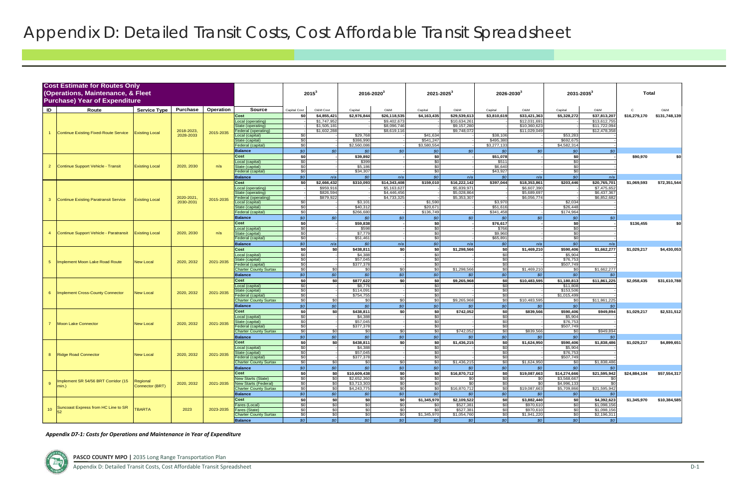# Appendix D: Detailed Transit Costs, Cost Affordable Transit Spreadsheet

| Cost Estimate for Routes Only (Operations, Maintenance, & Fleet Purchase) Year of Expenditure | | | | | | 2015[3] | | 2016-2020[3] | | 2021-2025[3] | | 2026-2030[3] | | 2031-2035[3] | | Total | |
|---|---|---|---|---|---|---|---|---|---|---|---|---|---|---|---|---|---|
| ID | Route | Service Type | Purchase | Operation | Source | Capital Cost | O&M Cost | Capital | O&M | Capital | O&M | Capital | O&M | Capital | O&M | C | O&M |
| 1 | Continue Existing Fixed-Route Service | Existing Local | 2018-2023, 2028-2033 | 2015-2035 | Cost | $0 | $4,855,421 | $2,976,844 | $26,118,535 | $4,163,435 | $29,539,613 | $3,810,619 | $33,421,363 | $5,328,272 | $37,813,207 | $16,279,170 | $131,748,139 |
| | | | | | Local (operating) | - | $1,747,952 | - | $9,402,673 | - | $10,634,261 | - | $12,031,691 | - | $13,612,755 | | |
| | | | | | State (operating) | - | $1,505,181 | - | $8,096,746 | - | $9,157,280 | - | $10,360,623 | - | $11,722,094 | | |
| | | | | | Federal (operating) | - | $1,602,288 | - | $8,619,116 | - | $9,748,072 | - | $11,029,049 | - | $12,478,358 | | |
| | | | | | Local (capital) | $0 | - | $29,768 | - | $41,634 | - | $38,106 | - | $53,283 | - | | |
| | | | | | State (capital) | $0 | - | $386,990 | - | $541,247 | - | $495,380 | - | $692,675 | - | | |
| | | | | | Federal (capital) | $0 | - | $2,560,086 | - | $3,580,554 | - | $3,277,133 | - | $4,582,314 | - | | |
| | | | | | Balance | $0 | $0 | $0 | $0 | $0 | $0 | $0 | $0 | $0 | $0 | | |
| 2 | Continue Support Vehicle - Transit | Existing Local | 2020, 2030 | n/a | Cost | $0 | - | $39,892 | - | $0 | - | $51,078 | - | $0 | - | $90,970 | $0 |
| | | | | | Local (capital) | $0 | - | $399 | - | $0 | - | $511 | - | $0 | - | | |
| | | | | | State (capital) | $0 | - | $5,186 | - | $0 | - | $6,640 | - | $0 | - | | |
| | | | | | Federal (capital) | $0 | - | $34,307 | - | $0 | - | $43,927 | - | $0 | - | | |
| | | | | | Balance | $0 | n/a | $0 | n/a | $0 | n/a | $0 | n/a | $0 | n/a | | |
| 3 | Continue Existing Paratransit Service | Existing Local | 2020-2021, 2030-2031 | 2015-2035 | Cost | $0 | $2,666,432 | $310,093 | $14,343,408 | $159,010 | $16,222,142 | $397,044 | $18,353,861 | $203,446 | $20,765,701 | $1,069,593 | $72,351,544 |
| | | | | | Local (operating) | - | $959,916 | - | $5,163,627 | - | $5,839,971 | - | $6,607,390 | - | $7,475,652 | | |
| | | | | | State (operating) | - | $826,594 | - | $4,446,456 | - | $5,028,864 | - | $5,689,697 | - | $6,437,367 | | |
| | | | | | Federal (operating) | - | $879,922 | - | $4,733,325 | - | $5,353,307 | - | $6,056,774 | - | $6,852,682 | | |
| | | | | | Local (capital) | $0 | - | $3,101 | - | $1,590 | - | $3,970 | - | $2,034 | - | | |
| | | | | | State (capital) | $0 | - | $40,312 | - | $20,671 | - | $51,616 | - | $26,448 | - | | |
| | | | | | Federal (capital) | $0 | - | $266,680 | - | $136,749 | - | $341,458 | - | $174,964 | - | | |
| | | | | | Balance | $0 | $0 | $0 | $0 | $0 | $0 | $0 | $0 | $0 | $0 | | |
| 4 | Continue Support Vehicle - Paratransit | Existing Local | 2020, 2030 | n/a | Cost | $0 | - | $59,838 | - | $0 | - | $76,617 | - | $0 | - | $136,455 | $0 |
| | | | | | Local (capital) | $0 | - | $598 | - | $0 | - | $766 | - | $0 | - | | |
| | | | | | State (capital) | $0 | - | $7,779 | - | $0 | - | $9,960 | - | $0 | - | | |
| | | | | | Federal (capital) | $0 | - | $51,461 | - | $0 | - | $65,891 | - | $0 | - | | |
| | | | | | Balance | $0 | n/a | $0 | n/a | $0 | n/a | $0 | n/a | $0 | n/a | | |
| 5 | Implement Moon Lake Road Route | New Local | 2020, 2032 | 2021-2035 | Cost | $0 | $0 | $438,811 | $0 | $0 | $1,298,566 | $0 | $1,469,210 | $590,406 | $1,662,277 | $1,029,217 | $4,430,053 |
| | | | | | Local (capital) | $0 | - | $4,388 | - | $0 | - | $0 | - | $5,904 | - | | |
| | | | | | State (capital) | $0 | - | $57,045 | - | $0 | - | $0 | - | $76,753 | - | | |
| | | | | | Federal (capital) | $0 | - | $377,378 | - | $0 | - | $0 | - | $507,749 | - | | |
| | | | | | Charter County Surtax | $0 | $0 | $0 | $0 | $0 | $1,298,566 | $0 | $1,469,210 | $0 | $1,662,277 | | |
| | | | | | Balance | $0 | $0 | $0 | $0 | $0 | $0 | $0 | $0 | $0 | $0 | | |
| 6 | Implement Cross-County Connector | New Local | 2020, 2032 | 2021-2035 | Cost | $0 | $0 | $877,622 | $0 | $0 | $9,265,968 | $0 | $10,483,595 | $1,180,813 | $11,861,225 | $2,058,435 | $31,610,788 |
| | | | | | Local (capital) | $0 | - | $8,776 | - | $0 | - | $0 | - | $11,808 | - | | |
| | | | | | State (capital) | $0 | - | $114,091 | - | $0 | - | $0 | - | $153,506 | - | | |
| | | | | | Federal (capital) | $0 | - | $754,755 | - | $0 | - | $0 | - | $1,015,499 | - | | |
| | | | | | Charter County Surtax | $0 | $0 | $0 | $0 | $0 | $9,265,968 | $0 | $10,483,595 | $0 | $11,861,225 | | |
| | | | | | Balance | $0 | $0 | $0 | $0 | $0 | $0 | $0 | $0 | $0 | $0 | | |
| 7 | Moon Lake Connector | New Local | 2020, 2032 | 2021-2035 | Cost | $0 | $0 | $438,811 | $0 | $0 | $742,052 | $0 | $839,566 | $590,406 | $949,894 | $1,029,217 | $2,531,512 |
| | | | | | Local (capital) | $0 | - | $4,388 | - | $0 | - | $0 | - | $5,904 | - | | |
| | | | | | State (capital) | $0 | - | $57,045 | - | $0 | - | $0 | - | $76,753 | - | | |
| | | | | | Federal (capital) | $0 | - | $377,378 | - | $0 | - | $0 | - | $507,749 | - | | |
| | | | | | Charter County Surtax | $0 | $0 | $0 | $0 | $0 | $742,052 | $0 | $839,566 | $0 | $949,894 | | |
| | | | | | Balance | $0 | $0 | $0 | $0 | $0 | $0 | $0 | $0 | $0 | $0 | | |
| 8 | Ridge Road Connector | New Local | 2020, 2032 | 2021-2035 | Cost | $0 | $0 | $438,811 | $0 | $0 | $1,436,215 | $0 | $1,624,950 | $590,406 | $1,838,486 | $1,029,217 | $4,899,651 |
| | | | | | Local (capital) | $0 | - | $4,388 | - | $0 | - | $0 | - | $5,904 | - | | |
| | | | | | State (capital) | $0 | - | $57,045 | - | $0 | - | $0 | - | $76,753 | - | | |
| | | | | | Federal (capital) | $0 | - | $377,378 | - | $0 | - | $0 | - | $507,749 | - | | |
| | | | | | Charter County Surtax | $0 | $0 | $0 | $0 | $0 | $1,436,215 | $0 | $1,624,950 | $0 | $1,838,486 | | |
| | | | | | Balance | $0 | $0 | $0 | $0 | $0 | $0 | $0 | $0 | $0 | $0 | | |
| 9 | Implement SR 54/56 BRT Corridor (15 min.) | Regional Connector (BRT) | 2020, 2032 | 2021-2035 | Cost | $0 | $0 | $10,609,438 | $0 | $0 | $16,870,712 | $0 | $19,087,663 | $14,274,666 | $21,595,942 | $24,884,104 | $57,554,317 |
| | | | | | New Starts (State) | $0 | $0 | $2,652,360 | $0 | $0 | $0 | $0 | $0 | $3,568,667 | $0 | | |
| | | | | | New Starts (Federal) | $0 | $0 | $3,713,303 | $0 | $0 | $0 | $0 | $0 | $4,996,133 | $0 | | |
| | | | | | Charter County Surtax | $0 | $0 | $4,243,775 | $0 | $0 | $16,870,712 | $0 | $19,087,663 | $5,709,866 | $21,595,942 | | |
| | | | | | Balance | $0 | $0 | $0 | $0 | $0 | $0 | $0 | $0 | $0 | $0 | | |
| 10 | Suncoast Express from HC Line to SR 52 | TBARTA | 2023 | 2023-2035 | Cost | $0 | $0 | $0 | $0 | $1,345,970 | $2,109,522 | $0 | $3,882,440 | $0 | $4,392,623 | $1,345,970 | $10,384,585 |
| | | | | | Fares (Local) | $0 | $0 | $0 | $0 | $0 | $527,381 | $0 | $970,610 | $0 | $1,098,156 | | |
| | | | | | Fares (State) | $0 | $0 | $0 | $0 | $0 | $527,381 | $0 | $970,610 | $0 | $1,098,156 | | |
| | | | | | Charter County Surtax | $0 | $0 | $0 | $0 | $1,345,970 | $1,054,760 | $0 | $1,941,220 | $0 | $2,196,311 | | |
| | | | | | Balance | $0 | $0 | $0 | $0 | $0 | $0 | $0 | $0 | $0 | $0 | | |

***Appendix D7-1: Costs for Operations and Maintenance in Year of Expenditure***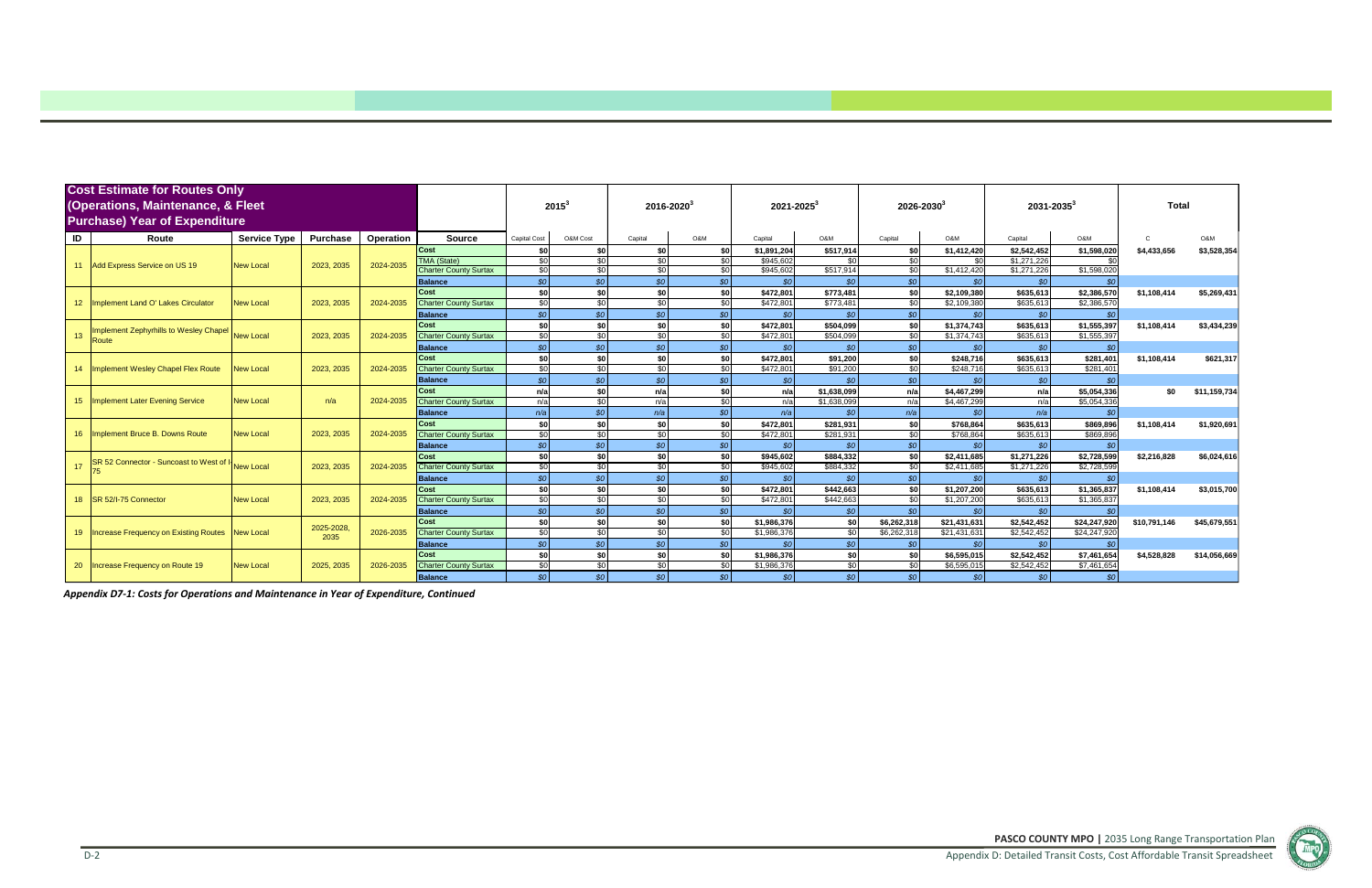| Cost Estimate for Routes Only (Operations, Maintenance, & Fleet Purchase) Year of Expenditure | | | | | | 2015[3] | | 2016-2020[3] | | 2021-2025[3] | | 2026-2030[3] | | 2031-2035[3] | | Total | |
|---|---|---|---|---|---|---|---|---|---|---|---|---|---|---|---|---|---|
| ID | Route | Service Type | Purchase | Operation | Source | Capital Cost | O&M Cost | Capital | O&M | Capital | O&M | Capital | O&M | Capital | O&M | C | O&M |
| 11 | Add Express Service on US 19 | New Local | 2023, 2035 | 2024-2035 | Cost | $0 | $0 | $0 | $0 | $1,891,204 | $517,914 | $0 | $1,412,420 | $2,542,452 | $1,598,020 | $4,433,656 | $3,528,354 |
| | | | | | TMA (State) | $0 | $0 | $0 | $0 | $945,602 | $0 | $0 | $0 | $1,271,226 | $0 | | |
| | | | | | Charter County Surtax | $0 | $0 | $0 | $0 | $945,602 | $517,914 | $0 | $1,412,420 | $1,271,226 | $1,598,020 | | |
| | | | | | Balance | $0 | $0 | $0 | $0 | $0 | $0 | $0 | $0 | $0 | $0 | | |
| 12 | Implement Land O' Lakes Circulator | New Local | 2023, 2035 | 2024-2035 | Cost | $0 | $0 | $0 | $0 | $472,801 | $773,481 | $0 | $2,109,380 | $635,613 | $2,386,570 | $1,108,414 | $5,269,431 |
| | | | | | Charter County Surtax | $0 | $0 | $0 | $0 | $472,801 | $773,481 | $0 | $2,109,380 | $635,613 | $2,386,570 | | |
| | | | | | Balance | $0 | $0 | $0 | $0 | $0 | $0 | $0 | $0 | $0 | $0 | | |
| 13 | Implement Zephyrhills to Wesley Chapel Route | New Local | 2023, 2035 | 2024-2035 | Cost | $0 | $0 | $0 | $0 | $472,801 | $504,099 | $0 | $1,374,743 | $635,613 | $1,555,397 | $1,108,414 | $3,434,239 |
| | | | | | Charter County Surtax | $0 | $0 | $0 | $0 | $472,801 | $504,099 | $0 | $1,374,743 | $635,613 | $1,555,397 | | |
| | | | | | Balance | $0 | $0 | $0 | $0 | $0 | $0 | $0 | $0 | $0 | $0 | | |
| 14 | Implement Wesley Chapel Flex Route | New Local | 2023, 2035 | 2024-2035 | Cost | $0 | $0 | $0 | $0 | $472,801 | $91,200 | $0 | $248,716 | $635,613 | $281,401 | $1,108,414 | $621,317 |
| | | | | | Charter County Surtax | $0 | $0 | $0 | $0 | $472,801 | $91,200 | $0 | $248,716 | $635,613 | $281,401 | | |
| | | | | | Balance | $0 | $0 | $0 | $0 | $0 | $0 | $0 | $0 | $0 | $0 | | |
| 15 | Implement Later Evening Service | New Local | n/a | 2024-2035 | Cost | n/a | $0 | n/a | $0 | n/a | $1,638,099 | n/a | $4,467,299 | n/a | $5,054,336 | $0 | $11,159,734 |
| | | | | | Charter County Surtax | n/a | $0 | n/a | $0 | n/a | $1,638,099 | n/a | $4,467,299 | n/a | $5,054,336 | | |
| | | | | | Balance | n/a | $0 | n/a | $0 | n/a | $0 | n/a | $0 | n/a | $0 | | |
| 16 | Implement Bruce B. Downs Route | New Local | 2023, 2035 | 2024-2035 | Cost | $0 | $0 | $0 | $0 | $472,801 | $281,931 | $0 | $768,864 | $635,613 | $869,896 | $1,108,414 | $1,920,691 |
| | | | | | Charter County Surtax | $0 | $0 | $0 | $0 | $472,801 | $281,931 | $0 | $768,864 | $635,613 | $869,896 | | |
| | | | | | Balance | $0 | $0 | $0 | $0 | $0 | $0 | $0 | $0 | $0 | $0 | | |
| 17 | SR 52 Connector - Suncoast to West of I-75 | New Local | 2023, 2035 | 2024-2035 | Cost | $0 | $0 | $0 | $0 | $945,602 | $884,332 | $0 | $2,411,685 | $1,271,226 | $2,728,599 | $2,216,828 | $6,024,616 |
| | | | | | Charter County Surtax | $0 | $0 | $0 | $0 | $945,602 | $884,332 | $0 | $2,411,685 | $1,271,226 | $2,728,599 | | |
| | | | | | Balance | $0 | $0 | $0 | $0 | $0 | $0 | $0 | $0 | $0 | $0 | | |
| 18 | SR 52/I-75 Connector | New Local | 2023, 2035 | 2024-2035 | Cost | $0 | $0 | $0 | $0 | $472,801 | $442,663 | $0 | $1,207,200 | $635,613 | $1,365,837 | $1,108,414 | $3,015,700 |
| | | | | | Charter County Surtax | $0 | $0 | $0 | $0 | $472,801 | $442,663 | $0 | $1,207,200 | $635,613 | $1,365,837 | | |
| | | | | | Balance | $0 | $0 | $0 | $0 | $0 | $0 | $0 | $0 | $0 | $0 | | |
| 19 | Increase Frequency on Existing Routes | New Local | 2025-2028, 2035 | 2026-2035 | Cost | $0 | $0 | $0 | $0 | $1,986,376 | $0 | $6,262,318 | $21,431,631 | $2,542,452 | $24,247,920 | $10,791,146 | $45,679,551 |
| | | | | | Charter County Surtax | $0 | $0 | $0 | $0 | $1,986,376 | $0 | $6,262,318 | $21,431,631 | $2,542,452 | $24,247,920 | | |
| | | | | | Balance | $0 | $0 | $0 | $0 | $0 | $0 | $0 | $0 | $0 | $0 | | |
| 20 | Increase Frequency on Route 19 | New Local | 2025, 2035 | 2026-2035 | Cost | $0 | $0 | $0 | $0 | $1,986,376 | $0 | $0 | $6,595,015 | $2,542,452 | $7,461,654 | $4,528,828 | $14,056,669 |
| | | | | | Charter County Surtax | $0 | $0 | $0 | $0 | $1,986,376 | $0 | $0 | $6,595,015 | $2,542,452 | $7,461,654 | | |
| | | | | | Balance | $0 | $0 | $0 | $0 | $0 | $0 | $0 | $0 | $0 | $0 | | |

*Appendix D7-1: Costs for Operations and Maintenance in Year of Expenditure, Continued*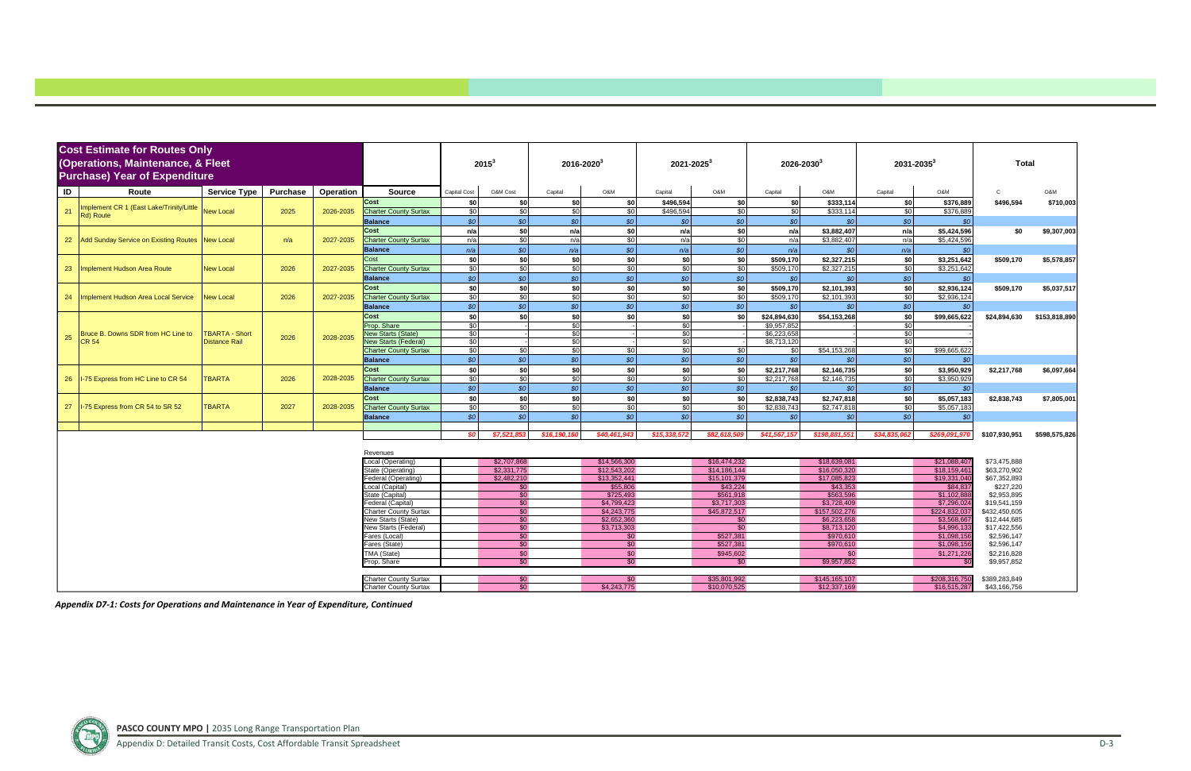| ID | Route | Service Type | Purchase | Operation | Source | 2015[3] Capital Cost | 2015[3] O&M Cost | 2016-2020[3] Capital | 2016-2020[3] O&M | 2021-2025[3] Capital | 2021-2025[3] O&M | 2026-2030[3] Capital | 2026-2030[3] O&M | 2031-2035[3] Capital | 2031-2035[3] O&M | Total C | Total O&M |
|---|---|---|---|---|---|---|---|---|---|---|---|---|---|---|---|---|---|
| **Cost Estimate for Routes Only (Operations, Maintenance, & Fleet Purchase) Year of Expenditure** | | | | | | | | | | | | | | | | | |
| 21 | Implement CR 1 (East Lake/Trinity/Little Rd) Route | New Local | 2025 | 2026-2035 | Cost | $0 | $0 | $0 | $0 | $496,594 | $0 | $0 | $333,114 | $0 | $376,889 | $496,594 | $710,003 |
| | | | | | Charter County Surtax | $0 | $0 | $0 | $0 | $496,594 | $0 | $0 | $333,114 | $0 | $376,889 | | |
| | | | | | Balance | $0 | $0 | $0 | $0 | $0 | $0 | $0 | $0 | $0 | $0 | | |
| 22 | Add Sunday Service on Existing Routes | New Local | n/a | 2027-2035 | Cost | n/a | $0 | n/a | $0 | n/a | $0 | n/a | $3,882,407 | n/a | $5,424,596 | $0 | $9,307,003 |
| | | | | | Charter County Surtax | n/a | $0 | n/a | $0 | n/a | $0 | n/a | $3,882,407 | n/a | $5,424,596 | | |
| | | | | | Balance | n/a | $0 | n/a | $0 | n/a | $0 | n/a | $0 | n/a | $0 | | |
| 23 | Implement Hudson Area Route | New Local | 2026 | 2027-2035 | Cost | $0 | $0 | $0 | $0 | $0 | $0 | $509,170 | $2,327,215 | $0 | $3,251,642 | $509,170 | $5,578,857 |
| | | | | | Charter County Surtax | $0 | $0 | $0 | $0 | $0 | $0 | $509,170 | $2,327,215 | $0 | $3,251,642 | | |
| | | | | | Balance | $0 | $0 | $0 | $0 | $0 | $0 | $0 | $0 | $0 | $0 | | |
| 24 | Implement Hudson Area Local Service | New Local | 2026 | 2027-2035 | Cost | $0 | $0 | $0 | $0 | $0 | $0 | $509,170 | $2,101,393 | $0 | $2,936,124 | $509,170 | $5,037,517 |
| | | | | | Charter County Surtax | $0 | $0 | $0 | $0 | $0 | $0 | $509,170 | $2,101,393 | $0 | $2,936,124 | | |
| | | | | | Balance | $0 | $0 | $0 | $0 | $0 | $0 | $0 | $0 | $0 | $0 | | |
| 25 | Bruce B. Downs SDR from HC Line to CR 54 | TBARTA - Short Distance Rail | 2026 | 2028-2035 | Cost | $0 | $0 | $0 | $0 | $0 | $0 | $24,894,630 | $54,153,268 | $0 | $99,665,622 | $24,894,630 | $153,818,890 |
| | | | | | Prop. Share | $0 | - | $0 | - | $0 | - | $9,957,852 | - | $0 | - | | |
| | | | | | New Starts (State) | $0 | - | $0 | - | $0 | - | $6,223,658 | - | $0 | - | | |
| | | | | | New Starts (Federal) | $0 | - | $0 | - | $0 | - | $8,713,120 | - | $0 | - | | |
| | | | | | Charter County Surtax | $0 | $0 | $0 | $0 | $0 | $0 | $0 | $54,153,268 | $0 | $99,665,622 | | |
| | | | | | Balance | $0 | $0 | $0 | $0 | $0 | $0 | $0 | $0 | $0 | $0 | | |
| 26 | I-75 Express from HC Line to CR 54 | TBARTA | 2026 | 2028-2035 | Cost | $0 | $0 | $0 | $0 | $0 | $0 | $2,217,768 | $2,146,735 | $0 | $3,950,929 | $2,217,768 | $6,097,664 |
| | | | | | Charter County Surtax | $0 | $0 | $0 | $0 | $0 | $0 | $2,217,768 | $2,146,735 | $0 | $3,950,929 | | |
| | | | | | Balance | $0 | $0 | $0 | $0 | $0 | $0 | $0 | $0 | $0 | $0 | | |
| 27 | I-75 Express from CR 54 to SR 52 | TBARTA | 2027 | 2028-2035 | Cost | $0 | $0 | $0 | $0 | $0 | $0 | $2,838,743 | $2,747,818 | $0 | $5,057,183 | $2,838,743 | $7,805,001 |
| | | | | | Charter County Surtax | $0 | $0 | $0 | $0 | $0 | $0 | $2,838,743 | $2,747,818 | $0 | $5,057,183 | | |
| | | | | | Balance | $0 | $0 | $0 | $0 | $0 | $0 | $0 | $0 | $0 | $0 | | |
| | | | | | | $0 | $7,521,853 | $16,190,160 | $40,461,943 | $15,338,572 | $82,618,509 | $41,567,157 | $198,881,551 | $34,835,062 | $269,091,970 | $107,930,951 | $598,575,826 |
| | | | | | Revenues | | | | | | | | | | | | |
| | | | | | Local (Operating) | | $2,707,868 | | $14,566,300 | | $16,474,232 | | $18,639,081 | | $21,088,407 | $73,475,888 | |
| | | | | | State (Operating) | | $2,331,775 | | $12,543,202 | | $14,186,144 | | $16,050,320 | | $18,159,461 | $63,270,902 | |
| | | | | | Federal (Operating) | | $2,482,210 | | $13,352,441 | | $15,101,379 | | $17,085,823 | | $19,331,040 | $67,352,893 | |
| | | | | | Local (Capital) | | $0 | | $55,806 | | $43,224 | | $43,353 | | $84,837 | $227,220 | |
| | | | | | State (Capital) | | $0 | | $725,493 | | $561,918 | | $563,596 | | $1,102,888 | $2,953,895 | |
| | | | | | Federal (Capital) | | $0 | | $4,799,423 | | $3,717,303 | | $3,728,409 | | $7,296,024 | $19,541,159 | |
| | | | | | Charter County Surtax | | $0 | | $4,243,775 | | $45,872,517 | | $157,502,276 | | $224,832,037 | $432,450,605 | |
| | | | | | New Starts (State) | | $0 | | $2,652,360 | | $0 | | $6,223,658 | | $3,568,667 | $12,444,685 | |
| | | | | | New Starts (Federal) | | $0 | | $3,713,303 | | $0 | | $8,713,120 | | $4,996,133 | $17,422,556 | |
| | | | | | Fares (Local) | | $0 | | $0 | | $527,381 | | $970,610 | | $1,098,156 | $2,596,147 | |
| | | | | | Fares (State) | | $0 | | $0 | | $527,381 | | $970,610 | | $1,098,156 | $2,596,147 | |
| | | | | | TMA (State) | | $0 | | $0 | | $945,602 | | $0 | | $1,271,226 | $2,216,828 | |
| | | | | | Prop. Share | | $0 | | $0 | | $0 | | $9,957,852 | | $0 | $9,957,852 | |
| | | | | | Charter County Surtax | | $0 | | $0 | | $35,801,992 | | $145,165,107 | | $208,316,750 | $389,283,849 | |
| | | | | | Charter County Surtax | | $0 | | $4,243,775 | | $10,070,525 | | $12,337,169 | | $16,515,287 | $43,166,756 | |

*Appendix D7-1: Costs for Operations and Maintenance in Year of Expenditure, Continued*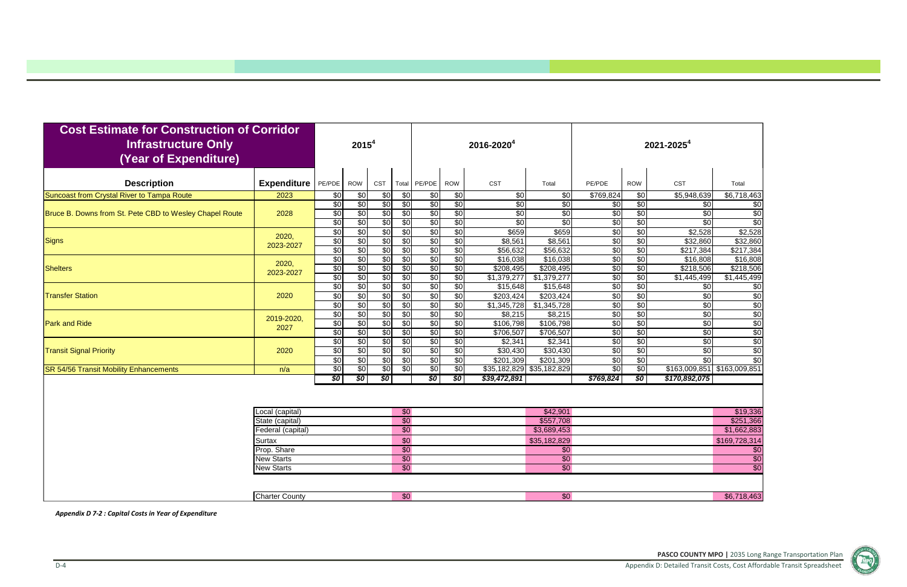| Cost Estimate for Construction of Corridor Infrastructure Only (Year of Expenditure) | | 2015[4] | | | | 2016-2020[4] | | | | 2021-2025[4] | | | |
|---|---|---|---|---|---|---|---|---|---|---|---|---|---|
| Description | Expenditure | PE/PDE | ROW | CST | Total | PE/PDE | ROW | CST | Total | PE/PDE | ROW | CST | Total |
| Suncoast from Crystal River to Tampa Route | 2023 | $0 | $0 | $0 | $0 | $0 | $0 | $0 | $0 | $769,824 | $0 | $5,948,639 | $6,718,463 |
| Bruce B. Downs from St. Pete CBD to Wesley Chapel Route | 2028 | $0 | $0 | $0 | $0 | $0 | $0 | $0 | $0 | $0 | $0 | $0 | $0 |
| | | $0 | $0 | $0 | $0 | $0 | $0 | $0 | $0 | $0 | $0 | $0 | $0 |
| | | $0 | $0 | $0 | $0 | $0 | $0 | $0 | $0 | $0 | $0 | $0 | $0 |
| Signs | 2020, 2023-2027 | $0 | $0 | $0 | $0 | $0 | $0 | $659 | $659 | $0 | $0 | $2,528 | $2,528 |
| | | $0 | $0 | $0 | $0 | $0 | $0 | $8,561 | $8,561 | $0 | $0 | $32,860 | $32,860 |
| | | $0 | $0 | $0 | $0 | $0 | $0 | $56,632 | $56,632 | $0 | $0 | $217,384 | $217,384 |
| Shelters | 2020, 2023-2027 | $0 | $0 | $0 | $0 | $0 | $0 | $16,038 | $16,038 | $0 | $0 | $16,808 | $16,808 |
| | | $0 | $0 | $0 | $0 | $0 | $0 | $208,495 | $208,495 | $0 | $0 | $218,506 | $218,506 |
| | | $0 | $0 | $0 | $0 | $0 | $0 | $1,379,277 | $1,379,277 | $0 | $0 | $1,445,499 | $1,445,499 |
| Transfer Station | 2020 | $0 | $0 | $0 | $0 | $0 | $0 | $15,648 | $15,648 | $0 | $0 | $0 | $0 |
| | | $0 | $0 | $0 | $0 | $0 | $0 | $203,424 | $203,424 | $0 | $0 | $0 | $0 |
| | | $0 | $0 | $0 | $0 | $0 | $0 | $1,345,728 | $1,345,728 | $0 | $0 | $0 | $0 |
| Park and Ride | 2019-2020, 2027 | $0 | $0 | $0 | $0 | $0 | $0 | $8,215 | $8,215 | $0 | $0 | $0 | $0 |
| | | $0 | $0 | $0 | $0 | $0 | $0 | $106,798 | $106,798 | $0 | $0 | $0 | $0 |
| | | $0 | $0 | $0 | $0 | $0 | $0 | $706,507 | $706,507 | $0 | $0 | $0 | $0 |
| Transit Signal Priority | 2020 | $0 | $0 | $0 | $0 | $0 | $0 | $2,341 | $2,341 | $0 | $0 | $0 | $0 |
| | | $0 | $0 | $0 | $0 | $0 | $0 | $30,430 | $30,430 | $0 | $0 | $0 | $0 |
| | | $0 | $0 | $0 | $0 | $0 | $0 | $201,309 | $201,309 | $0 | $0 | $0 | $0 |
| SR 54/56 Transit Mobility Enhancements | n/a | $0 | $0 | $0 | $0 | $0 | $0 | $35,182,829 | $35,182,829 | $0 | $0 | $163,009,851 | $163,009,851 |
| | | *$0* | *$0* | *$0* | | *$0* | *$0* | *$39,472,891* | | *$769,824* | *$0* | *$170,892,075* | |
| | Local (capital) | | | | $0 | | | | $42,901 | | | | $19,336 |
| | State (capital) | | | | $0 | | | | $557,708 | | | | $251,366 |
| | Federal (capital) | | | | $0 | | | | $3,689,453 | | | | $1,662,883 |
| | Surtax | | | | $0 | | | | $35,182,829 | | | | $169,728,314 |
| | Prop. Share | | | | $0 | | | | $0 | | | | $0 |
| | New Starts | | | | $0 | | | | $0 | | | | $0 |
| | New Starts | | | | $0 | | | | $0 | | | | $0 |
| | Charter County | | | | $0 | | | | $0 | | | | $6,718,463 |

*Appendix D 7-2 : Capital Costs in Year of Expenditure*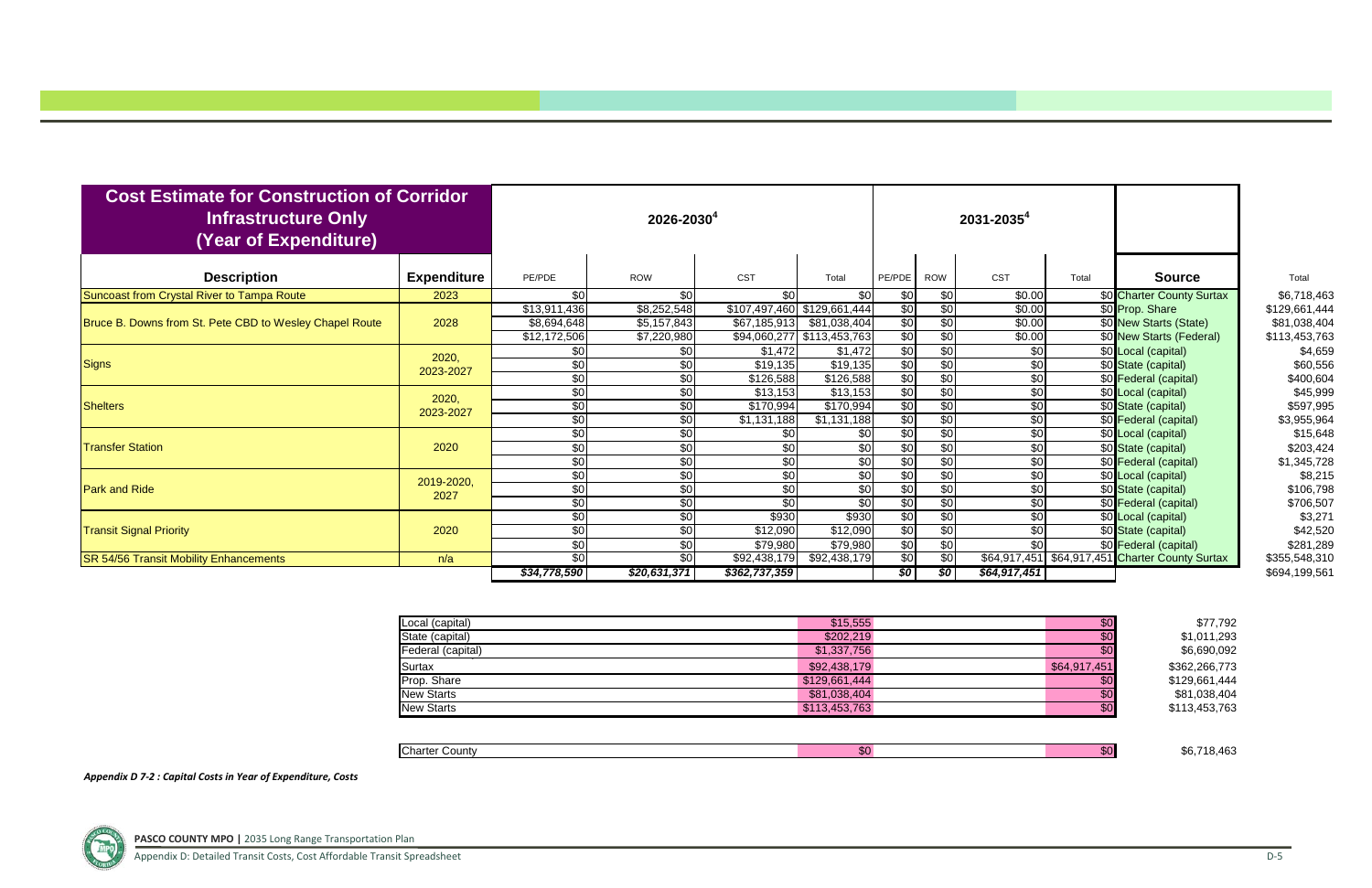| Cost Estimate for Construction of Corridor Infrastructure Only (Year of Expenditure) | | 2026-2030[4] | | | | 2031-2035[4] | | | | | |
|---|---|---|---|---|---|---|---|---|---|---|---|
| Description | Expenditure | PE/PDE | ROW | CST | Total | PE/PDE | ROW | CST | Total | Source | Total |
| Suncoast from Crystal River to Tampa Route | 2023 | $0 | $0 | $0 | $0 | $0 | $0 | $0.00 | $0 | Charter County Surtax | $6,718,463 |
| Bruce B. Downs from St. Pete CBD to Wesley Chapel Route | 2028 | $13,911,436 | $8,252,548 | $107,497,460 | $129,661,444 | $0 | $0 | $0.00 | $0 | Prop. Share | $129,661,444 |
| | | $8,694,648 | $5,157,843 | $67,185,913 | $81,038,404 | $0 | $0 | $0.00 | $0 | New Starts (State) | $81,038,404 |
| | | $12,172,506 | $7,220,980 | $94,060,277 | $113,453,763 | $0 | $0 | $0.00 | $0 | New Starts (Federal) | $113,453,763 |
| Signs | 2020, 2023-2027 | $0 | $0 | $1,472 | $1,472 | $0 | $0 | $0 | $0 | Local (capital) | $4,659 |
| | | $0 | $0 | $19,135 | $19,135 | $0 | $0 | $0 | $0 | State (capital) | $60,556 |
| | | $0 | $0 | $126,588 | $126,588 | $0 | $0 | $0 | $0 | Federal (capital) | $400,604 |
| Shelters | 2020, 2023-2027 | $0 | $0 | $13,153 | $13,153 | $0 | $0 | $0 | $0 | Local (capital) | $45,999 |
| | | $0 | $0 | $170,994 | $170,994 | $0 | $0 | $0 | $0 | State (capital) | $597,995 |
| | | $0 | $0 | $1,131,188 | $1,131,188 | $0 | $0 | $0 | $0 | Federal (capital) | $3,955,964 |
| Transfer Station | 2020 | $0 | $0 | $0 | $0 | $0 | $0 | $0 | $0 | Local (capital) | $15,648 |
| | | $0 | $0 | $0 | $0 | $0 | $0 | $0 | $0 | State (capital) | $203,424 |
| | | $0 | $0 | $0 | $0 | $0 | $0 | $0 | $0 | Federal (capital) | $1,345,728 |
| Park and Ride | 2019-2020, 2027 | $0 | $0 | $0 | $0 | $0 | $0 | $0 | $0 | Local (capital) | $8,215 |
| | | $0 | $0 | $0 | $0 | $0 | $0 | $0 | $0 | State (capital) | $106,798 |
| | | $0 | $0 | $0 | $0 | $0 | $0 | $0 | $0 | Federal (capital) | $706,507 |
| Transit Signal Priority | 2020 | $0 | $0 | $930 | $930 | $0 | $0 | $0 | $0 | Local (capital) | $3,271 |
| | | $0 | $0 | $12,090 | $12,090 | $0 | $0 | $0 | $0 | State (capital) | $42,520 |
| | | $0 | $0 | $79,980 | $79,980 | $0 | $0 | $0 | $0 | Federal (capital) | $281,289 |
| SR 54/56 Transit Mobility Enhancements | n/a | $0 | $0 | $92,438,179 | $92,438,179 | $0 | $0 | $64,917,451 | $64,917,451 | Charter County Surtax | $355,548,310 |
| | | *$34,778,590* | *$20,631,371* | *$362,737,359* | | *$0* | *$0* | *$64,917,451* | | | $694,199,561 |

| | | | |
|---|---|---|---|
| Local (capital) | $15,555 | $0 | $77,792 |
| State (capital) | $202,219 | $0 | $1,011,293 |
| Federal (capital) | $1,337,756 | $0 | $6,690,092 |
| Surtax | $92,438,179 | $64,917,451 | $362,266,773 |
| Prop. Share | $129,661,444 | $0 | $129,661,444 |
| New Starts | $81,038,404 | $0 | $81,038,404 |
| New Starts | $113,453,763 | $0 | $113,453,763 |
| Charter County | $0 | $0 | $6,718,463 |

***Appendix D 7-2 : Capital Costs in Year of Expenditure, Costs***